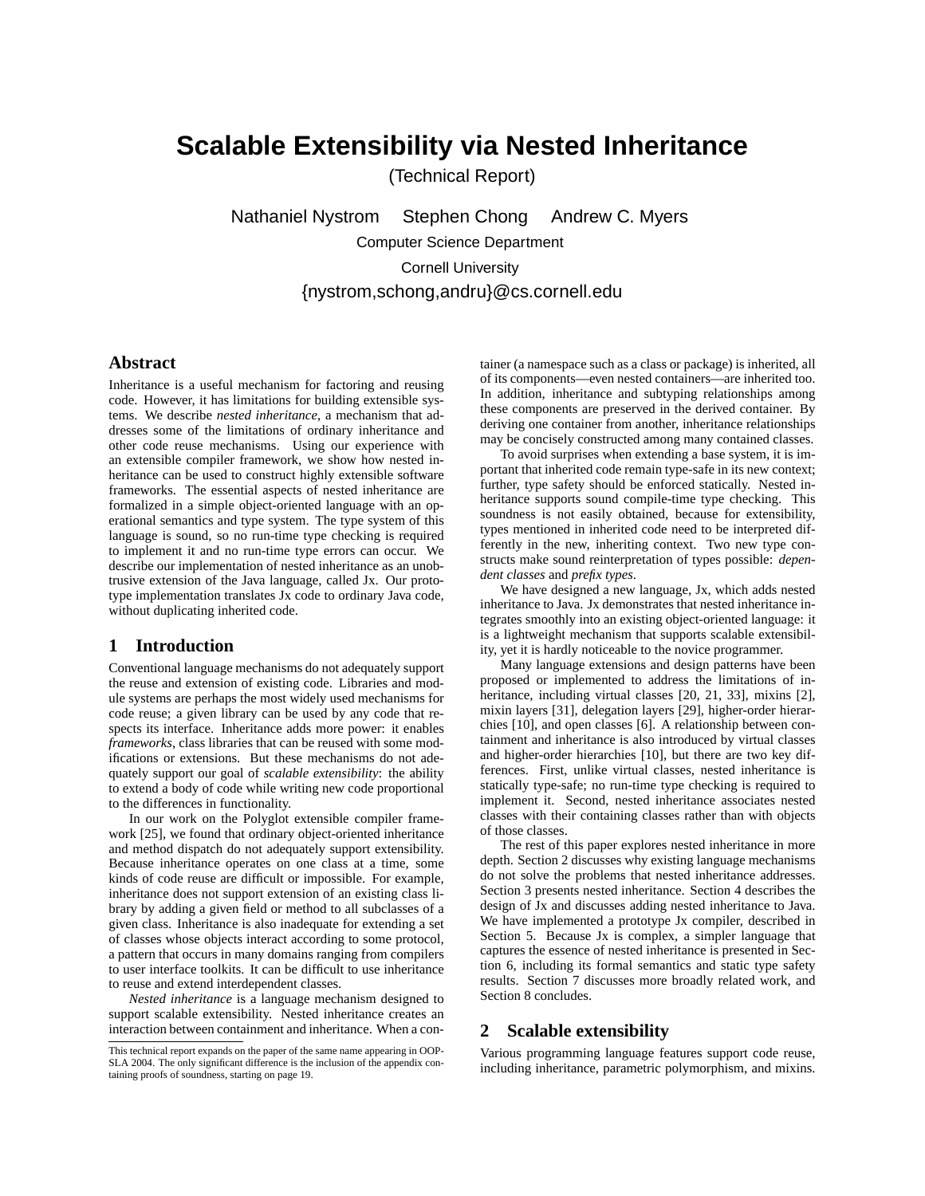# Scalable Extensibility via Nested Inheritance

(Technical Report)

Nathaniel Nystrom  Stephen Chong  Andrew C. Myers

Computer Science Department

Cornell University

{nystrom,schong,andru}@cs.cornell.edu

## Abstract

Inheritance is a useful mechanism for factoring and reusing code. However, it has limitations for building extensible systems. We describe *nested inheritance*, a mechanism that addresses some of the limitations of ordinary inheritance and other code reuse mechanisms. Using our experience with an extensible compiler framework, we show how nested inheritance can be used to construct highly extensible software frameworks. The essential aspects of nested inheritance are formalized in a simple object-oriented language with an operational semantics and type system. The type system of this language is sound, so no run-time type checking is required to implement it and no run-time type errors can occur. We describe our implementation of nested inheritance as an unobtrusive extension of the Java language, called Jx. Our prototype implementation translates Jx code to ordinary Java code, without duplicating inherited code.

## 1 Introduction

Conventional language mechanisms do not adequately support the reuse and extension of existing code. Libraries and module systems are perhaps the most widely used mechanisms for code reuse; a given library can be used by any code that respects its interface. Inheritance adds more power: it enables *frameworks*, class libraries that can be reused with some modifications or extensions. But these mechanisms do not adequately support our goal of *scalable extensibility*: the ability to extend a body of code while writing new code proportional to the differences in functionality.

In our work on the Polyglot extensible compiler framework [25], we found that ordinary object-oriented inheritance and method dispatch do not adequately support extensibility. Because inheritance operates on one class at a time, some kinds of code reuse are difficult or impossible. For example, inheritance does not support extension of an existing class library by adding a given field or method to all subclasses of a given class. Inheritance is also inadequate for extending a set of classes whose objects interact according to some protocol, a pattern that occurs in many domains ranging from compilers to user interface toolkits. It can be difficult to use inheritance to reuse and extend interdependent classes.

*Nested inheritance* is a language mechanism designed to support scalable extensibility. Nested inheritance creates an interaction between containment and inheritance. When a container (a namespace such as a class or package) is inherited, all of its components—even nested containers—are inherited too. In addition, inheritance and subtyping relationships among these components are preserved in the derived container. By deriving one container from another, inheritance relationships may be concisely constructed among many contained classes.

To avoid surprises when extending a base system, it is important that inherited code remain type-safe in its new context; further, type safety should be enforced statically. Nested inheritance supports sound compile-time type checking. This soundness is not easily obtained, because for extensibility, types mentioned in inherited code need to be interpreted differently in the new, inheriting context. Two new type constructs make sound reinterpretation of types possible: *dependent classes* and *prefix types*.

We have designed a new language, Jx, which adds nested inheritance to Java. Jx demonstrates that nested inheritance integrates smoothly into an existing object-oriented language: it is a lightweight mechanism that supports scalable extensibility, yet it is hardly noticeable to the novice programmer.

Many language extensions and design patterns have been proposed or implemented to address the limitations of inheritance, including virtual classes [20, 21, 33], mixins [2], mixin layers [31], delegation layers [29], higher-order hierarchies [10], and open classes [6]. A relationship between containment and inheritance is also introduced by virtual classes and higher-order hierarchies [10], but there are two key differences. First, unlike virtual classes, nested inheritance is statically type-safe; no run-time type checking is required to implement it. Second, nested inheritance associates nested classes with their containing classes rather than with objects of those classes.

The rest of this paper explores nested inheritance in more depth. Section 2 discusses why existing language mechanisms do not solve the problems that nested inheritance addresses. Section 3 presents nested inheritance. Section 4 describes the design of Jx and discusses adding nested inheritance to Java. We have implemented a prototype Jx compiler, described in Section 5. Because Jx is complex, a simpler language that captures the essence of nested inheritance is presented in Section 6, including its formal semantics and static type safety results. Section 7 discusses more broadly related work, and Section 8 concludes.

## 2 Scalable extensibility

Various programming language features support code reuse, including inheritance, parametric polymorphism, and mixins.

This technical report expands on the paper of the same name appearing in OOPSLA 2004. The only significant difference is the inclusion of the appendix containing proofs of soundness, starting on page 19.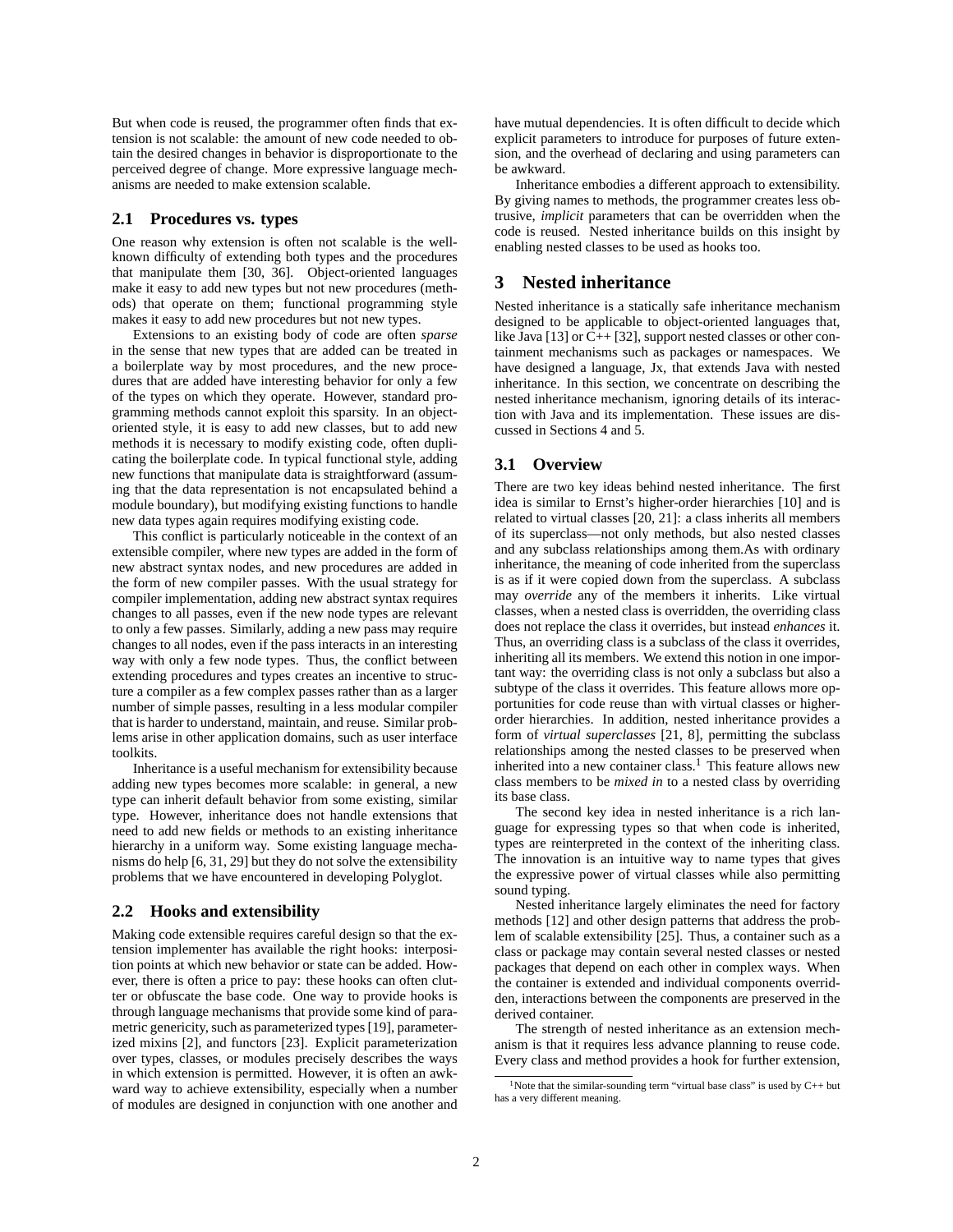But when code is reused, the programmer often finds that extension is not scalable: the amount of new code needed to obtain the desired changes in behavior is disproportionate to the perceived degree of change. More expressive language mechanisms are needed to make extension scalable.

## 2.1 Procedures vs. types

One reason why extension is often not scalable is the well-known difficulty of extending both types and the procedures that manipulate them [30, 36]. Object-oriented languages make it easy to add new types but not new procedures (methods) that operate on them; functional programming style makes it easy to add new procedures but not new types.

Extensions to an existing body of code are often *sparse* in the sense that new types that are added can be treated in a boilerplate way by most procedures, and the new procedures that are added have interesting behavior for only a few of the types on which they operate. However, standard programming methods cannot exploit this sparsity. In an object-oriented style, it is easy to add new classes, but to add new methods it is necessary to modify existing code, often duplicating the boilerplate code. In typical functional style, adding new functions that manipulate data is straightforward (assuming that the data representation is not encapsulated behind a module boundary), but modifying existing functions to handle new data types again requires modifying existing code.

This conflict is particularly noticeable in the context of an extensible compiler, where new types are added in the form of new abstract syntax nodes, and new procedures are added in the form of new compiler passes. With the usual strategy for compiler implementation, adding new abstract syntax requires changes to all passes, even if the new node types are relevant to only a few passes. Similarly, adding a new pass may require changes to all nodes, even if the pass interacts in an interesting way with only a few node types. Thus, the conflict between extending procedures and types creates an incentive to structure a compiler as a few complex passes rather than as a larger number of simple passes, resulting in a less modular compiler that is harder to understand, maintain, and reuse. Similar problems arise in other application domains, such as user interface toolkits.

Inheritance is a useful mechanism for extensibility because adding new types becomes more scalable: in general, a new type can inherit default behavior from some existing, similar type. However, inheritance does not handle extensions that need to add new fields or methods to an existing inheritance hierarchy in a uniform way. Some existing language mechanisms do help [6, 31, 29] but they do not solve the extensibility problems that we have encountered in developing Polyglot.

## 2.2 Hooks and extensibility

Making code extensible requires careful design so that the extension implementer has available the right hooks: interposition points at which new behavior or state can be added. However, there is often a price to pay: these hooks can often clutter or obfuscate the base code. One way to provide hooks is through language mechanisms that provide some kind of parametric genericity, such as parameterized types [19], parameterized mixins [2], and functors [23]. Explicit parameterization over types, classes, or modules precisely describes the ways in which extension is permitted. However, it is often an awkward way to achieve extensibility, especially when a number of modules are designed in conjunction with one another and have mutual dependencies. It is often difficult to decide which explicit parameters to introduce for purposes of future extension, and the overhead of declaring and using parameters can be awkward.

Inheritance embodies a different approach to extensibility. By giving names to methods, the programmer creates less obtrusive, *implicit* parameters that can be overridden when the code is reused. Nested inheritance builds on this insight by enabling nested classes to be used as hooks too.

# 3 Nested inheritance

Nested inheritance is a statically safe inheritance mechanism designed to be applicable to object-oriented languages that, like Java [13] or C++ [32], support nested classes or other containment mechanisms such as packages or namespaces. We have designed a language, Jx, that extends Java with nested inheritance. In this section, we concentrate on describing the nested inheritance mechanism, ignoring details of its interaction with Java and its implementation. These issues are discussed in Sections 4 and 5.

## 3.1 Overview

There are two key ideas behind nested inheritance. The first idea is similar to Ernst's higher-order hierarchies [10] and is related to virtual classes [20, 21]: a class inherits all members of its superclass—not only methods, but also nested classes and any subclass relationships among them.As with ordinary inheritance, the meaning of code inherited from the superclass is as if it were copied down from the superclass. A subclass may *override* any of the members it inherits. Like virtual classes, when a nested class is overridden, the overriding class does not replace the class it overrides, but instead *enhances* it. Thus, an overriding class is a subclass of the class it overrides, inheriting all its members. We extend this notion in one important way: the overriding class is not only a subclass but also a subtype of the class it overrides. This feature allows more opportunities for code reuse than with virtual classes or higher-order hierarchies. In addition, nested inheritance provides a form of *virtual superclasses* [21, 8], permitting the subclass relationships among the nested classes to be preserved when inherited into a new container class.[1] This feature allows new class members to be *mixed in* to a nested class by overriding its base class.

The second key idea in nested inheritance is a rich language for expressing types so that when code is inherited, types are reinterpreted in the context of the inheriting class. The innovation is an intuitive way to name types that gives the expressive power of virtual classes while also permitting sound typing.

Nested inheritance largely eliminates the need for factory methods [12] and other design patterns that address the problem of scalable extensibility [25]. Thus, a container such as a class or package may contain several nested classes or nested packages that depend on each other in complex ways. When the container is extended and individual components overridden, interactions between the components are preserved in the derived container.

The strength of nested inheritance as an extension mechanism is that it requires less advance planning to reuse code. Every class and method provides a hook for further extension,

[1] Note that the similar-sounding term "virtual base class" is used by C++ but has a very different meaning.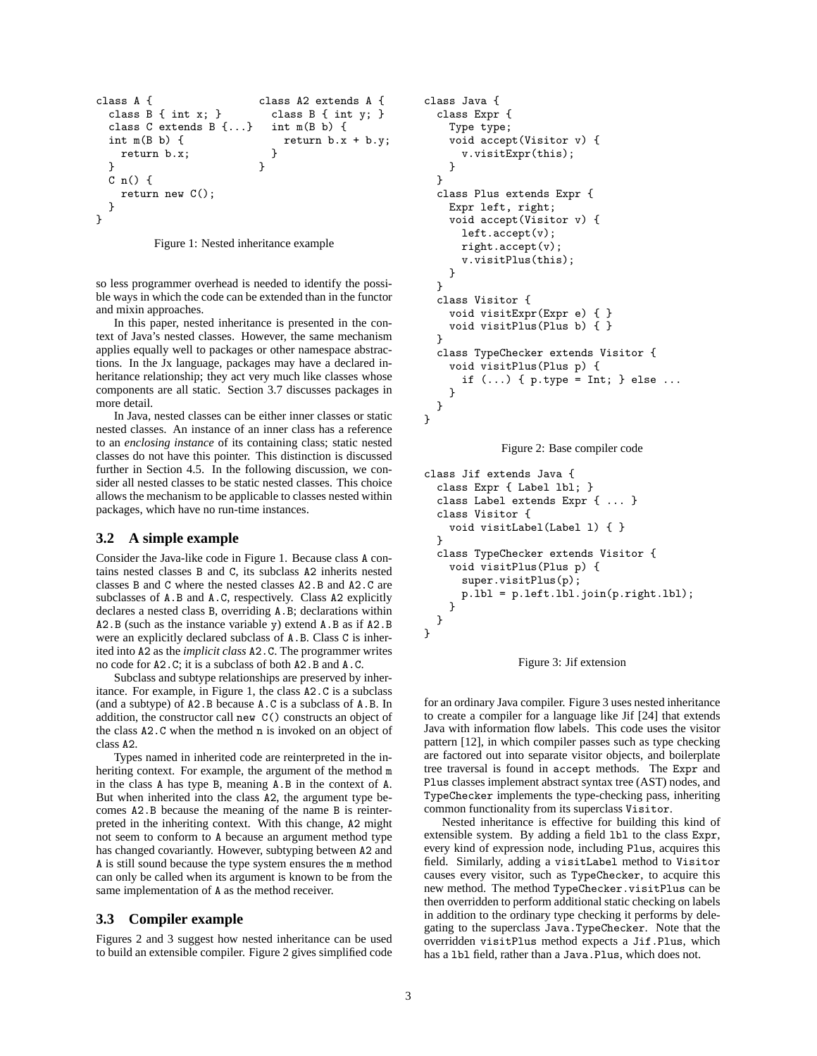```
class A {                    class A2 extends A {
  class B { int x; }           class B { int y; }
  class C extends B {...}      int m(B b) {
  int m(B b) {                   return b.x + b.y;
    return b.x;                }
  }                          }
  C n() {
    return new C();
  }
}
```

Figure 1: Nested inheritance example

so less programmer overhead is needed to identify the possible ways in which the code can be extended than in the functor and mixin approaches.

In this paper, nested inheritance is presented in the context of Java's nested classes. However, the same mechanism applies equally well to packages or other namespace abstractions. In the Jx language, packages may have a declared inheritance relationship; they act very much like classes whose components are all static. Section 3.7 discusses packages in more detail.

In Java, nested classes can be either inner classes or static nested classes. An instance of an inner class has a reference to an *enclosing instance* of its containing class; static nested classes do not have this pointer. This distinction is discussed further in Section 4.5. In the following discussion, we consider all nested classes to be static nested classes. This choice allows the mechanism to be applicable to classes nested within packages, which have no run-time instances.

## 3.2 A simple example

Consider the Java-like code in Figure 1. Because class `A` contains nested classes `B` and `C`, its subclass `A2` inherits nested classes `B` and `C` where the nested classes `A2.B` and `A2.C` are subclasses of `A.B` and `A.C`, respectively. Class `A2` explicitly declares a nested class `B`, overriding `A.B`; declarations within `A2.B` (such as the instance variable `y`) extend `A.B` as if `A2.B` were an explicitly declared subclass of `A.B`. Class `C` is inherited into `A2` as the *implicit class* `A2.C`. The programmer writes no code for `A2.C`; it is a subclass of both `A2.B` and `A.C`.

Subclass and subtype relationships are preserved by inheritance. For example, in Figure 1, the class `A2.C` is a subclass (and a subtype) of `A2.B` because `A.C` is a subclass of `A.B`. In addition, the constructor call `new C()` constructs an object of the class `A2.C` when the method `n` is invoked on an object of class `A2`.

Types named in inherited code are reinterpreted in the inheriting context. For example, the argument of the method `m` in the class `A` has type `B`, meaning `A.B` in the context of `A`. But when inherited into the class `A2`, the argument type becomes `A2.B` because the meaning of the name `B` is reinterpreted in the inheriting context. With this change, `A2` might not seem to conform to `A` because an argument method type has changed covariantly. However, subtyping between `A2` and `A` is still sound because the type system ensures the `m` method can only be called when its argument is known to be from the same implementation of `A` as the method receiver.

## 3.3 Compiler example

Figures 2 and 3 suggest how nested inheritance can be used to build an extensible compiler. Figure 2 gives simplified code for an ordinary Java compiler. Figure 3 uses nested inheritance to create a compiler for a language like Jif [24] that extends Java with information flow labels. This code uses the visitor pattern [12], in which compiler passes such as type checking are factored out into separate visitor objects, and boilerplate tree traversal is found in `accept` methods. The `Expr` and `Plus` classes implement abstract syntax tree (AST) nodes, and `TypeChecker` implements the type-checking pass, inheriting common functionality from its superclass `Visitor`.

```
class Java {
  class Expr {
    Type type;
    void accept(Visitor v) {
      v.visitExpr(this);
    }
  }
  class Plus extends Expr {
    Expr left, right;
    void accept(Visitor v) {
      left.accept(v);
      right.accept(v);
      v.visitPlus(this);
    }
  }
  class Visitor {
    void visitExpr(Expr e) { }
    void visitPlus(Plus b) { }
  }
  class TypeChecker extends Visitor {
    void visitPlus(Plus p) {
      if (...) { p.type = Int; } else ...
    }
  }
}
```

Figure 2: Base compiler code

```
class Jif extends Java {
  class Expr { Label lbl; }
  class Label extends Expr { ... }
  class Visitor {
    void visitLabel(Label l) { }
  }
  class TypeChecker extends Visitor {
    void visitPlus(Plus p) {
      super.visitPlus(p);
      p.lbl = p.left.lbl.join(p.right.lbl);
    }
  }
}
```

Figure 3: Jif extension

Nested inheritance is effective for building this kind of extensible system. By adding a field `lbl` to the class `Expr`, every kind of expression node, including `Plus`, acquires this field. Similarly, adding a `visitLabel` method to `Visitor` causes every visitor, such as `TypeChecker`, to acquire this new method. The method `TypeChecker.visitPlus` can be then overridden to perform additional static checking on labels in addition to the ordinary type checking it performs by delegating to the superclass `Java.TypeChecker`. Note that the overridden `visitPlus` method expects a `Jif.Plus`, which has a `lbl` field, rather than a `Java.Plus`, which does not.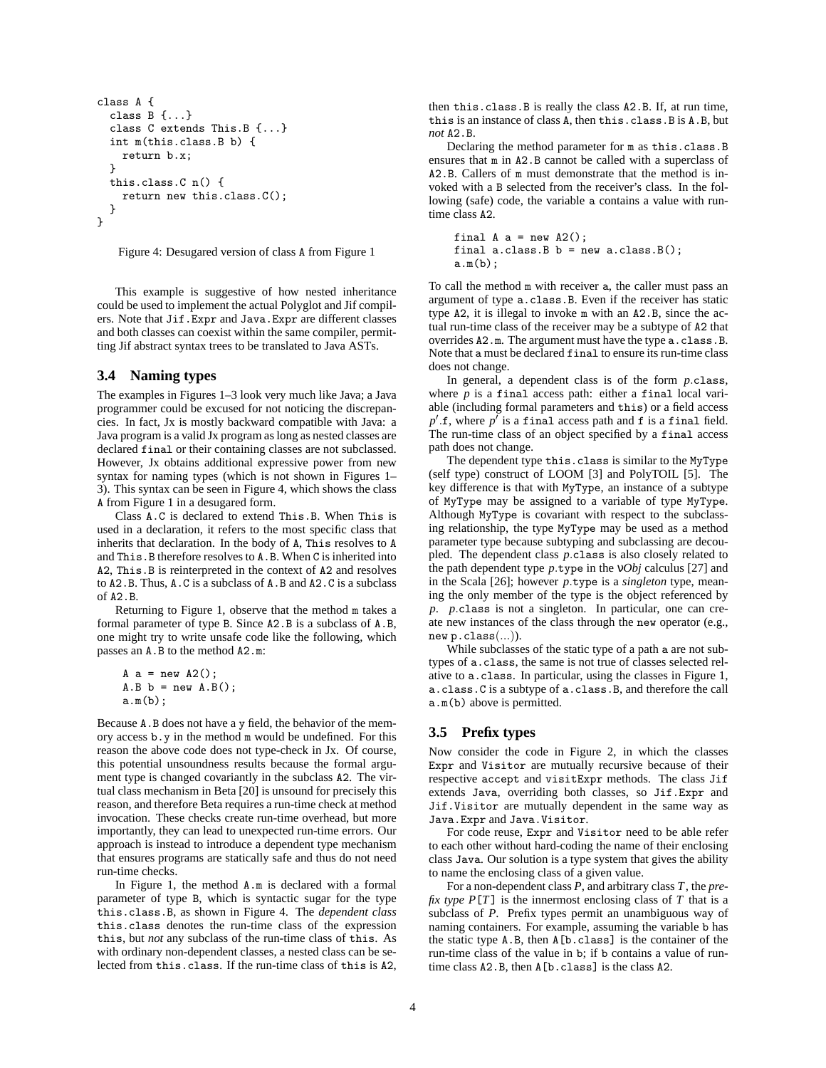```
class A {
  class B {...}
  class C extends This.B {...}
  int m(this.class.B b) {
    return b.x;
  }
  this.class.C n() {
    return new this.class.C();
  }
}
```

Figure 4: Desugared version of class A from Figure 1

This example is suggestive of how nested inheritance could be used to implement the actual Polyglot and Jif compilers. Note that Jif.Expr and Java.Expr are different classes and both classes can coexist within the same compiler, permitting Jif abstract syntax trees to be translated to Java ASTs.

### 3.4 Naming types

The examples in Figures 1–3 look very much like Java; a Java programmer could be excused for not noticing the discrepancies. In fact, Jx is mostly backward compatible with Java: a Java program is a valid Jx program as long as nested classes are declared final or their containing classes are not subclassed. However, Jx obtains additional expressive power from new syntax for naming types (which is not shown in Figures 1–3). This syntax can be seen in Figure 4, which shows the class A from Figure 1 in a desugared form.

Class A.C is declared to extend This.B. When This is used in a declaration, it refers to the most specific class that inherits that declaration. In the body of A, This resolves to A and This.B therefore resolves to A.B. When C is inherited into A2, This.B is reinterpreted in the context of A2 and resolves to A2.B. Thus, A.C is a subclass of A.B and A2.C is a subclass of A2.B.

Returning to Figure 1, observe that the method m takes a formal parameter of type B. Since A2.B is a subclass of A.B, one might try to write unsafe code like the following, which passes an A.B to the method A2.m:

```
A a = new A2();
A.B b = new A.B();
a.m(b);
```

Because A.B does not have a y field, the behavior of the memory access b.y in the method m would be undefined. For this reason the above code does not type-check in Jx. Of course, this potential unsoundness results because the formal argument type is changed covariantly in the subclass A2. The virtual class mechanism in Beta [20] is unsound for precisely this reason, and therefore Beta requires a run-time check at method invocation. These checks create run-time overhead, but more importantly, they can lead to unexpected run-time errors. Our approach is instead to introduce a dependent type mechanism that ensures programs are statically safe and thus do not need run-time checks.

In Figure 1, the method A.m is declared with a formal parameter of type B, which is syntactic sugar for the type this.class.B, as shown in Figure 4. The *dependent class* this.class denotes the run-time class of the expression this, but *not* any subclass of the run-time class of this. As with ordinary non-dependent classes, a nested class can be selected from this.class. If the run-time class of this is A2, then this.class.B is really the class A2.B. If, at run time, this is an instance of class A, then this.class.B is A.B, but *not* A2.B.

Declaring the method parameter for m as this.class.B ensures that m in A2.B cannot be called with a superclass of A2.B. Callers of m must demonstrate that the method is invoked with a B selected from the receiver's class. In the following (safe) code, the variable a contains a value with run-time class A2.

```
final A a = new A2();
final a.class.B b = new a.class.B();
a.m(b);
```

To call the method m with receiver a, the caller must pass an argument of type a.class.B. Even if the receiver has static type A2, it is illegal to invoke m with an A2.B, since the actual run-time class of the receiver may be a subtype of A2 that overrides A2.m. The argument must have the type a.class.B. Note that a must be declared final to ensure its run-time class does not change.

In general, a dependent class is of the form $p$.class, where $p$ is a final access path: either a final local variable (including formal parameters and this) or a field access $p'$.f, where $p'$ is a final access path and f is a final field. The run-time class of an object specified by a final access path does not change.

The dependent type this.class is similar to the MyType (self type) construct of LOOM [3] and PolyTOIL [5]. The key difference is that with MyType, an instance of a subtype of MyType may be assigned to a variable of type MyType. Although MyType is covariant with respect to the subclassing relationship, the type MyType may be used as a method parameter type because subtyping and subclassing are decoupled. The dependent class $p$.class is also closely related to the path dependent type $p$.type in the $\nu$*Obj* calculus [27] and in the Scala [26]; however $p$.type is a *singleton* type, meaning the only member of the type is the object referenced by $p$. $p$.class is not a singleton. In particular, one can create new instances of the class through the new operator (e.g., new $p$.class(...)).

While subclasses of the static type of a path a are not subtypes of a.class, the same is not true of classes selected relative to a.class. In particular, using the classes in Figure 1, a.class.C is a subtype of a.class.B, and therefore the call a.m(b) above is permitted.

### 3.5 Prefix types

Now consider the code in Figure 2, in which the classes Expr and Visitor are mutually recursive because of their respective accept and visitExpr methods. The class Jif extends Java, overriding both classes, so Jif.Expr and Jif.Visitor are mutually dependent in the same way as Java.Expr and Java.Visitor.

For code reuse, Expr and Visitor need to be able refer to each other without hard-coding the name of their enclosing class Java. Our solution is a type system that gives the ability to name the enclosing class of a given value.

For a non-dependent class $P$, and arbitrary class $T$, the *prefix type* $P$[$T$] is the innermost enclosing class of $T$ that is a subclass of $P$. Prefix types permit an unambiguous way of naming containers. For example, assuming the variable b has the static type A.B, then A[b.class] is the container of the run-time class of the value in b; if b contains a value of run-time class A2.B, then A[b.class] is the class A2.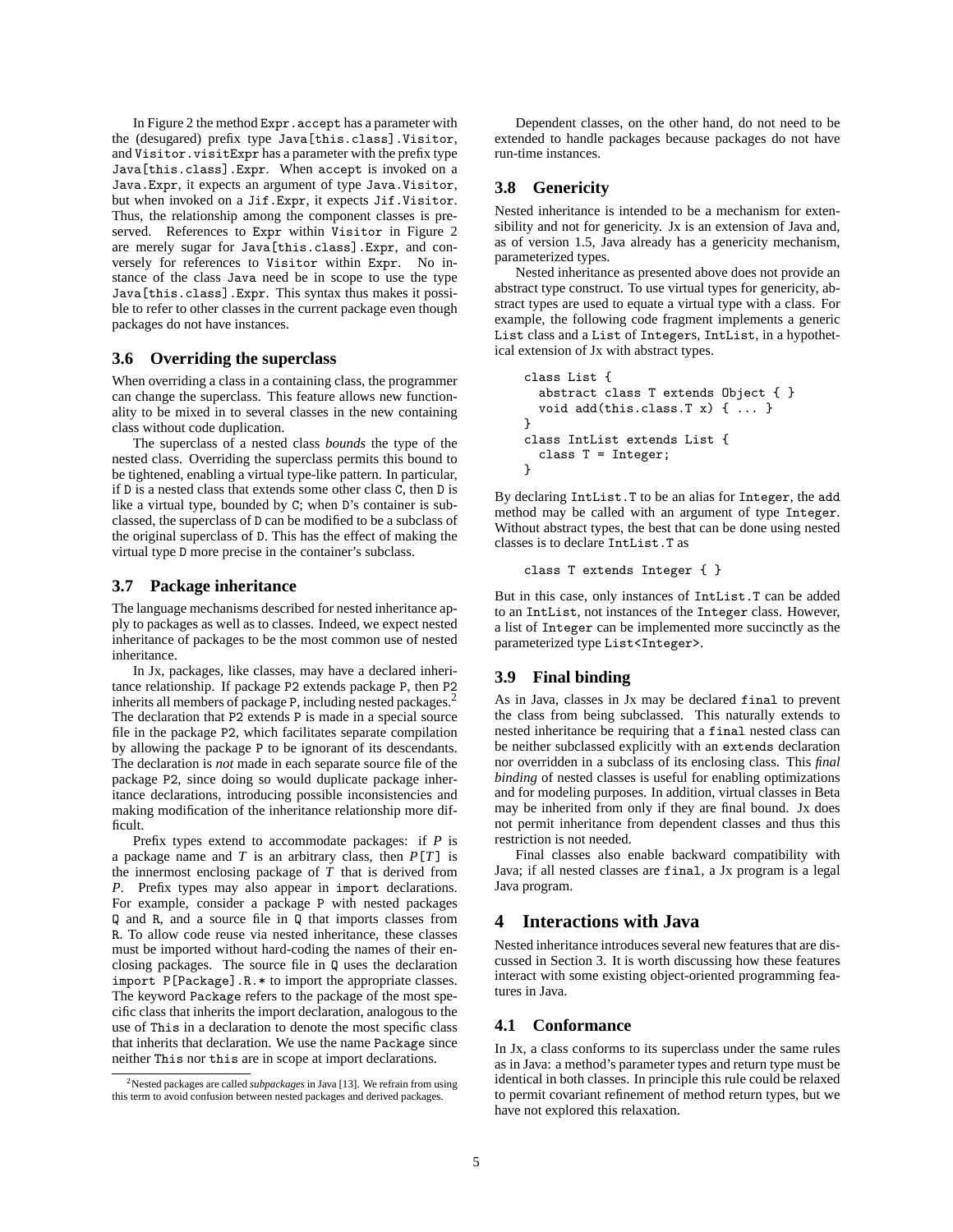In Figure 2 the method `Expr.accept` has a parameter with the (desugared) prefix type `Java[this.class].Visitor`, and `Visitor.visitExpr` has a parameter with the prefix type `Java[this.class].Expr`. When `accept` is invoked on a `Java.Expr`, it expects an argument of type `Java.Visitor`, but when invoked on a `Jif.Expr`, it expects `Jif.Visitor`. Thus, the relationship among the component classes is preserved. References to `Expr` within `Visitor` in Figure 2 are merely sugar for `Java[this.class].Expr`, and conversely for references to `Visitor` within `Expr`. No instance of the class `Java` need be in scope to use the type `Java[this.class].Expr`. This syntax thus makes it possible to refer to other classes in the current package even though packages do not have instances.

### 3.6 Overriding the superclass

When overriding a class in a containing class, the programmer can change the superclass. This feature allows new functionality to be mixed in to several classes in the new containing class without code duplication.

The superclass of a nested class *bounds* the type of the nested class. Overriding the superclass permits this bound to be tightened, enabling a virtual type-like pattern. In particular, if `D` is a nested class that extends some other class `C`, then `D` is like a virtual type, bounded by `C`; when `D`'s container is subclassed, the superclass of `D` can be modified to be a subclass of the original superclass of `D`. This has the effect of making the virtual type `D` more precise in the container's subclass.

### 3.7 Package inheritance

The language mechanisms described for nested inheritance apply to packages as well as to classes. Indeed, we expect nested inheritance of packages to be the most common use of nested inheritance.

In Jx, packages, like classes, may have a declared inheritance relationship. If package `P2` extends package `P`, then `P2` inherits all members of package `P`, including nested packages.[2] The declaration that `P2` extends `P` is made in a special source file in the package `P2`, which facilitates separate compilation by allowing the package `P` to be ignorant of its descendants. The declaration is *not* made in each separate source file of the package `P2`, since doing so would duplicate package inheritance declarations, introducing possible inconsistencies and making modification of the inheritance relationship more difficult.

Prefix types extend to accommodate packages: if *P* is a package name and *T* is an arbitrary class, then *P*`[`*T*`]` is the innermost enclosing package of *T* that is derived from *P*. Prefix types may also appear in `import` declarations. For example, consider a package `P` with nested packages `Q` and `R`, and a source file in `Q` that imports classes from `R`. To allow code reuse via nested inheritance, these classes must be imported without hard-coding the names of their enclosing packages. The source file in `Q` uses the declaration `import P[Package].R.*` to import the appropriate classes. The keyword `Package` refers to the package of the most specific class that inherits the import declaration, analogous to the use of `This` in a declaration to denote the most specific class that inherits that declaration. We use the name `Package` since neither `This` nor `this` are in scope at import declarations.

[2] Nested packages are called *subpackages* in Java [13]. We refrain from using this term to avoid confusion between nested packages and derived packages.

Dependent classes, on the other hand, do not need to be extended to handle packages because packages do not have run-time instances.

### 3.8 Genericity

Nested inheritance is intended to be a mechanism for extensibility and not for genericity. Jx is an extension of Java and, as of version 1.5, Java already has a genericity mechanism, parameterized types.

Nested inheritance as presented above does not provide an abstract type construct. To use virtual types for genericity, abstract types are used to equate a virtual type with a class. For example, the following code fragment implements a generic `List` class and a `List` of `Integer`s, `IntList`, in a hypothetical extension of Jx with abstract types.

```
class List {
  abstract class T extends Object { }
  void add(this.class.T x) { ... }
}
class IntList extends List {
  class T = Integer;
}
```

By declaring `IntList.T` to be an alias for `Integer`, the `add` method may be called with an argument of type `Integer`. Without abstract types, the best that can be done using nested classes is to declare `IntList.T` as

```
class T extends Integer { }
```

But in this case, only instances of `IntList.T` can be added to an `IntList`, not instances of the `Integer` class. However, a list of `Integer` can be implemented more succinctly as the parameterized type `List<Integer>`.

### 3.9 Final binding

As in Java, classes in Jx may be declared `final` to prevent the class from being subclassed. This naturally extends to nested inheritance be requiring that a `final` nested class can be neither subclassed explicitly with an `extends` declaration nor overridden in a subclass of its enclosing class. This *final binding* of nested classes is useful for enabling optimizations and for modeling purposes. In addition, virtual classes in Beta may be inherited from only if they are final bound. Jx does not permit inheritance from dependent classes and thus this restriction is not needed.

Final classes also enable backward compatibility with Java; if all nested classes are `final`, a Jx program is a legal Java program.

## 4 Interactions with Java

Nested inheritance introduces several new features that are discussed in Section 3. It is worth discussing how these features interact with some existing object-oriented programming features in Java.

### 4.1 Conformance

In Jx, a class conforms to its superclass under the same rules as in Java: a method's parameter types and return type must be identical in both classes. In principle this rule could be relaxed to permit covariant refinement of method return types, but we have not explored this relaxation.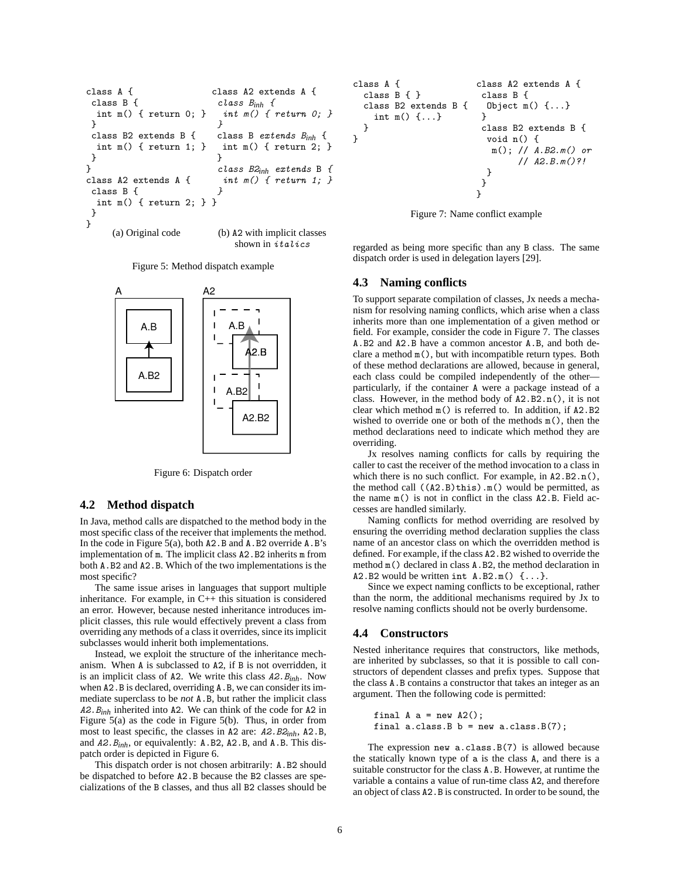```
class A {
 class B {
  int m() { return 0; }
 }
 class B2 extends B {
  int m() { return 1; }
 }
}
class A2 extends A {
 class B {
  int m() { return 2; } }
 }
}
```

(a) Original code

```
class A2 extends A {
  class B_inh {
   int m() { return 0; }
  }
  class B extends B_inh {
   int m() { return 2; }
  }
  class B2_inh extends B {
   int m() { return 1; }
  }
```

(b) A2 with implicit classes shown in *italics*

Figure 5: Method dispatch example

Figure 6: Dispatch order

## 4.2 Method dispatch

In Java, method calls are dispatched to the method body in the most specific class of the receiver that implements the method. In the code in Figure 5(a), both A2.B and A.B2 override A.B's implementation of m. The implicit class A2.B2 inherits m from both A.B2 and A2.B. Which of the two implementations is the most specific?

The same issue arises in languages that support multiple inheritance. For example, in C++ this situation is considered an error. However, because nested inheritance introduces implicit classes, this rule would effectively prevent a class from overriding any methods of a class it overrides, since its implicit subclasses would inherit both implementations.

Instead, we exploit the structure of the inheritance mechanism. When A is subclassed to A2, if B is not overridden, it is an implicit class of A2. We write this class *A2.*$B_{inh}$. Now when A2.B is declared, overriding A.B, we can consider its immediate superclass to be *not* A.B, but rather the implicit class *A2.*$B_{inh}$ inherited into A2. We can think of the code for A2 in Figure 5(a) as the code in Figure 5(b). Thus, in order from most to least specific, the classes in A2 are: *A2.*$B2_{inh}$, A2.B, and *A2.*$B_{inh}$, or equivalently: A.B2, A2.B, and A.B. This dispatch order is depicted in Figure 6.

This dispatch order is not chosen arbitrarily: A.B2 should be dispatched to before A2.B because the B2 classes are specializations of the B classes, and thus all B2 classes should be regarded as being more specific than any B class. The same dispatch order is used in delegation layers [29].

```
class A {                  class A2 extends A {
  class B { }                class B {
  class B2 extends B {        Object m() {...}
    int m() {...}            }
  }                          class B2 extends B {
}                             void n() {
                               m(); // A.B2.m() or
                                    // A2.B.m()?!
                              }
                             }
                            }
```

Figure 7: Name conflict example

## 4.3 Naming conflicts

To support separate compilation of classes, Jx needs a mechanism for resolving naming conflicts, which arise when a class inherits more than one implementation of a given method or field. For example, consider the code in Figure 7. The classes A.B2 and A2.B have a common ancestor A.B, and both declare a method m(), but with incompatible return types. Both of these method declarations are allowed, because in general, each class could be compiled independently of the other—particularly, if the container A were a package instead of a class. However, in the method body of A2.B2.n(), it is not clear which method m() is referred to. In addition, if A2.B2 wished to override one or both of the methods m(), then the method declarations need to indicate which method they are overriding.

Jx resolves naming conflicts for calls by requiring the caller to cast the receiver of the method invocation to a class in which there is no such conflict. For example, in A2.B2.n(), the method call ((A2.B)this).m() would be permitted, as the name m() is not in conflict in the class A2.B. Field accesses are handled similarly.

Naming conflicts for method overriding are resolved by ensuring the overriding method declaration supplies the class name of an ancestor class on which the overridden method is defined. For example, if the class A2.B2 wished to override the method m() declared in class A.B2, the method declaration in A2.B2 would be written int A.B2.m() {...}.

Since we expect naming conflicts to be exceptional, rather than the norm, the additional mechanisms required by Jx to resolve naming conflicts should not be overly burdensome.

## 4.4 Constructors

Nested inheritance requires that constructors, like methods, are inherited by subclasses, so that it is possible to call constructors of dependent classes and prefix types. Suppose that the class A.B contains a constructor that takes an integer as an argument. Then the following code is permitted:

```
final A a = new A2();
final a.class.B b = new a.class.B(7);
```

The expression new a.class.B(7) is allowed because the statically known type of a is the class A, and there is a suitable constructor for the class A.B. However, at runtime the variable a contains a value of run-time class A2, and therefore an object of class A2.B is constructed. In order to be sound, the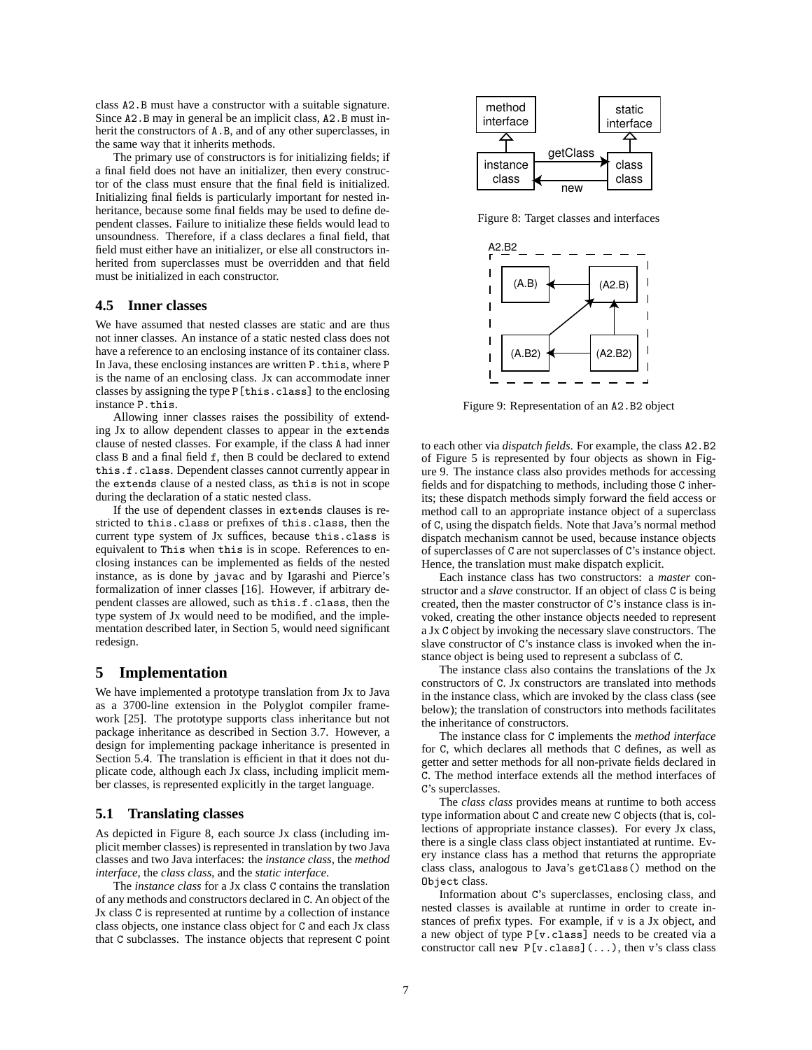class A2.B must have a constructor with a suitable signature. Since A2.B may in general be an implicit class, A2.B must inherit the constructors of A.B, and of any other superclasses, in the same way that it inherits methods.

The primary use of constructors is for initializing fields; if a final field does not have an initializer, then every constructor of the class must ensure that the final field is initialized. Initializing final fields is particularly important for nested inheritance, because some final fields may be used to define dependent classes. Failure to initialize these fields would lead to unsoundness. Therefore, if a class declares a final field, that field must either have an initializer, or else all constructors inherited from superclasses must be overridden and that field must be initialized in each constructor.

### 4.5 Inner classes

We have assumed that nested classes are static and are thus not inner classes. An instance of a static nested class does not have a reference to an enclosing instance of its container class. In Java, these enclosing instances are written P.this, where P is the name of an enclosing class. Jx can accommodate inner classes by assigning the type P[this.class] to the enclosing instance P.this.

Allowing inner classes raises the possibility of extending Jx to allow dependent classes to appear in the extends clause of nested classes. For example, if the class A had inner class B and a final field f, then B could be declared to extend this.f.class. Dependent classes cannot currently appear in the extends clause of a nested class, as this is not in scope during the declaration of a static nested class.

If the use of dependent classes in extends clauses is restricted to this.class or prefixes of this.class, then the current type system of Jx suffices, because this.class is equivalent to This when this is in scope. References to enclosing instances can be implemented as fields of the nested instance, as is done by javac and by Igarashi and Pierce's formalization of inner classes [16]. However, if arbitrary dependent classes are allowed, such as this.f.class, then the type system of Jx would need to be modified, and the implementation described later, in Section 5, would need significant redesign.

## 5 Implementation

We have implemented a prototype translation from Jx to Java as a 3700-line extension in the Polyglot compiler framework [25]. The prototype supports class inheritance but not package inheritance as described in Section 3.7. However, a design for implementing package inheritance is presented in Section 5.4. The translation is efficient in that it does not duplicate code, although each Jx class, including implicit member classes, is represented explicitly in the target language.

### 5.1 Translating classes

As depicted in Figure 8, each source Jx class (including implicit member classes) is represented in translation by two Java classes and two Java interfaces: the *instance class*, the *method interface*, the *class class*, and the *static interface*.

The *instance class* for a Jx class C contains the translation of any methods and constructors declared in C. An object of the Jx class C is represented at runtime by a collection of instance class objects, one instance class object for C and each Jx class that C subclasses. The instance objects that represent C point to each other via *dispatch fields*. For example, the class A2.B2 of Figure 5 is represented by four objects as shown in Figure 9. The instance class also provides methods for accessing fields and for dispatching to methods, including those C inherits; these dispatch methods simply forward the field access or method call to an appropriate instance object of a superclass of C, using the dispatch fields. Note that Java's normal method dispatch mechanism cannot be used, because instance objects of superclasses of C are not superclasses of C's instance object. Hence, the translation must make dispatch explicit.

Figure 8: Target classes and interfaces

Figure 9: Representation of an A2.B2 object

Each instance class has two constructors: a *master* constructor and a *slave* constructor. If an object of class C is being created, then the master constructor of C's instance class is invoked, creating the other instance objects needed to represent a Jx C object by invoking the necessary slave constructors. The slave constructor of C's instance class is invoked when the instance object is being used to represent a subclass of C.

The instance class also contains the translations of the Jx constructors of C. Jx constructors are translated into methods in the instance class, which are invoked by the class class (see below); the translation of constructors into methods facilitates the inheritance of constructors.

The instance class for C implements the *method interface* for C, which declares all methods that C defines, as well as getter and setter methods for all non-private fields declared in C. The method interface extends all the method interfaces of C's superclasses.

The *class class* provides means at runtime to both access type information about C and create new C objects (that is, collections of appropriate instance classes). For every Jx class, there is a single class class object instantiated at runtime. Every instance class has a method that returns the appropriate class class, analogous to Java's getClass() method on the Object class.

Information about C's superclasses, enclosing class, and nested classes is available at runtime in order to create instances of prefix types. For example, if v is a Jx object, and a new object of type P[v.class] needs to be created via a constructor call new P[v.class](...), then v's class class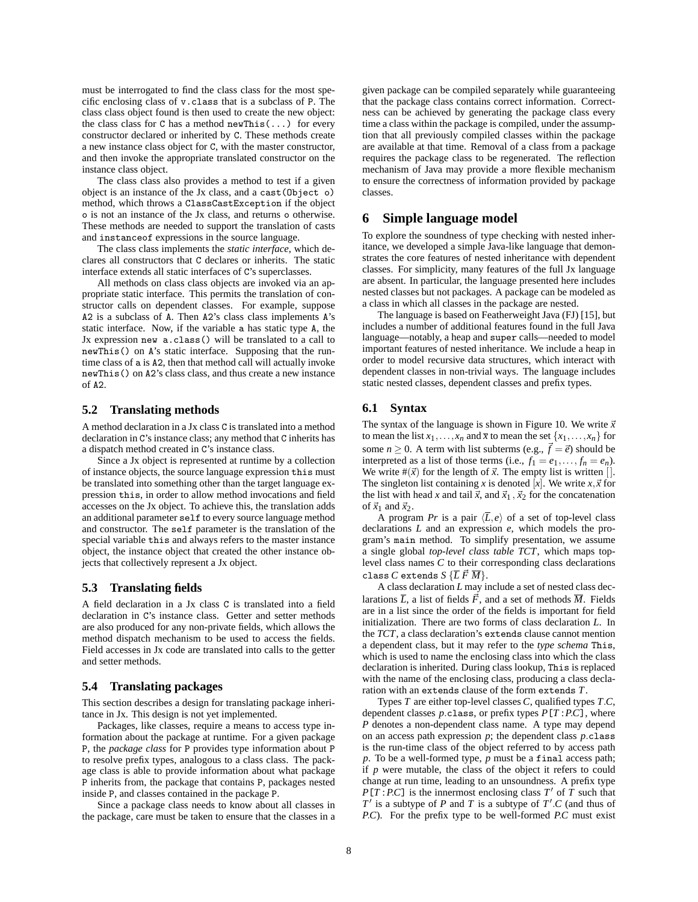must be interrogated to find the class class for the most specific enclosing class of `v.class` that is a subclass of `P`. The class class object found is then used to create the new object: the class class for `C` has a method `newThis(...)` for every constructor declared or inherited by `C`. These methods create a new instance class object for `C`, with the master constructor, and then invoke the appropriate translated constructor on the instance class object.

The class class also provides a method to test if a given object is an instance of the Jx class, and a `cast(Object o)` method, which throws a `ClassCastException` if the object `o` is not an instance of the Jx class, and returns `o` otherwise. These methods are needed to support the translation of casts and `instanceof` expressions in the source language.

The class class implements the *static interface*, which declares all constructors that `C` declares or inherits. The static interface extends all static interfaces of `C`'s superclasses.

All methods on class class objects are invoked via an appropriate static interface. This permits the translation of constructor calls on dependent classes. For example, suppose `A2` is a subclass of `A`. Then `A2`'s class class implements `A`'s static interface. Now, if the variable `a` has static type `A`, the Jx expression `new a.class()` will be translated to a call to `newThis()` on `A`'s static interface. Supposing that the runtime class of `a` is `A2`, then that method call will actually invoke `newThis()` on `A2`'s class class, and thus create a new instance of `A2`.

## 5.2 Translating methods

A method declaration in a Jx class `C` is translated into a method declaration in `C`'s instance class; any method that `C` inherits has a dispatch method created in `C`'s instance class.

Since a Jx object is represented at runtime by a collection of instance objects, the source language expression `this` must be translated into something other than the target language expression `this`, in order to allow method invocations and field accesses on the Jx object. To achieve this, the translation adds an additional parameter `self` to every source language method and constructor. The `self` parameter is the translation of the special variable `this` and always refers to the master instance object, the instance object that created the other instance objects that collectively represent a Jx object.

## 5.3 Translating fields

A field declaration in a Jx class `C` is translated into a field declaration in `C`'s instance class. Getter and setter methods are also produced for any non-private fields, which allows the method dispatch mechanism to be used to access the fields. Field accesses in Jx code are translated into calls to the getter and setter methods.

## 5.4 Translating packages

This section describes a design for translating package inheritance in Jx. This design is not yet implemented.

Packages, like classes, require a means to access type information about the package at runtime. For a given package `P`, the *package class* for `P` provides type information about `P` to resolve prefix types, analogous to a class class. The package class is able to provide information about what package `P` inherits from, the package that contains `P`, packages nested inside `P`, and classes contained in the package `P`.

Since a package class needs to know about all classes in the package, care must be taken to ensure that the classes in a given package can be compiled separately while guaranteeing that the package class contains correct information. Correctness can be achieved by generating the package class every time a class within the package is compiled, under the assumption that all previously compiled classes within the package are available at that time. Removal of a class from a package requires the package class to be regenerated. The reflection mechanism of Java may provide a more flexible mechanism to ensure the correctness of information provided by package classes.

# 6 Simple language model

To explore the soundness of type checking with nested inheritance, we developed a simple Java-like language that demonstrates the core features of nested inheritance with dependent classes. For simplicity, many features of the full Jx language are absent. In particular, the language presented here includes nested classes but not packages. A package can be modeled as a class in which all classes in the package are nested.

The language is based on Featherweight Java (FJ) [15], but includes a number of additional features found in the full Java language—notably, a heap and `super` calls—needed to model important features of nested inheritance. We include a heap in order to model recursive data structures, which interact with dependent classes in non-trivial ways. The language includes static nested classes, dependent classes and prefix types.

## 6.1 Syntax

The syntax of the language is shown in Figure 10. We write $\vec{x}$ to mean the list $x_1, \ldots, x_n$ and $\overline{x}$ to mean the set $\{x_1, \ldots, x_n\}$ for some $n \geq 0$. A term with list subterms (e.g., $\vec{f} = \vec{e}$) should be interpreted as a list of those terms (i.e., $f_1 = e_1, \ldots, f_n = e_n$). We write $\#(\vec{x})$ for the length of $\vec{x}$. The empty list is written $[]$. The singleton list containing $x$ is denoted $[x]$. We write $x, \vec{x}$ for the list with head $x$ and tail $\vec{x}$, and $\vec{x}_1, \vec{x}_2$ for the concatenation of $\vec{x}_1$ and $\vec{x}_2$.

A program *Pr* is a pair $\langle \overline{L}, e \rangle$ of a set of top-level class declarations $L$ and an expression $e$, which models the program's `main` method. To simplify presentation, we assume a single global *top-level class table TCT*, which maps top-level class names $C$ to their corresponding class declarations `class` $C$ `extends` $S$ $\{\overline{L}\ \vec{F}\ \overline{M}\}$.

A class declaration $L$ may include a set of nested class declarations $\overline{L}$, a list of fields $\vec{F}$, and a set of methods $\overline{M}$. Fields are in a list since the order of the fields is important for field initialization. There are two forms of class declaration $L$. In the *TCT*, a class declaration's `extends` clause cannot mention a dependent class, but it may refer to the *type schema* `This`, which is used to name the enclosing class into which the class declaration is inherited. During class lookup, `This` is replaced with the name of the enclosing class, producing a class declaration with an `extends` clause of the form `extends` $T$.

Types $T$ are either top-level classes $C$, qualified types $T.C$, dependent classes $p$`.class`, or prefix types $P$`[`$T : P.C$`]`, where $P$ denotes a non-dependent class name. A type may depend on an access path expression $p$; the dependent class $p$`.class` is the run-time class of the object referred to by access path $p$. To be a well-formed type, $p$ must be a `final` access path; if $p$ were mutable, the class of the object it refers to could change at run time, leading to an unsoundness. A prefix type $P[T : P.C]$ is the innermost enclosing class $T'$ of $T$ such that $T'$ is a subtype of $P$ and $T$ is a subtype of $T'.C$ (and thus of $P.C$). For the prefix type to be well-formed $P.C$ must exist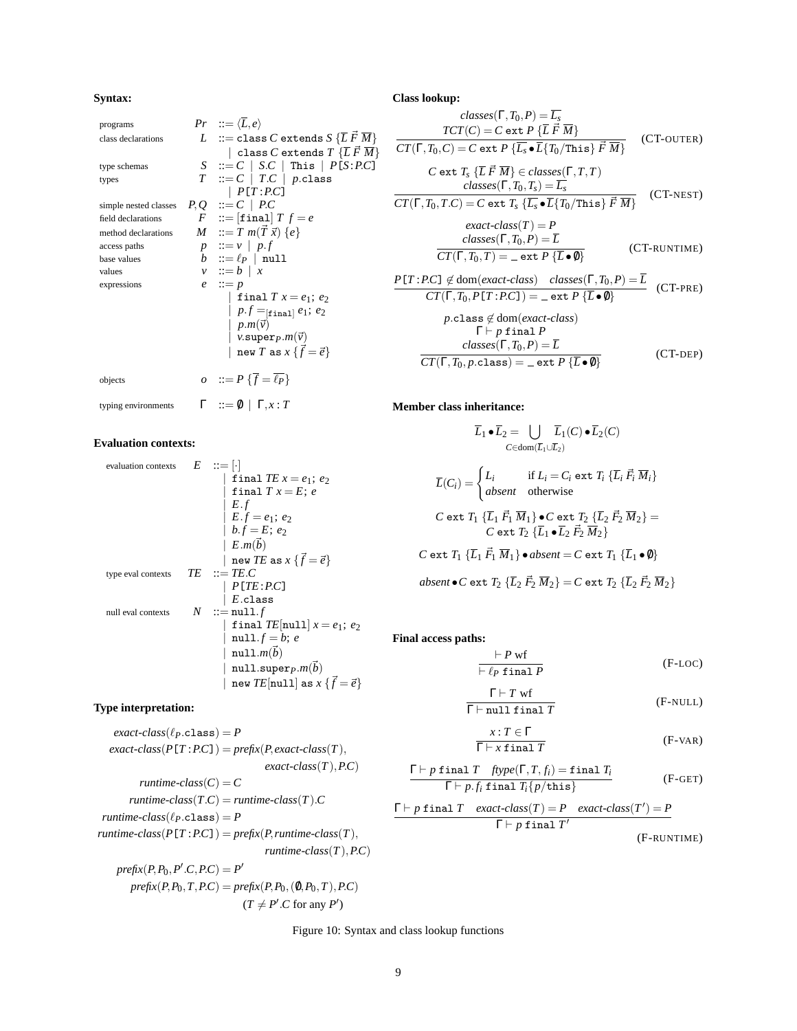**Syntax:**

| | | |
|---|---|---|
| programs | $Pr$ | $::= \langle \overline{L}, e\rangle$ |
| class declarations | $L$ | $::= \texttt{class}\ C\ \texttt{extends}\ S\ \{\overline{L}\ \vec{F}\ \overline{M}\}$ |
| | | $\mid\ \texttt{class}\ C\ \texttt{extends}\ T\ \{\overline{L}\ \vec{F}\ \overline{M}\}$ |
| type schemas | $S$ | $::= C \mid S.C \mid \texttt{This} \mid P\,\texttt{[}S\,\texttt{:}\,P.C\texttt{]}$ |
| types | $T$ | $::= C \mid T.C \mid p.\texttt{class}$ |
| | | $\mid P\,\texttt{[}T\,\texttt{:}\,P.C\texttt{]}$ |
| simple nested classes | $P,Q$ | $::= C \mid P.C$ |
| field declarations | $F$ | $::= [\texttt{final}]\ T\ f = e$ |
| method declarations | $M$ | $::= T\ m(\vec{T}\ \vec{x})\ \{e\}$ |
| access paths | $p$ | $::= v \mid p.f$ |
| base values | $b$ | $::= \ell_P \mid \texttt{null}$ |
| values | $v$ | $::= b \mid x$ |
| expressions | $e$ | $::= p$ |
| | | $\mid \texttt{final}\ T\ x = e_1;\ e_2$ |
| | | $\mid p.f =_{[\texttt{final}]} e_1;\ e_2$ |
| | | $\mid p.m(\vec{v})$ |
| | | $\mid v.\texttt{super}_P.m(\vec{v})$ |
| | | $\mid \texttt{new}\ T\ \texttt{as}\ x\ \{\vec{f} = \vec{e}\}$ |
| objects | $o$ | $::= P\ \{\overline{f} = \overline{\ell_P}\}$ |
| typing environments | $\Gamma$ | $::= \emptyset \mid \Gamma, x : T$ |

**Evaluation contexts:**

| | | |
|---|---|---|
| evaluation contexts | $E$ | $::= [\cdot]$ |
| | | $\mid \texttt{final}\ TE\ x = e_1;\ e_2$ |
| | | $\mid \texttt{final}\ T\ x = E;\ e$ |
| | | $\mid E.f$ |
| | | $\mid E.f = e_1;\ e_2$ |
| | | $\mid b.f = E;\ e_2$ |
| | | $\mid E.m(\vec{b})$ |
| | | $\mid \texttt{new}\ TE\ \texttt{as}\ x\ \{\vec{f} = \vec{e}\}$ |
| type eval contexts | $TE$ | $::= TE.C$ |
| | | $\mid P\,\texttt{[}TE\,\texttt{:}\,P.C\texttt{]}$ |
| | | $\mid E.\texttt{class}$ |
| null eval contexts | $N$ | $::= \texttt{null}.f$ |
| | | $\mid \texttt{final}\ TE[\texttt{null}]\ x = e_1;\ e_2$ |
| | | $\mid \texttt{null}.f = b;\ e$ |
| | | $\mid \texttt{null}.m(\vec{b})$ |
| | | $\mid \texttt{null}.\texttt{super}_P.m(\vec{b})$ |
| | | $\mid \texttt{new}\ TE[\texttt{null}]\ \texttt{as}\ x\ \{\vec{f} = \vec{e}\}$ |

**Type interpretation:**

$$\begin{aligned}
\mathit{exact\text{-}class}(\ell_P.\texttt{class}) &= P \\
\mathit{exact\text{-}class}(P\,\texttt{[}T\texttt{:}P.C\texttt{]}) &= \mathit{prefix}(P, \mathit{exact\text{-}class}(T), \mathit{exact\text{-}class}(T), P.C) \\
\mathit{runtime\text{-}class}(C) &= C \\
\mathit{runtime\text{-}class}(T.C) &= \mathit{runtime\text{-}class}(T).C \\
\mathit{runtime\text{-}class}(\ell_P.\texttt{class}) &= P \\
\mathit{runtime\text{-}class}(P\,\texttt{[}T\texttt{:}P.C\texttt{]}) &= \mathit{prefix}(P, \mathit{runtime\text{-}class}(T), \mathit{runtime\text{-}class}(T), P.C) \\
\mathit{prefix}(P, P_0, P'.C, P.C) &= P' \\
\mathit{prefix}(P, P_0, T, P.C) &= \mathit{prefix}(P, P_0, (\emptyset, P_0, T), P.C) \\
& \quad (T \neq P'.C \text{ for any } P')
\end{aligned}$$

**Class lookup:**

$$\frac{\mathit{classes}(\Gamma, T_0, P) = \overline{L_s} \qquad TCT(C) = C\ \texttt{ext}\ P\ \{\overline{L}\ \vec{F}\ \overline{M}\}}{CT(\Gamma, T_0, C) = C\ \texttt{ext}\ P\ \{\overline{L_s} \bullet \overline{L}\{T_0/\texttt{This}\}\ \vec{F}\ \overline{M}\}} \quad \text{(CT-OUTER)}$$

$$\frac{C\ \texttt{ext}\ T_s\ \{\overline{L}\ \vec{F}\ \overline{M}\} \in \mathit{classes}(\Gamma, T, T) \qquad \mathit{classes}(\Gamma, T_0, T_s) = \overline{L_s}}{CT(\Gamma, T_0, T.C) = C\ \texttt{ext}\ T_s\ \{\overline{L_s} \bullet \overline{L}\{T_0/\texttt{This}\}\ \vec{F}\ \overline{M}\}} \quad \text{(CT-NEST)}$$

$$\frac{\mathit{exact\text{-}class}(T) = P \qquad \mathit{classes}(\Gamma, T_0, P) = \overline{L}}{CT(\Gamma, T_0, T) = \_\ \texttt{ext}\ P\ \{\overline{L} \bullet \emptyset\}} \quad \text{(CT-RUNTIME)}$$

$$\frac{P\,\texttt{[}T\texttt{:}P.C\texttt{]} \notin \mathrm{dom}(\mathit{exact\text{-}class}) \qquad \mathit{classes}(\Gamma, T_0, P) = \overline{L}}{CT(\Gamma, T_0, P\,\texttt{[}T\texttt{:}P.C\texttt{]}) = \_\ \texttt{ext}\ P\ \{\overline{L} \bullet \emptyset\}} \quad \text{(CT-PRE)}$$

$$\frac{p.\texttt{class} \notin \mathrm{dom}(\mathit{exact\text{-}class}) \qquad \Gamma \vdash p\ \texttt{final}\ P \qquad \mathit{classes}(\Gamma, T_0, P) = \overline{L}}{CT(\Gamma, T_0, p.\texttt{class}) = \_\ \texttt{ext}\ P\ \{\overline{L} \bullet \emptyset\}} \quad \text{(CT-DEP)}$$

**Member class inheritance:**

$$\overline{L}_1 \bullet \overline{L}_2 = \bigcup_{C \in \mathrm{dom}(\overline{L}_1 \cup \overline{L}_2)} \overline{L}_1(C) \bullet \overline{L}_2(C)$$

$$\overline{L}(C_i) = \begin{cases} L_i & \text{if } L_i = C_i\ \texttt{ext}\ T_i\ \{\overline{L}_i\ \vec{F}_i\ \overline{M}_i\} \\ \mathit{absent} & \text{otherwise} \end{cases}$$

$$C\ \texttt{ext}\ T_1\ \{\overline{L}_1\ \vec{F}_1\ \overline{M}_1\} \bullet C\ \texttt{ext}\ T_2\ \{\overline{L}_2\ \vec{F}_2\ \overline{M}_2\} = C\ \texttt{ext}\ T_2\ \{\overline{L}_1 \bullet \overline{L}_2\ \vec{F}_2\ \overline{M}_2\}$$

$$C\ \texttt{ext}\ T_1\ \{\overline{L}_1\ \vec{F}_1\ \overline{M}_1\} \bullet \mathit{absent} = C\ \texttt{ext}\ T_1\ \{\overline{L}_1 \bullet \emptyset\}$$

$$\mathit{absent} \bullet C\ \texttt{ext}\ T_2\ \{\overline{L}_2\ \vec{F}_2\ \overline{M}_2\} = C\ \texttt{ext}\ T_2\ \{\overline{L}_2\ \vec{F}_2\ \overline{M}_2\}$$

**Final access paths:**

$$\frac{\vdash P\ \text{wf}}{\vdash \ell_P\ \texttt{final}\ P} \quad \text{(F-LOC)}$$

$$\frac{\Gamma \vdash T\ \text{wf}}{\Gamma \vdash \texttt{null}\ \texttt{final}\ T} \quad \text{(F-NULL)}$$

$$\frac{x : T \in \Gamma}{\Gamma \vdash x\ \texttt{final}\ T} \quad \text{(F-VAR)}$$

$$\frac{\Gamma \vdash p\ \texttt{final}\ T \qquad \mathit{ftype}(\Gamma, T, f_i) = \texttt{final}\ T_i}{\Gamma \vdash p.f_i\ \texttt{final}\ T_i\{p/\texttt{this}\}} \quad \text{(F-GET)}$$

$$\frac{\Gamma \vdash p\ \texttt{final}\ T \qquad \mathit{exact\text{-}class}(T) = P \qquad \mathit{exact\text{-}class}(T') = P}{\Gamma \vdash p\ \texttt{final}\ T'} \quad \text{(F-RUNTIME)}$$

Figure 10: Syntax and class lookup functions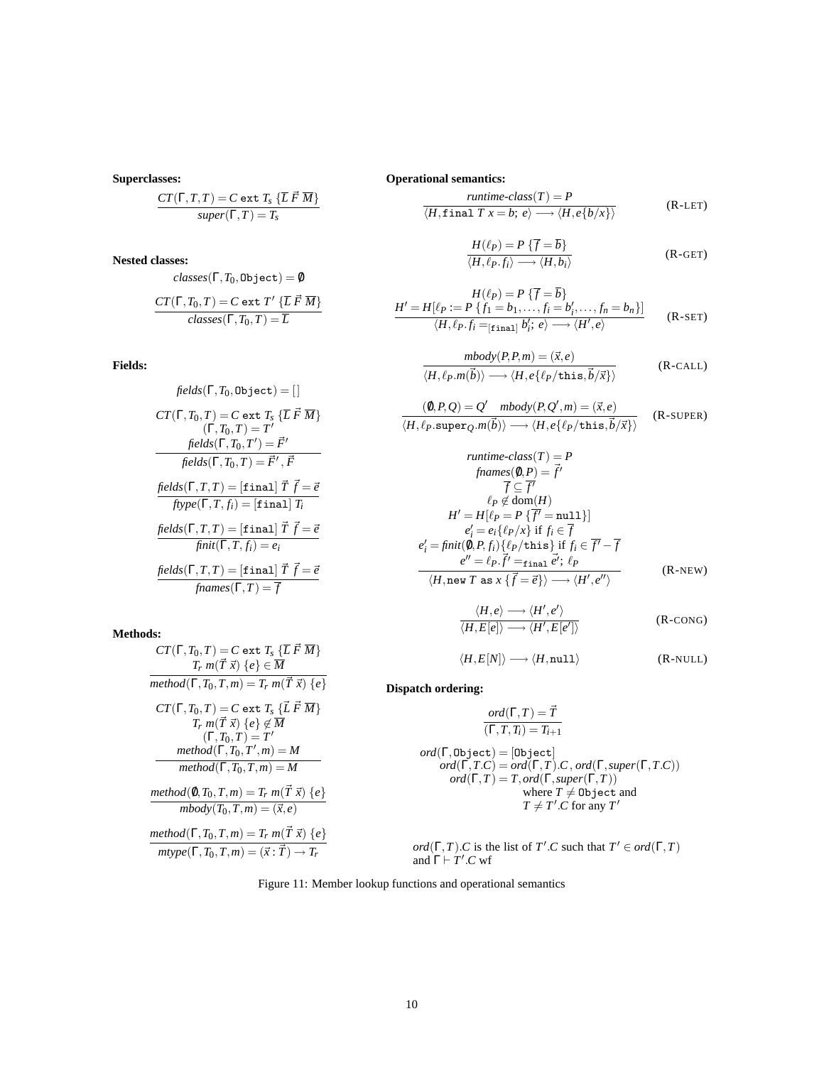**Superclasses:**

$$\frac{CT(\Gamma, T, T) = C \texttt{ ext } T_s \; \{\overline{L}\; \vec{F}\; \overline{M}\}}{super(\Gamma, T) = T_s}$$

**Nested classes:**

$$classes(\Gamma, T_0, \texttt{Object}) = \emptyset$$

$$\frac{CT(\Gamma, T_0, T) = C \texttt{ ext } T' \; \{\overline{L}\; \vec{F}\; \overline{M}\}}{classes(\Gamma, T_0, T) = \overline{L}}$$

**Fields:**

$$fields(\Gamma, T_0, \texttt{Object}) = [\,]$$

$$\frac{\begin{array}{c} CT(\Gamma, T_0, T) = C \texttt{ ext } T_s \; \{\overline{L}\; \vec{F}\; \overline{M}\} \\ (\Gamma, T_0, T) = T' \\ fields(\Gamma, T_0, T') = \vec{F}' \end{array}}{fields(\Gamma, T_0, T) = \vec{F}', \vec{F}}$$

$$\frac{fields(\Gamma, T, T) = [\texttt{final}]\; \vec{T}\; \vec{f} = \vec{e}}{ftype(\Gamma, T, f_i) = [\texttt{final}]\; T_i}$$

$$\frac{fields(\Gamma, T, T) = [\texttt{final}]\; \vec{T}\; \vec{f} = \vec{e}}{finit(\Gamma, T, f_i) = e_i}$$

$$\frac{fields(\Gamma, T, T) = [\texttt{final}]\; \vec{T}\; \vec{f} = \vec{e}}{fnames(\Gamma, T) = \overline{f}}$$

**Methods:**

$$\frac{\begin{array}{c} CT(\Gamma, T_0, T) = C \texttt{ ext } T_s \; \{\overline{L}\; \vec{F}\; \overline{M}\} \\ T_r\; m(\vec{T}\; \vec{x})\; \{e\} \in \overline{M} \end{array}}{method(\Gamma, T_0, T, m) = T_r\; m(\vec{T}\; \vec{x})\; \{e\}}$$

$$\frac{\begin{array}{c} CT(\Gamma, T_0, T) = C \texttt{ ext } T_s \; \{\vec{L}\; \vec{F}\; \overline{M}\} \\ T_r\; m(\vec{T}\; \vec{x})\; \{e\} \notin \overline{M} \\ (\Gamma, T_0, T) = T' \\ method(\Gamma, T_0, T', m) = M \end{array}}{method(\Gamma, T_0, T, m) = M}$$

$$\frac{method(\emptyset, T_0, T, m) = T_r\; m(\vec{T}\; \vec{x})\; \{e\}}{mbody(T_0, T, m) = (\vec{x}, e)}$$

$$\frac{method(\Gamma, T_0, T, m) = T_r\; m(\vec{T}\; \vec{x})\; \{e\}}{mtype(\Gamma, T_0, T, m) = (\vec{x} : \vec{T}) \to T_r}$$

**Operational semantics:**

$$\frac{runtime\text{-}class(T) = P}{\langle H, \texttt{final}\; T\; x = b;\; e\rangle \longrightarrow \langle H, e\{b/x\}\rangle} \quad \text{(R-LET)}$$

$$\frac{H(\ell_P) = P\; \{\overline{f} = \overline{b}\}}{\langle H, \ell_P.f_i\rangle \longrightarrow \langle H, b_i\rangle} \quad \text{(R-GET)}$$

$$\frac{\begin{array}{c} H(\ell_P) = P\; \{\overline{f} = \overline{b}\} \\ H' = H[\ell_P := P\; \{f_1 = b_1, \ldots, f_i = b_i', \ldots, f_n = b_n\}] \end{array}}{\langle H, \ell_P.f_i =_{[\texttt{final}]} b_i';\; e\rangle \longrightarrow \langle H', e\rangle} \quad \text{(R-SET)}$$

$$\frac{mbody(P, P, m) = (\vec{x}, e)}{\langle H, \ell_P.m(\vec{b})\rangle \longrightarrow \langle H, e\{\ell_P/\texttt{this}, \vec{b}/\vec{x}\}\rangle} \quad \text{(R-CALL)}$$

$$\frac{(\emptyset, P, Q) = Q' \quad mbody(P, Q', m) = (\vec{x}, e)}{\langle H, \ell_P.\texttt{super}_Q.m(\vec{b})\rangle \longrightarrow \langle H, e\{\ell_P/\texttt{this}, \vec{b}/\vec{x}\}\rangle} \quad \text{(R-SUPER)}$$

$$\frac{\begin{array}{c} runtime\text{-}class(T) = P \\ fnames(\emptyset, P) = \vec{f}' \\ \overline{f} \subseteq \overline{f'} \\ \ell_P \notin \mathrm{dom}(H) \\ H' = H[\ell_P = P\; \{\overline{f'} = \texttt{null}\}] \\ e_i' = e_i\{\ell_P/x\} \text{ if } f_i \in \overline{f} \\ e_i' = finit(\emptyset, P, f_i)\{\ell_P/\texttt{this}\} \text{ if } f_i \in \overline{f'} - \overline{f} \\ e'' = \ell_P.\vec{f}' =_{\texttt{final}} \vec{e'};\; \ell_P \end{array}}{\langle H, \texttt{new}\; T\; \texttt{as}\; x\; \{\vec{f} = \vec{e}\}\rangle \longrightarrow \langle H', e''\rangle} \quad \text{(R-NEW)}$$

$$\frac{\langle H, e\rangle \longrightarrow \langle H', e'\rangle}{\langle H, E[e]\rangle \longrightarrow \langle H', E[e']\rangle} \quad \text{(R-CONG)}$$

$$\langle H, E[N]\rangle \longrightarrow \langle H, \texttt{null}\rangle \quad \text{(R-NULL)}$$

**Dispatch ordering:**

$$\frac{ord(\Gamma, T) = \vec{T}}{(\Gamma, T, T_i) = T_{i+1}}$$

$$\begin{array}{l} ord(\Gamma, \texttt{Object}) = [\texttt{Object}] \\ \quad ord(\Gamma, T.C) = ord(\Gamma, T).C\,,\, ord(\Gamma, super(\Gamma, T.C)) \\ \quad\quad ord(\Gamma, T) = T, ord(\Gamma, super(\Gamma, T)) \\ \quad\quad\quad\quad \text{where } T \neq \texttt{Object} \text{ and} \\ \quad\quad\quad\quad T \neq T'.C \text{ for any } T' \end{array}$$

$ord(\Gamma, T).C$ is the list of $T'.C$ such that $T' \in ord(\Gamma, T)$ and $\Gamma \vdash T'.C$ wf

Figure 11: Member lookup functions and operational semantics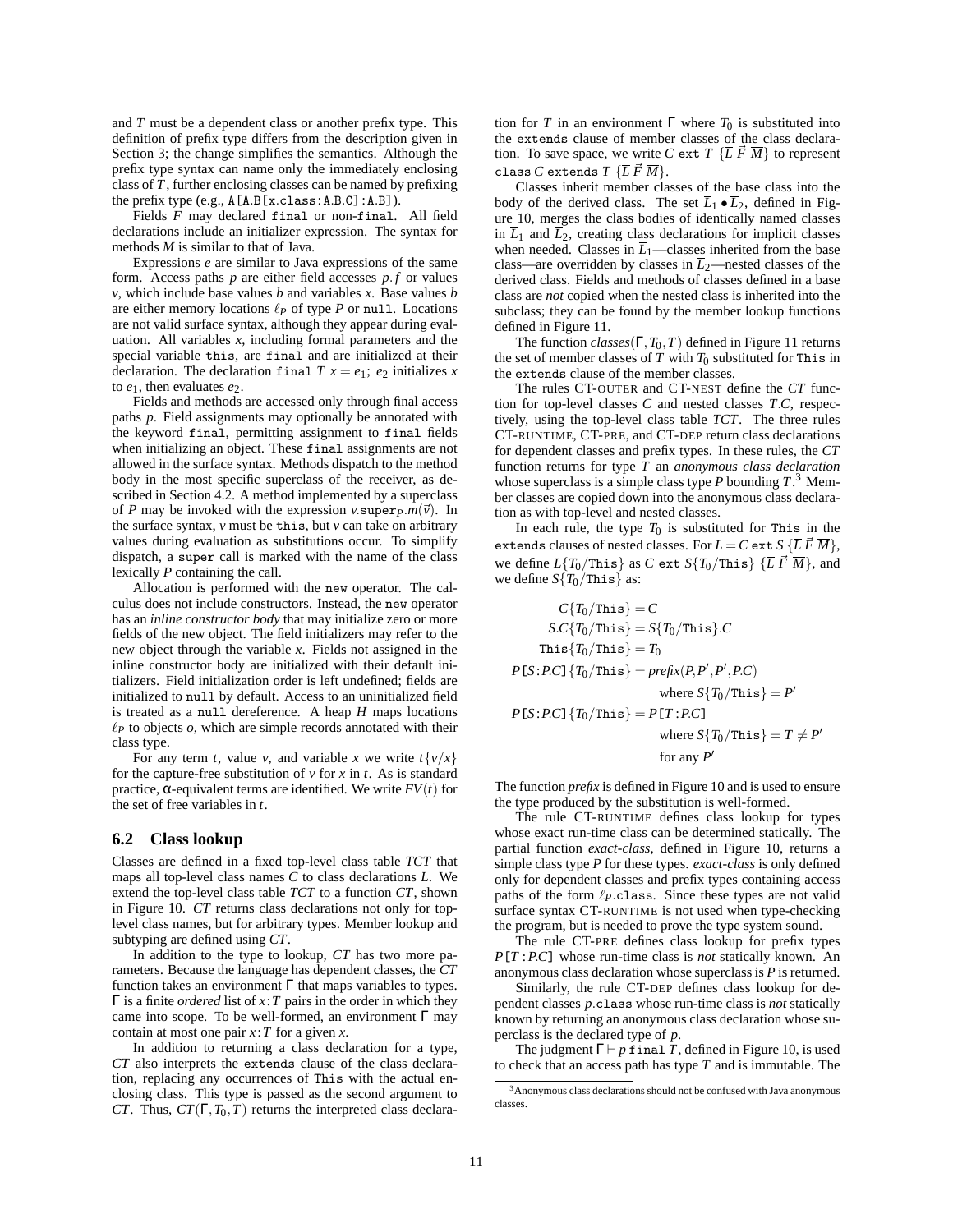and $T$ must be a dependent class or another prefix type. This definition of prefix type differs from the description given in Section 3; the change simplifies the semantics. Although the prefix type syntax can name only the immediately enclosing class of $T$, further enclosing classes can be named by prefixing the prefix type (e.g., `A[A.B[x.class:A.B.C]:A.B]`).

Fields $F$ may declared `final` or non-`final`. All field declarations include an initializer expression. The syntax for methods $M$ is similar to that of Java.

Expressions $e$ are similar to Java expressions of the same form. Access paths $p$ are either field accesses $p.f$ or values $v$, which include base values $b$ and variables $x$. Base values $b$ are either memory locations $\ell_P$ of type $P$ or `null`. Locations are not valid surface syntax, although they appear during evaluation. All variables $x$, including formal parameters and the special variable `this`, are `final` and are initialized at their declaration. The declaration `final` $T\ x = e_1;\ e_2$ initializes $x$ to $e_1$, then evaluates $e_2$.

Fields and methods are accessed only through final access paths $p$. Field assignments may optionally be annotated with the keyword `final`, permitting assignment to `final` fields when initializing an object. These `final` assignments are not allowed in the surface syntax. Methods dispatch to the method body in the most specific superclass of the receiver, as described in Section 4.2. A method implemented by a superclass of $P$ may be invoked with the expression $v.\mathtt{super}_P.m(\vec{v})$. In the surface syntax, $v$ must be `this`, but $v$ can take on arbitrary values during evaluation as substitutions occur. To simplify dispatch, a `super` call is marked with the name of the class lexically $P$ containing the call.

Allocation is performed with the `new` operator. The calculus does not include constructors. Instead, the `new` operator has an *inline constructor body* that may initialize zero or more fields of the new object. The field initializers may refer to the new object through the variable $x$. Fields not assigned in the inline constructor body are initialized with their default initializers. Field initialization order is left undefined; fields are initialized to `null` by default. Access to an uninitialized field is treated as a `null` dereference. A heap $H$ maps locations $\ell_P$ to objects $o$, which are simple records annotated with their class type.

For any term $t$, value $v$, and variable $x$ we write $t\{v/x\}$ for the capture-free substitution of $v$ for $x$ in $t$. As is standard practice, $\alpha$-equivalent terms are identified. We write $FV(t)$ for the set of free variables in $t$.

## 6.2 Class lookup

Classes are defined in a fixed top-level class table $TCT$ that maps all top-level class names $C$ to class declarations $L$. We extend the top-level class table $TCT$ to a function $CT$, shown in Figure 10. $CT$ returns class declarations not only for top-level class names, but for arbitrary types. Member lookup and subtyping are defined using $CT$.

In addition to the type to lookup, $CT$ has two more parameters. Because the language has dependent classes, the $CT$ function takes an environment $\Gamma$ that maps variables to types. $\Gamma$ is a finite *ordered* list of $x\!:\!T$ pairs in the order in which they came into scope. To be well-formed, an environment $\Gamma$ may contain at most one pair $x\!:\!T$ for a given $x$.

In addition to returning a class declaration for a type, $CT$ also interprets the `extends` clause of the class declaration, replacing any occurrences of `This` with the actual enclosing class. This type is passed as the second argument to $CT$. Thus, $CT(\Gamma, T_0, T)$ returns the interpreted class declaration for $T$ in an environment $\Gamma$ where $T_0$ is substituted into the `extends` clause of member classes of the class declaration. To save space, we write $C$ `ext` $T\ \{\overline{L}\ \vec{F}\ \overline{M}\}$ to represent `class` $C$ `extends` $T\ \{\overline{L}\ \vec{F}\ \overline{M}\}$.

Classes inherit member classes of the base class into the body of the derived class. The set $\overline{L}_1 \bullet \overline{L}_2$, defined in Figure 10, merges the class bodies of identically named classes in $\overline{L}_1$ and $\overline{L}_2$, creating class declarations for implicit classes when needed. Classes in $\overline{L}_1$—classes inherited from the base class—are overridden by classes in $\overline{L}_2$—nested classes of the derived class. Fields and methods of classes defined in a base class are *not* copied when the nested class is inherited into the subclass; they can be found by the member lookup functions defined in Figure 11.

The function $classes(\Gamma, T_0, T)$ defined in Figure 11 returns the set of member classes of $T$ with $T_0$ substituted for `This` in the `extends` clause of the member classes.

The rules CT-OUTER and CT-NEST define the $CT$ function for top-level classes $C$ and nested classes $T.C$, respectively, using the top-level class table $TCT$. The three rules CT-RUNTIME, CT-PRE, and CT-DEP return class declarations for dependent classes and prefix types. In these rules, the $CT$ function returns for type $T$ an *anonymous class declaration* whose superclass is a simple class type $P$ bounding $T$.[3] Member classes are copied down into the anonymous class declaration as with top-level and nested classes.

In each rule, the type $T_0$ is substituted for `This` in the `extends` clauses of nested classes. For $L = C$ `ext` $S\ \{\overline{L}\ \vec{F}\ \overline{M}\}$, we define $L\{T_0/\mathtt{This}\}$ as $C$ `ext` $S\{T_0/\mathtt{This}\}\ \{\overline{L}\ \vec{F}\ \overline{M}\}$, and we define $S\{T_0/\mathtt{This}\}$ as:

$$
\begin{aligned}
C\{T_0/\mathtt{This}\} &= C \\
S.C\{T_0/\mathtt{This}\} &= S\{T_0/\mathtt{This}\}.C \\
\mathtt{This}\{T_0/\mathtt{This}\} &= T_0 \\
P\,[S\!:\!P.C]\,\{T_0/\mathtt{This}\} &= prefix(P, P', P', P.C) \\
&\quad\quad \text{where } S\{T_0/\mathtt{This}\} = P' \\
P\,[S\!:\!P.C]\,\{T_0/\mathtt{This}\} &= P\,[T\!:\!P.C] \\
&\quad\quad \text{where } S\{T_0/\mathtt{This}\} = T \neq P' \\
&\quad\quad \text{for any } P'
\end{aligned}
$$

The function *prefix* is defined in Figure 10 and is used to ensure the type produced by the substitution is well-formed.

The rule CT-RUNTIME defines class lookup for types whose exact run-time class can be determined statically. The partial function *exact-class*, defined in Figure 10, returns a simple class type $P$ for these types. *exact-class* is only defined only for dependent classes and prefix types containing access paths of the form $\ell_P.\mathtt{class}$. Since these types are not valid surface syntax CT-RUNTIME is not used when type-checking the program, but is needed to prove the type system sound.

The rule CT-PRE defines class lookup for prefix types $P\,[T\!:\!P.C]$ whose run-time class is *not* statically known. An anonymous class declaration whose superclass is $P$ is returned.

Similarly, the rule CT-DEP defines class lookup for dependent classes $p.\mathtt{class}$ whose run-time class is *not* statically known by returning an anonymous class declaration whose superclass is the declared type of $p$.

The judgment $\Gamma \vdash p$ `final` $T$, defined in Figure 10, is used to check that an access path has type $T$ and is immutable. The

[3] Anonymous class declarations should not be confused with Java anonymous classes.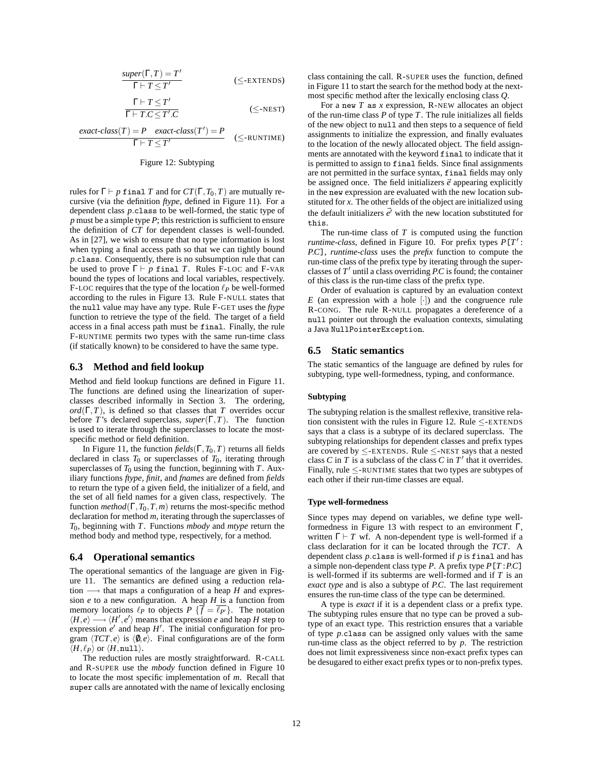$$\frac{super(\Gamma, T) = T'}{\Gamma \vdash T \leq T'} \quad (\leq\text{-EXTENDS})$$

$$\frac{\Gamma \vdash T \leq T'}{\Gamma \vdash T.C \leq T'.C} \quad (\leq\text{-NEST})$$

$$\frac{exact\text{-}class(T) = P \quad exact\text{-}class(T') = P}{\Gamma \vdash T \leq T'} \quad (\leq\text{-RUNTIME})$$

Figure 12: Subtyping

rules for $\Gamma \vdash p$ `final` $T$ and for $CT(\Gamma, T_0, T)$ are mutually recursive (via the definition *ftype*, defined in Figure 11). For a dependent class $p$.`class` to be well-formed, the static type of $p$ must be a simple type $P$; this restriction is sufficient to ensure the definition of $CT$ for dependent classes is well-founded. As in [27], we wish to ensure that no type information is lost when typing a final access path so that we can tightly bound $p$.`class`. Consequently, there is no subsumption rule that can be used to prove $\Gamma \vdash p$ `final` $T$. Rules F-LOC and F-VAR bound the types of locations and local variables, respectively. F-LOC requires that the type of the location $\ell_P$ be well-formed according to the rules in Figure 13. Rule F-NULL states that the `null` value may have any type. Rule F-GET uses the *ftype* function to retrieve the type of the field. The target of a field access in a final access path must be `final`. Finally, the rule F-RUNTIME permits two types with the same run-time class (if statically known) to be considered to have the same type.

### 6.3 Method and field lookup

Method and field lookup functions are defined in Figure 11. The functions are defined using the linearization of superclasses described informally in Section 3. The ordering, $ord(\Gamma, T)$, is defined so that classes that $T$ overrides occur before $T$'s declared superclass, $super(\Gamma, T)$. The function is used to iterate through the superclasses to locate the most-specific method or field definition.

In Figure 11, the function $fields(\Gamma, T_0, T)$ returns all fields declared in class $T_0$ or superclasses of $T_0$, iterating through superclasses of $T_0$ using the function, beginning with $T$. Auxiliary functions *ftype*, *finit*, and *fnames* are defined from *fields* to return the type of a given field, the initializer of a field, and the set of all field names for a given class, respectively. The function $method(\Gamma, T_0, T, m)$ returns the most-specific method declaration for method $m$, iterating through the superclasses of $T_0$, beginning with $T$. Functions *mbody* and *mtype* return the method body and method type, respectively, for a method.

### 6.4 Operational semantics

The operational semantics of the language are given in Figure 11. The semantics are defined using a reduction relation $\longrightarrow$ that maps a configuration of a heap $H$ and expression $e$ to a new configuration. A heap $H$ is a function from memory locations $\ell_P$ to objects $P\ \{\overline{f = \ell_{P'}}\}$. The notation $\langle H, e\rangle \longrightarrow \langle H', e'\rangle$ means that expression $e$ and heap $H$ step to expression $e'$ and heap $H'$. The initial configuration for program $\langle TCT, e\rangle$ is $\langle \emptyset, e\rangle$. Final configurations are of the form $\langle H, \ell_P\rangle$ or $\langle H, \texttt{null}\rangle$.

The reduction rules are mostly straightforward. R-CALL and R-SUPER use the *mbody* function defined in Figure 10 to locate the most specific implementation of $m$. Recall that `super` calls are annotated with the name of lexically enclosing class containing the call. R-SUPER uses the function, defined in Figure 11 to start the search for the method body at the next-most specific method after the lexically enclosing class $Q$.

For a `new` $T$ `as` $x$ expression, R-NEW allocates an object of the run-time class $P$ of type $T$. The rule initializes all fields of the new object to `null` and then steps to a sequence of field assignments to initialize the expression, and finally evaluates to the location of the newly allocated object. The field assignments are annotated with the keyword `final` to indicate that it is permitted to assign to `final` fields. Since final assignments are not permitted in the surface syntax, `final` fields may only be assigned once. The field initializers $\vec{e}$ appearing explicitly in the `new` expression are evaluated with the new location substituted for $x$. The other fields of the object are initialized using the default initializers $\vec{e}'$ with the new location substituted for `this`.

The run-time class of $T$ is computed using the function *runtime-class*, defined in Figure 10. For prefix types $P[T' : P.C]$, *runtime-class* uses the *prefix* function to compute the run-time class of the prefix type by iterating through the superclasses of $T'$ until a class overriding $P.C$ is found; the container of this class is the run-time class of the prefix type.

Order of evaluation is captured by an evaluation context $E$ (an expression with a hole $[\cdot]$) and the congruence rule R-CONG. The rule R-NULL propagates a dereference of a `null` pointer out through the evaluation contexts, simulating a Java `NullPointerException`.

### 6.5 Static semantics

The static semantics of the language are defined by rules for subtyping, type well-formedness, typing, and conformance.

#### Subtyping

The subtyping relation is the smallest reflexive, transitive relation consistent with the rules in Figure 12. Rule $\leq$-EXTENDS says that a class is a subtype of its declared superclass. The subtyping relationships for dependent classes and prefix types are covered by $\leq$-EXTENDS. Rule $\leq$-NEST says that a nested class $C$ in $T$ is a subclass of the class $C$ in $T'$ that it overrides. Finally, rule $\leq$-RUNTIME states that two types are subtypes of each other if their run-time classes are equal.

#### Type well-formedness

Since types may depend on variables, we define type well-formedness in Figure 13 with respect to an environment $\Gamma$, written $\Gamma \vdash T$ wf. A non-dependent type is well-formed if a class declaration for it can be located through the *TCT*. A dependent class $p$.`class` is well-formed if $p$ is `final` and has a simple non-dependent class type $P$. A prefix type $P[T : P.C]$ is well-formed if its subterms are well-formed and if $T$ is an *exact type* and is also a subtype of $P.C$. The last requirement ensures the run-time class of the type can be determined.

A type is *exact* if it is a dependent class or a prefix type. The subtyping rules ensure that no type can be proved a subtype of an exact type. This restriction ensures that a variable of type $p$.`class` can be assigned only values with the same run-time class as the object referred to by $p$. The restriction does not limit expressiveness since non-exact prefix types can be desugared to either exact prefix types or to non-prefix types.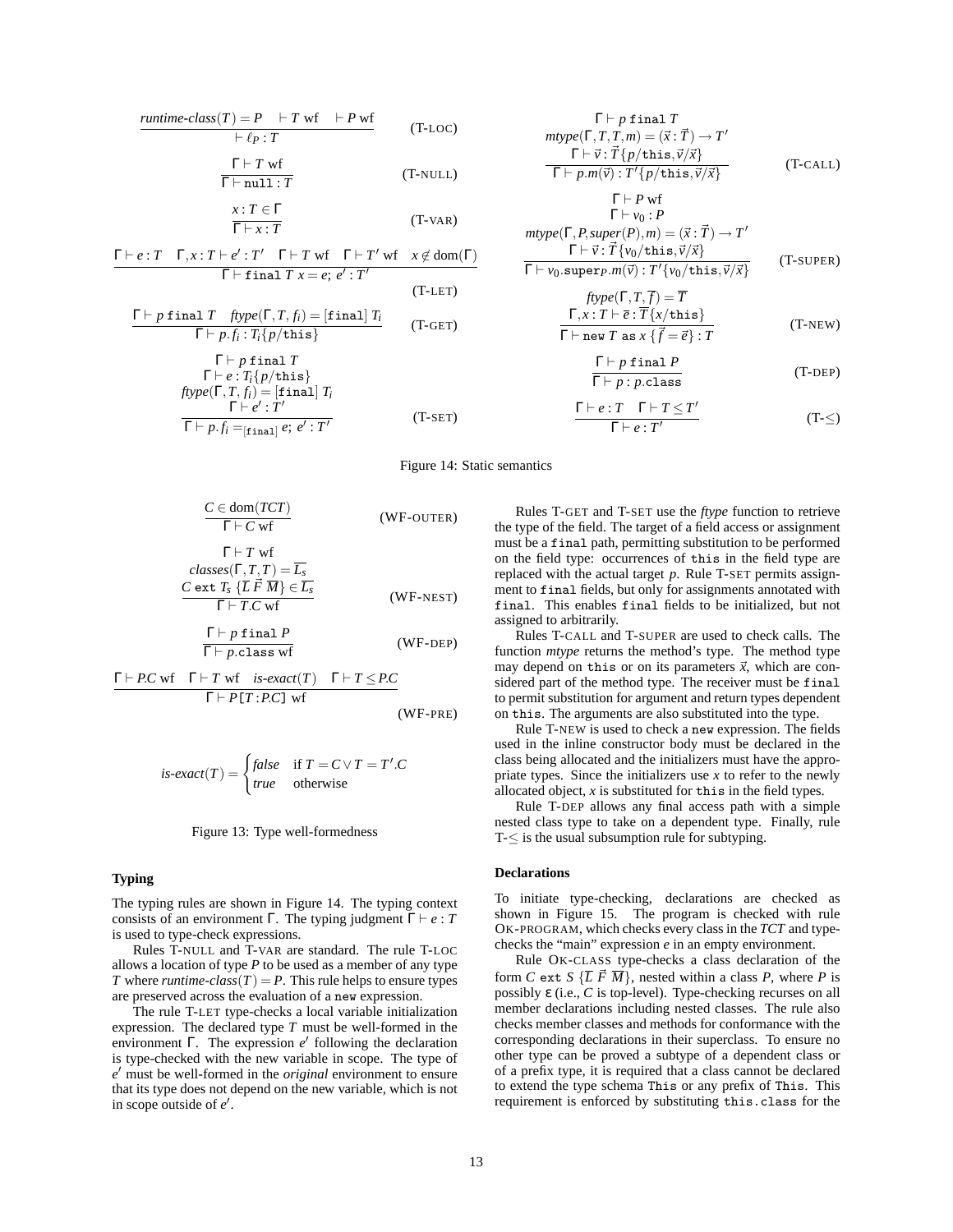$$\frac{\textit{runtime-class}(T) = P \quad \vdash T \text{ wf} \quad \vdash P \text{ wf}}{\vdash \ell_P : T} \quad \text{(T-LOC)}$$

$$\frac{\Gamma \vdash T \text{ wf}}{\Gamma \vdash \texttt{null} : T} \quad \text{(T-NULL)}$$

$$\frac{x : T \in \Gamma}{\Gamma \vdash x : T} \quad \text{(T-VAR)}$$

$$\frac{\Gamma \vdash e : T \quad \Gamma, x : T \vdash e' : T' \quad \Gamma \vdash T \text{ wf} \quad \Gamma \vdash T' \text{ wf} \quad x \notin \text{dom}(\Gamma)}{\Gamma \vdash \texttt{final}\ T\ x = e;\ e' : T'} \quad \text{(T-LET)}$$

$$\frac{\Gamma \vdash p\ \texttt{final}\ T \quad \textit{ftype}(\Gamma, T, f_i) = [\texttt{final}]\ T_i}{\Gamma \vdash p.f_i : T_i\{p/\texttt{this}\}} \quad \text{(T-GET)}$$

$$\frac{\Gamma \vdash p\ \texttt{final}\ T \quad \Gamma \vdash e : T_i\{p/\texttt{this}\} \quad \textit{ftype}(\Gamma, T, f_i) = [\texttt{final}]\ T_i \quad \Gamma \vdash e' : T'}{\Gamma \vdash p.f_i =_{[\texttt{final}]} e;\ e' : T'} \quad \text{(T-SET)}$$

$$\frac{\Gamma \vdash p\ \texttt{final}\ T \quad \textit{mtype}(\Gamma, T, T, m) = (\vec{x} : \vec{T}) \to T' \quad \Gamma \vdash \vec{v} : \vec{T}\{p/\texttt{this}, \vec{v}/\vec{x}\}}{\Gamma \vdash p.m(\vec{v}) : T'\{p/\texttt{this}, \vec{v}/\vec{x}\}} \quad \text{(T-CALL)}$$

$$\frac{\Gamma \vdash P \text{ wf} \quad \Gamma \vdash v_0 : P \quad \textit{mtype}(\Gamma, P, \textit{super}(P), m) = (\vec{x} : \vec{T}) \to T' \quad \Gamma \vdash \vec{v} : \vec{T}\{v_0/\texttt{this}, \vec{v}/\vec{x}\}}{\Gamma \vdash v_0.\texttt{super}_P.m(\vec{v}) : T'\{v_0/\texttt{this}, \vec{v}/\vec{x}\}} \quad \text{(T-SUPER)}$$

$$\frac{\textit{ftype}(\Gamma, T, \overline{f}) = \overline{T} \quad \Gamma, x : T \vdash \overline{e} : \overline{T}\{x/\texttt{this}\}}{\Gamma \vdash \texttt{new}\ T\ \texttt{as}\ x\ \{\overline{f} = \overline{e}\} : T} \quad \text{(T-NEW)}$$

$$\frac{\Gamma \vdash p\ \texttt{final}\ P}{\Gamma \vdash p : p.\texttt{class}} \quad \text{(T-DEP)}$$

$$\frac{\Gamma \vdash e : T \quad \Gamma \vdash T \leq T'}{\Gamma \vdash e : T'} \quad \text{(T-}\leq\text{)}$$

Figure 14: Static semantics

$$\frac{C \in \text{dom}(\textit{TCT})}{\Gamma \vdash C \text{ wf}} \quad \text{(WF-OUTER)}$$

$$\frac{\Gamma \vdash T \text{ wf} \quad \textit{classes}(\Gamma, T, T) = \overline{L_s} \quad C\ \texttt{ext}\ T_s\ \{\overline{L}\ \vec{F}\ \overline{M}\} \in \overline{L_s}}{\Gamma \vdash T.C \text{ wf}} \quad \text{(WF-NEST)}$$

$$\frac{\Gamma \vdash p\ \texttt{final}\ P}{\Gamma \vdash p.\texttt{class wf}} \quad \text{(WF-DEP)}$$

$$\frac{\Gamma \vdash P.C \text{ wf} \quad \Gamma \vdash T \text{ wf} \quad \textit{is-exact}(T) \quad \Gamma \vdash T \leq P.C}{\Gamma \vdash P[T{:}P.C] \text{ wf}} \quad \text{(WF-PRE)}$$

$$\textit{is-exact}(T) = \begin{cases} \textit{false} & \text{if } T = C \vee T = T'.C \\ \textit{true} & \text{otherwise} \end{cases}$$

Figure 13: Type well-formedness

### Typing

The typing rules are shown in Figure 14. The typing context consists of an environment $\Gamma$. The typing judgment $\Gamma \vdash e : T$ is used to type-check expressions.

Rules T-NULL and T-VAR are standard. The rule T-LOC allows a location of type $P$ to be used as a member of any type $T$ where *runtime-class*$(T) = P$. This rule helps to ensure types are preserved across the evaluation of a `new` expression.

The rule T-LET type-checks a local variable initialization expression. The declared type $T$ must be well-formed in the environment $\Gamma$. The expression $e'$ following the declaration is type-checked with the new variable in scope. The type of $e'$ must be well-formed in the *original* environment to ensure that its type does not depend on the new variable, which is not in scope outside of $e'$.

Rules T-GET and T-SET use the *ftype* function to retrieve the type of the field. The target of a field access or assignment must be a `final` path, permitting substitution to be performed on the field type: occurrences of `this` in the field type are replaced with the actual target $p$. Rule T-SET permits assignment to `final` fields, but only for assignments annotated with `final`. This enables `final` fields to be initialized, but not assigned to arbitrarily.

Rules T-CALL and T-SUPER are used to check calls. The function *mtype* returns the method's type. The method type may depend on `this` or on its parameters $\vec{x}$, which are considered part of the method type. The receiver must be `final` to permit substitution for argument and return types dependent on `this`. The arguments are also substituted into the type.

Rule T-NEW is used to check a `new` expression. The fields used in the inline constructor body must be declared in the class being allocated and the initializers must have the appropriate types. Since the initializers use $x$ to refer to the newly allocated object, $x$ is substituted for `this` in the field types.

Rule T-DEP allows any final access path with a simple nested class type to take on a dependent type. Finally, rule T-$\leq$ is the usual subsumption rule for subtyping.

### Declarations

To initiate type-checking, declarations are checked as shown in Figure 15. The program is checked with rule OK-PROGRAM, which checks every class in the *TCT* and type-checks the "main" expression $e$ in an empty environment.

Rule OK-CLASS type-checks a class declaration of the form $C$ `ext` $S$ $\{\overline{L}\ \vec{F}\ \overline{M}\}$, nested within a class $P$, where $P$ is possibly $\varepsilon$ (i.e., $C$ is top-level). Type-checking recurses on all member declarations including nested classes. The rule also checks member classes and methods for conformance with the corresponding declarations in their superclass. To ensure no other type can be proved a subtype of a dependent class or of a prefix type, it is required that a class cannot be declared to extend the type schema `This` or any prefix of `This`. This requirement is enforced by substituting `this.class` for the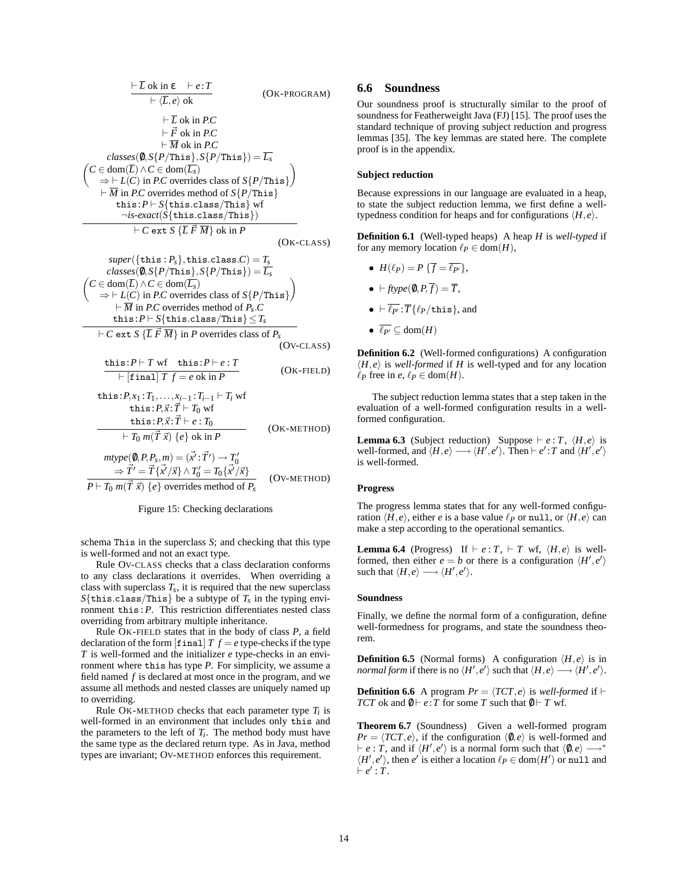$$\frac{\vdash \overline{L} \text{ ok in } \varepsilon \quad \vdash e : T}{\vdash \langle \overline{L}, e \rangle \text{ ok}} \quad \text{(OK-PROGRAM)}$$

$$\frac{\begin{array}{c} \vdash \overline{L} \text{ ok in } P.C \\ \vdash \vec{F} \text{ ok in } P.C \\ \vdash \overline{M} \text{ ok in } P.C \\ \mathit{classes}(\emptyset, S\{P/\mathtt{This}\}, S\{P/\mathtt{This}\}) = \overline{L_s} \\ \left( \begin{array}{l} C \in \mathrm{dom}(\overline{L}) \wedge C \in \mathrm{dom}(\overline{L_s}) \\ \quad \Rightarrow \vdash L(C) \text{ in } P.C \text{ overrides class of } S\{P/\mathtt{This}\} \end{array} \right) \\ \vdash \overline{M} \text{ in } P.C \text{ overrides method of } S\{P/\mathtt{This}\} \\ \mathtt{this} : P \vdash S\{\mathtt{this.class}/\mathtt{This}\} \text{ wf} \\ \neg \mathit{is\text{-}exact}(S\{\mathtt{this.class}/\mathtt{This}\}) \end{array}}{\vdash C \;\mathtt{ext}\; S \; \{\overline{L}\; \vec{F}\; \overline{M}\} \text{ ok in } P} \quad \text{(OK-CLASS)}$$

$$\frac{\begin{array}{c} \mathit{super}(\{\mathtt{this} : P_s\}, \mathtt{this.class}.C) = T_s \\ \mathit{classes}(\emptyset, S\{P/\mathtt{This}\}, S\{P/\mathtt{This}\}) = \overline{L_s} \\ \left( \begin{array}{l} C \in \mathrm{dom}(\overline{L}) \wedge C \in \mathrm{dom}(\overline{L_s}) \\ \quad \Rightarrow \vdash L(C) \text{ in } P.C \text{ overrides class of } S\{P/\mathtt{This}\} \end{array} \right) \\ \vdash \overline{M} \text{ in } P.C \text{ overrides method of } P_s.C \\ \mathtt{this} : P \vdash S\{\mathtt{this.class}/\mathtt{This}\} \leq T_s \end{array}}{\vdash C \;\mathtt{ext}\; S \; \{\overline{L}\; \vec{F}\; \overline{M}\} \text{ in } P \text{ overrides class of } P_s} \quad \text{(OV-CLASS)}$$

$$\frac{\mathtt{this} : P \vdash T \text{ wf} \quad \mathtt{this} : P \vdash e : T}{\vdash [\mathtt{final}]\; T \; f = e \text{ ok in } P} \quad \text{(OK-FIELD)}$$

$$\frac{\begin{array}{c} \mathtt{this} : P, x_1 : T_1, \ldots, x_{i-1} : T_{i-1} \vdash T_i \text{ wf} \\ \mathtt{this} : P, \vec{x} : \vec{T} \vdash T_0 \text{ wf} \\ \mathtt{this} : P, \vec{x} : \vec{T} \vdash e : T_0 \end{array}}{\vdash T_0 \; m(\vec{T}\; \vec{x}) \; \{e\} \text{ ok in } P} \quad \text{(OK-METHOD)}$$

$$\frac{\begin{array}{c} \mathit{mtype}(\emptyset, P, P_s, m) = (\vec{x}' : \vec{T}') \rightarrow T_0' \\ \Rightarrow \vec{T}' = \vec{T}\{\vec{x}'/\vec{x}\} \wedge T_0' = T_0\{\vec{x}'/\vec{x}\} \end{array}}{P \vdash T_0 \; m(\vec{T}\; \vec{x}) \; \{e\} \text{ overrides method of } P_s} \quad \text{(OV-METHOD)}$$

Figure 15: Checking declarations

schema This in the superclass $S$; and checking that this type is well-formed and not an exact type.

Rule OV-CLASS checks that a class declaration conforms to any class declarations it overrides. When overriding a class with superclass $T_s$, it is required that the new superclass $S\{\mathtt{this.class}/\mathtt{This}\}$ be a subtype of $T_s$ in the typing environment $\mathtt{this} : P$. This restriction differentiates nested class overriding from arbitrary multiple inheritance.

Rule OK-FIELD states that in the body of class $P$, a field declaration of the form $[\mathtt{final}]\; T\; f = e$ type-checks if the type $T$ is well-formed and the initializer $e$ type-checks in an environment where this has type $P$. For simplicity, we assume a field named $f$ is declared at most once in the program, and we assume all methods and nested classes are uniquely named up to overriding.

Rule OK-METHOD checks that each parameter type $T_i$ is well-formed in an environment that includes only this and the parameters to the left of $T_i$. The method body must have the same type as the declared return type. As in Java, method types are invariant; OV-METHOD enforces this requirement.

## 6.6 Soundness

Our soundness proof is structurally similar to the proof of soundness for Featherweight Java (FJ) [15]. The proof uses the standard technique of proving subject reduction and progress lemmas [35]. The key lemmas are stated here. The complete proof is in the appendix.

#### Subject reduction

Because expressions in our language are evaluated in a heap, to state the subject reduction lemma, we first define a well-typedness condition for heaps and for configurations $\langle H, e \rangle$.

**Definition 6.1** (Well-typed heaps) A heap $H$ is *well-typed* if for any memory location $\ell_P \in \mathrm{dom}(H)$,

- $H(\ell_P) = P\; \{\overline{f} = \overline{\ell_{P'}}\}$,
- $\vdash \mathit{ftype}(\emptyset, P, \overline{f}) = \overline{T}$,
- $\vdash \overline{\ell_{P'}} : \overline{T}\{\ell_P/\mathtt{this}\}$, and
- $\overline{\ell_{P'}} \subseteq \mathrm{dom}(H)$

**Definition 6.2** (Well-formed configurations) A configuration $\langle H, e \rangle$ is *well-formed* if $H$ is well-typed and for any location $\ell_P$ free in $e$, $\ell_P \in \mathrm{dom}(H)$.

The subject reduction lemma states that a step taken in the evaluation of a well-formed configuration results in a well-formed configuration.

**Lemma 6.3** (Subject reduction) Suppose $\vdash e : T$, $\langle H, e \rangle$ is well-formed, and $\langle H, e \rangle \longrightarrow \langle H', e' \rangle$. Then $\vdash e' : T$ and $\langle H', e' \rangle$ is well-formed.

#### Progress

The progress lemma states that for any well-formed configuration $\langle H, e \rangle$, either $e$ is a base value $\ell_P$ or null, or $\langle H, e \rangle$ can make a step according to the operational semantics.

**Lemma 6.4** (Progress) If $\vdash e : T$, $\vdash T$ wf, $\langle H, e \rangle$ is well-formed, then either $e = b$ or there is a configuration $\langle H', e' \rangle$ such that $\langle H, e \rangle \longrightarrow \langle H', e' \rangle$.

#### Soundness

Finally, we define the normal form of a configuration, define well-formedness for programs, and state the soundness theorem.

**Definition 6.5** (Normal forms) A configuration $\langle H, e \rangle$ is in *normal form* if there is no $\langle H', e' \rangle$ such that $\langle H, e \rangle \longrightarrow \langle H', e' \rangle$.

**Definition 6.6** A program $Pr = \langle TCT, e \rangle$ is *well-formed* if $\vdash TCT$ ok and $\emptyset \vdash e : T$ for some $T$ such that $\emptyset \vdash T$ wf.

**Theorem 6.7** (Soundness) Given a well-formed program $Pr = \langle TCT, e \rangle$, if the configuration $\langle \emptyset, e \rangle$ is well-formed and $\vdash e : T$, and if $\langle H', e' \rangle$ is a normal form such that $\langle \emptyset, e \rangle \longrightarrow^* \langle H', e' \rangle$, then $e'$ is either a location $\ell_P \in \mathrm{dom}(H')$ or null and $\vdash e' : T$.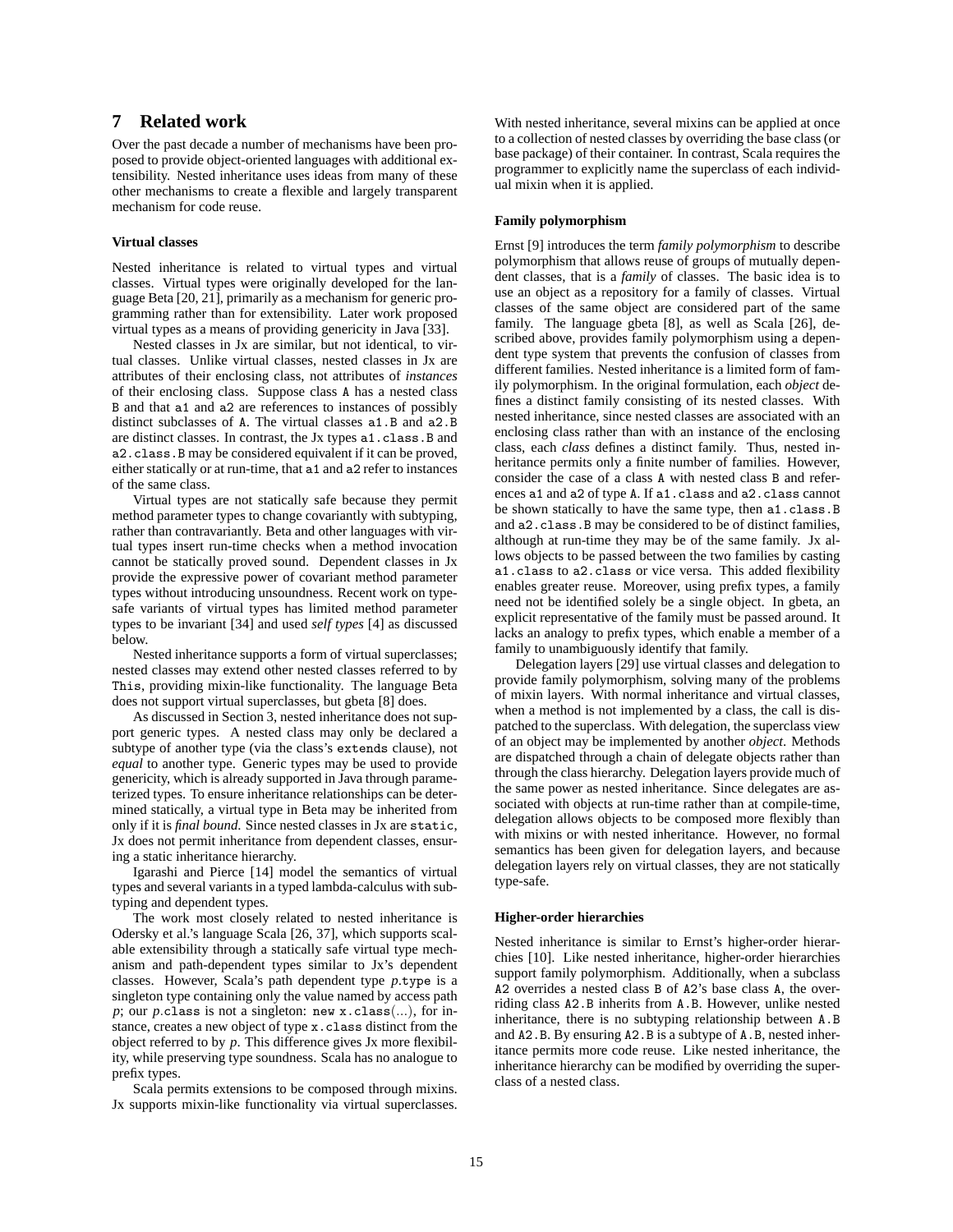## 7 Related work

Over the past decade a number of mechanisms have been proposed to provide object-oriented languages with additional extensibility. Nested inheritance uses ideas from many of these other mechanisms to create a flexible and largely transparent mechanism for code reuse.

### Virtual classes

Nested inheritance is related to virtual types and virtual classes. Virtual types were originally developed for the language Beta [20, 21], primarily as a mechanism for generic programming rather than for extensibility. Later work proposed virtual types as a means of providing genericity in Java [33].

Nested classes in Jx are similar, but not identical, to virtual classes. Unlike virtual classes, nested classes in Jx are attributes of their enclosing class, not attributes of *instances* of their enclosing class. Suppose class `A` has a nested class `B` and that `a1` and `a2` are references to instances of possibly distinct subclasses of `A`. The virtual classes `a1.B` and `a2.B` are distinct classes. In contrast, the Jx types `a1.class.B` and `a2.class.B` may be considered equivalent if it can be proved, either statically or at run-time, that `a1` and `a2` refer to instances of the same class.

Virtual types are not statically safe because they permit method parameter types to change covariantly with subtyping, rather than contravariantly. Beta and other languages with virtual types insert run-time checks when a method invocation cannot be statically proved sound. Dependent classes in Jx provide the expressive power of covariant method parameter types without introducing unsoundness. Recent work on type-safe variants of virtual types has limited method parameter types to be invariant [34] and used *self types* [4] as discussed below.

Nested inheritance supports a form of virtual superclasses; nested classes may extend other nested classes referred to by `This`, providing mixin-like functionality. The language Beta does not support virtual superclasses, but gbeta [8] does.

As discussed in Section 3, nested inheritance does not support generic types. A nested class may only be declared a subtype of another type (via the class's `extends` clause), not *equal* to another type. Generic types may be used to provide genericity, which is already supported in Java through parameterized types. To ensure inheritance relationships can be determined statically, a virtual type in Beta may be inherited from only if it is *final bound*. Since nested classes in Jx are `static`, Jx does not permit inheritance from dependent classes, ensuring a static inheritance hierarchy.

Igarashi and Pierce [14] model the semantics of virtual types and several variants in a typed lambda-calculus with subtyping and dependent types.

The work most closely related to nested inheritance is Odersky et al.'s language Scala [26, 37], which supports scalable extensibility through a statically safe virtual type mechanism and path-dependent types similar to Jx's dependent classes. However, Scala's path dependent type *p*`.type` is a singleton type containing only the value named by access path *p*; our *p*`.class` is not a singleton: `new x.class(`...`)`, for instance, creates a new object of type `x.class` distinct from the object referred to by *p*. This difference gives Jx more flexibility, while preserving type soundness. Scala has no analogue to prefix types.

Scala permits extensions to be composed through mixins. Jx supports mixin-like functionality via virtual superclasses. With nested inheritance, several mixins can be applied at once to a collection of nested classes by overriding the base class (or base package) of their container. In contrast, Scala requires the programmer to explicitly name the superclass of each individual mixin when it is applied.

### Family polymorphism

Ernst [9] introduces the term *family polymorphism* to describe polymorphism that allows reuse of groups of mutually dependent classes, that is a *family* of classes. The basic idea is to use an object as a repository for a family of classes. Virtual classes of the same object are considered part of the same family. The language gbeta [8], as well as Scala [26], described above, provides family polymorphism using a dependent type system that prevents the confusion of classes from different families. Nested inheritance is a limited form of family polymorphism. In the original formulation, each *object* defines a distinct family consisting of its nested classes. With nested inheritance, since nested classes are associated with an enclosing class rather than with an instance of the enclosing class, each *class* defines a distinct family. Thus, nested inheritance permits only a finite number of families. However, consider the case of a class `A` with nested class `B` and references `a1` and `a2` of type `A`. If `a1.class` and `a2.class` cannot be shown statically to have the same type, then `a1.class.B` and `a2.class.B` may be considered to be of distinct families, although at run-time they may be of the same family. Jx allows objects to be passed between the two families by casting `a1.class` to `a2.class` or vice versa. This added flexibility enables greater reuse. Moreover, using prefix types, a family need not be identified solely be a single object. In gbeta, an explicit representative of the family must be passed around. It lacks an analogy to prefix types, which enable a member of a family to unambiguously identify that family.

Delegation layers [29] use virtual classes and delegation to provide family polymorphism, solving many of the problems of mixin layers. With normal inheritance and virtual classes, when a method is not implemented by a class, the call is dispatched to the superclass. With delegation, the superclass view of an object may be implemented by another *object*. Methods are dispatched through a chain of delegate objects rather than through the class hierarchy. Delegation layers provide much of the same power as nested inheritance. Since delegates are associated with objects at run-time rather than at compile-time, delegation allows objects to be composed more flexibly than with mixins or with nested inheritance. However, no formal semantics has been given for delegation layers, and because delegation layers rely on virtual classes, they are not statically type-safe.

### Higher-order hierarchies

Nested inheritance is similar to Ernst's higher-order hierarchies [10]. Like nested inheritance, higher-order hierarchies support family polymorphism. Additionally, when a subclass `A2` overrides a nested class `B` of `A2`'s base class `A`, the overriding class `A2.B` inherits from `A.B`. However, unlike nested inheritance, there is no subtyping relationship between `A.B` and `A2.B`. By ensuring `A2.B` is a subtype of `A.B`, nested inheritance permits more code reuse. Like nested inheritance, the inheritance hierarchy can be modified by overriding the superclass of a nested class.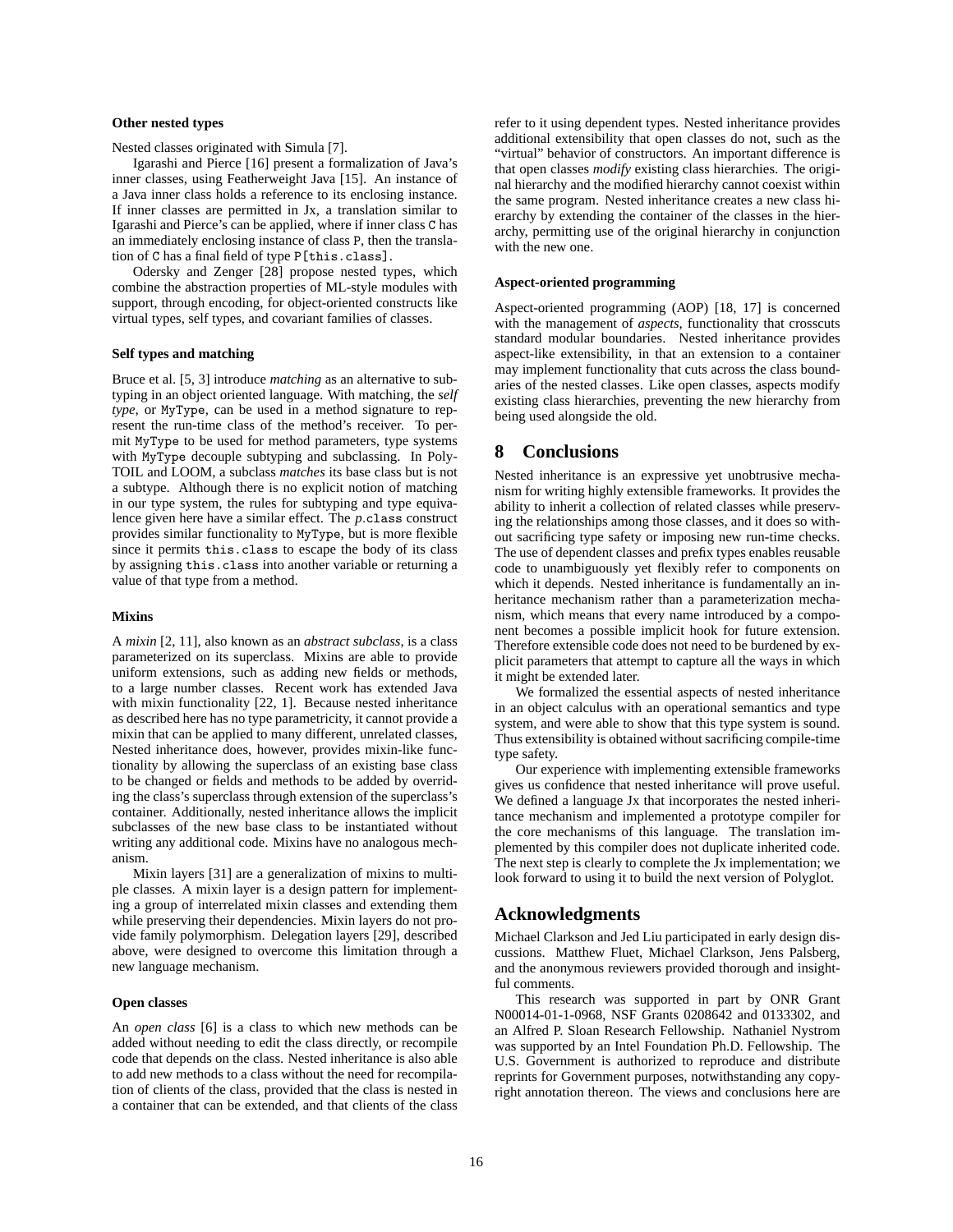#### Other nested types

Nested classes originated with Simula [7].

Igarashi and Pierce [16] present a formalization of Java's inner classes, using Featherweight Java [15]. An instance of a Java inner class holds a reference to its enclosing instance. If inner classes are permitted in Jx, a translation similar to Igarashi and Pierce's can be applied, where if inner class `C` has an immediately enclosing instance of class `P`, then the translation of `C` has a final field of type `P[this.class]`.

Odersky and Zenger [28] propose nested types, which combine the abstraction properties of ML-style modules with support, through encoding, for object-oriented constructs like virtual types, self types, and covariant families of classes.

#### Self types and matching

Bruce et al. [5, 3] introduce *matching* as an alternative to subtyping in an object oriented language. With matching, the *self type*, or `MyType`, can be used in a method signature to represent the run-time class of the method's receiver. To permit `MyType` to be used for method parameters, type systems with `MyType` decouple subtyping and subclassing. In PolyTOIL and LOOM, a subclass *matches* its base class but is not a subtype. Although there is no explicit notion of matching in our type system, the rules for subtyping and type equivalence given here have a similar effect. The $p$`.class` construct provides similar functionality to `MyType`, but is more flexible since it permits `this.class` to escape the body of its class by assigning `this.class` into another variable or returning a value of that type from a method.

#### Mixins

A *mixin* [2, 11], also known as an *abstract subclass*, is a class parameterized on its superclass. Mixins are able to provide uniform extensions, such as adding new fields or methods, to a large number classes. Recent work has extended Java with mixin functionality [22, 1]. Because nested inheritance as described here has no type parametricity, it cannot provide a mixin that can be applied to many different, unrelated classes, Nested inheritance does, however, provides mixin-like functionality by allowing the superclass of an existing base class to be changed or fields and methods to be added by overriding the class's superclass through extension of the superclass's container. Additionally, nested inheritance allows the implicit subclasses of the new base class to be instantiated without writing any additional code. Mixins have no analogous mechanism.

Mixin layers [31] are a generalization of mixins to multiple classes. A mixin layer is a design pattern for implementing a group of interrelated mixin classes and extending them while preserving their dependencies. Mixin layers do not provide family polymorphism. Delegation layers [29], described above, were designed to overcome this limitation through a new language mechanism.

#### Open classes

An *open class* [6] is a class to which new methods can be added without needing to edit the class directly, or recompile code that depends on the class. Nested inheritance is also able to add new methods to a class without the need for recompilation of clients of the class, provided that the class is nested in a container that can be extended, and that clients of the class refer to it using dependent types. Nested inheritance provides additional extensibility that open classes do not, such as the "virtual" behavior of constructors. An important difference is that open classes *modify* existing class hierarchies. The original hierarchy and the modified hierarchy cannot coexist within the same program. Nested inheritance creates a new class hierarchy by extending the container of the classes in the hierarchy, permitting use of the original hierarchy in conjunction with the new one.

#### Aspect-oriented programming

Aspect-oriented programming (AOP) [18, 17] is concerned with the management of *aspects*, functionality that crosscuts standard modular boundaries. Nested inheritance provides aspect-like extensibility, in that an extension to a container may implement functionality that cuts across the class boundaries of the nested classes. Like open classes, aspects modify existing class hierarchies, preventing the new hierarchy from being used alongside the old.

## 8 Conclusions

Nested inheritance is an expressive yet unobtrusive mechanism for writing highly extensible frameworks. It provides the ability to inherit a collection of related classes while preserving the relationships among those classes, and it does so without sacrificing type safety or imposing new run-time checks. The use of dependent classes and prefix types enables reusable code to unambiguously yet flexibly refer to components on which it depends. Nested inheritance is fundamentally an inheritance mechanism rather than a parameterization mechanism, which means that every name introduced by a component becomes a possible implicit hook for future extension. Therefore extensible code does not need to be burdened by explicit parameters that attempt to capture all the ways in which it might be extended later.

We formalized the essential aspects of nested inheritance in an object calculus with an operational semantics and type system, and were able to show that this type system is sound. Thus extensibility is obtained without sacrificing compile-time type safety.

Our experience with implementing extensible frameworks gives us confidence that nested inheritance will prove useful. We defined a language Jx that incorporates the nested inheritance mechanism and implemented a prototype compiler for the core mechanisms of this language. The translation implemented by this compiler does not duplicate inherited code. The next step is clearly to complete the Jx implementation; we look forward to using it to build the next version of Polyglot.

## Acknowledgments

Michael Clarkson and Jed Liu participated in early design discussions. Matthew Fluet, Michael Clarkson, Jens Palsberg, and the anonymous reviewers provided thorough and insightful comments.

This research was supported in part by ONR Grant N00014-01-1-0968, NSF Grants 0208642 and 0133302, and an Alfred P. Sloan Research Fellowship. Nathaniel Nystrom was supported by an Intel Foundation Ph.D. Fellowship. The U.S. Government is authorized to reproduce and distribute reprints for Government purposes, notwithstanding any copyright annotation thereon. The views and conclusions here are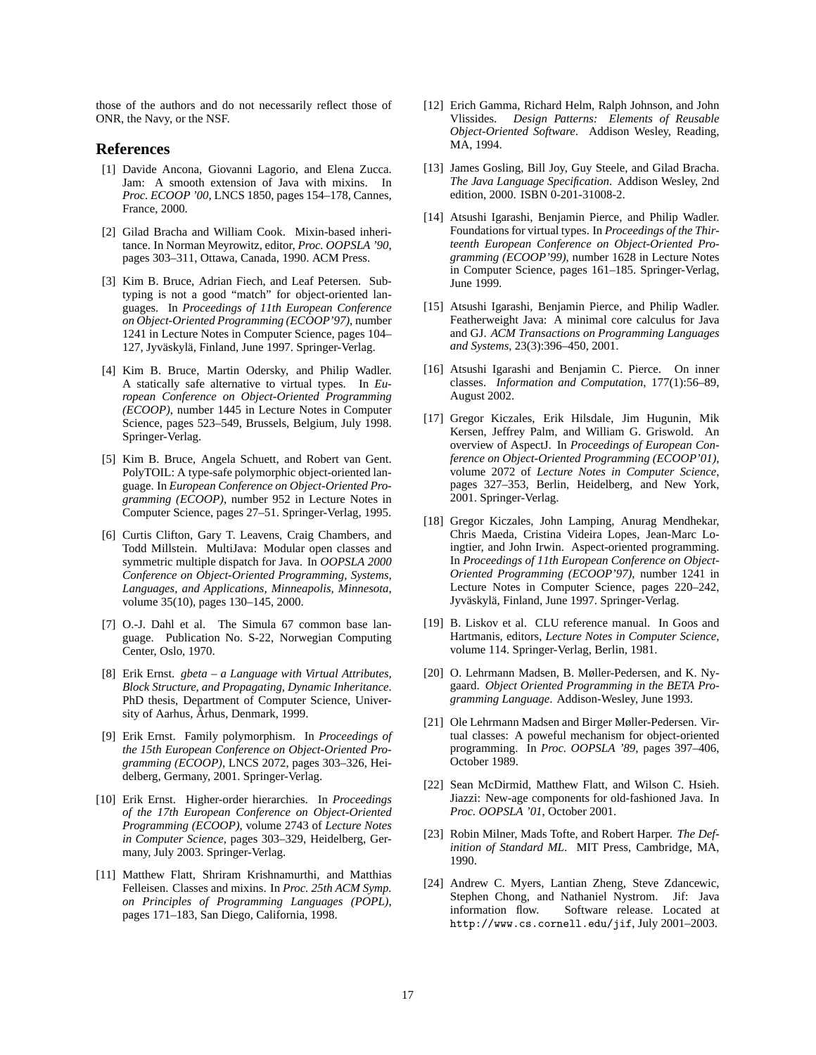those of the authors and do not necessarily reflect those of ONR, the Navy, or the NSF.

## References

[1] Davide Ancona, Giovanni Lagorio, and Elena Zucca. Jam: A smooth extension of Java with mixins. In *Proc. ECOOP '00*, LNCS 1850, pages 154–178, Cannes, France, 2000.

[2] Gilad Bracha and William Cook. Mixin-based inheritance. In Norman Meyrowitz, editor, *Proc. OOPSLA '90*, pages 303–311, Ottawa, Canada, 1990. ACM Press.

[3] Kim B. Bruce, Adrian Fiech, and Leaf Petersen. Subtyping is not a good "match" for object-oriented languages. In *Proceedings of 11th European Conference on Object-Oriented Programming (ECOOP'97)*, number 1241 in Lecture Notes in Computer Science, pages 104–127, Jyväskylä, Finland, June 1997. Springer-Verlag.

[4] Kim B. Bruce, Martin Odersky, and Philip Wadler. A statically safe alternative to virtual types. In *European Conference on Object-Oriented Programming (ECOOP)*, number 1445 in Lecture Notes in Computer Science, pages 523–549, Brussels, Belgium, July 1998. Springer-Verlag.

[5] Kim B. Bruce, Angela Schuett, and Robert van Gent. PolyTOIL: A type-safe polymorphic object-oriented language. In *European Conference on Object-Oriented Programming (ECOOP)*, number 952 in Lecture Notes in Computer Science, pages 27–51. Springer-Verlag, 1995.

[6] Curtis Clifton, Gary T. Leavens, Craig Chambers, and Todd Millstein. MultiJava: Modular open classes and symmetric multiple dispatch for Java. In *OOPSLA 2000 Conference on Object-Oriented Programming, Systems, Languages, and Applications, Minneapolis, Minnesota*, volume 35(10), pages 130–145, 2000.

[7] O.-J. Dahl et al. The Simula 67 common base language. Publication No. S-22, Norwegian Computing Center, Oslo, 1970.

[8] Erik Ernst. *gbeta – a Language with Virtual Attributes, Block Structure, and Propagating, Dynamic Inheritance*. PhD thesis, Department of Computer Science, University of Aarhus, Århus, Denmark, 1999.

[9] Erik Ernst. Family polymorphism. In *Proceedings of the 15th European Conference on Object-Oriented Programming (ECOOP)*, LNCS 2072, pages 303–326, Heidelberg, Germany, 2001. Springer-Verlag.

[10] Erik Ernst. Higher-order hierarchies. In *Proceedings of the 17th European Conference on Object-Oriented Programming (ECOOP)*, volume 2743 of *Lecture Notes in Computer Science*, pages 303–329, Heidelberg, Germany, July 2003. Springer-Verlag.

[11] Matthew Flatt, Shriram Krishnamurthi, and Matthias Felleisen. Classes and mixins. In *Proc. 25th ACM Symp. on Principles of Programming Languages (POPL)*, pages 171–183, San Diego, California, 1998.

[12] Erich Gamma, Richard Helm, Ralph Johnson, and John Vlissides. *Design Patterns: Elements of Reusable Object-Oriented Software*. Addison Wesley, Reading, MA, 1994.

[13] James Gosling, Bill Joy, Guy Steele, and Gilad Bracha. *The Java Language Specification*. Addison Wesley, 2nd edition, 2000. ISBN 0-201-31008-2.

[14] Atsushi Igarashi, Benjamin Pierce, and Philip Wadler. Foundations for virtual types. In *Proceedings of the Thirteenth European Conference on Object-Oriented Programming (ECOOP'99)*, number 1628 in Lecture Notes in Computer Science, pages 161–185. Springer-Verlag, June 1999.

[15] Atsushi Igarashi, Benjamin Pierce, and Philip Wadler. Featherweight Java: A minimal core calculus for Java and GJ. *ACM Transactions on Programming Languages and Systems*, 23(3):396–450, 2001.

[16] Atsushi Igarashi and Benjamin C. Pierce. On inner classes. *Information and Computation*, 177(1):56–89, August 2002.

[17] Gregor Kiczales, Erik Hilsdale, Jim Hugunin, Mik Kersen, Jeffrey Palm, and William G. Griswold. An overview of AspectJ. In *Proceedings of European Conference on Object-Oriented Programming (ECOOP'01)*, volume 2072 of *Lecture Notes in Computer Science*, pages 327–353, Berlin, Heidelberg, and New York, 2001. Springer-Verlag.

[18] Gregor Kiczales, John Lamping, Anurag Mendhekar, Chris Maeda, Cristina Videira Lopes, Jean-Marc Loingtier, and John Irwin. Aspect-oriented programming. In *Proceedings of 11th European Conference on Object-Oriented Programming (ECOOP'97)*, number 1241 in Lecture Notes in Computer Science, pages 220–242, Jyväskylä, Finland, June 1997. Springer-Verlag.

[19] B. Liskov et al. CLU reference manual. In Goos and Hartmanis, editors, *Lecture Notes in Computer Science*, volume 114. Springer-Verlag, Berlin, 1981.

[20] O. Lehrmann Madsen, B. Møller-Pedersen, and K. Nygaard. *Object Oriented Programming in the BETA Programming Language*. Addison-Wesley, June 1993.

[21] Ole Lehrmann Madsen and Birger Møller-Pedersen. Virtual classes: A poweful mechanism for object-oriented programming. In *Proc. OOPSLA '89*, pages 397–406, October 1989.

[22] Sean McDirmid, Matthew Flatt, and Wilson C. Hsieh. Jiazzi: New-age components for old-fashioned Java. In *Proc. OOPSLA '01*, October 2001.

[23] Robin Milner, Mads Tofte, and Robert Harper. *The Definition of Standard ML*. MIT Press, Cambridge, MA, 1990.

[24] Andrew C. Myers, Lantian Zheng, Steve Zdancewic, Stephen Chong, and Nathaniel Nystrom. Jif: Java information flow. Software release. Located at `http://www.cs.cornell.edu/jif`, July 2001–2003.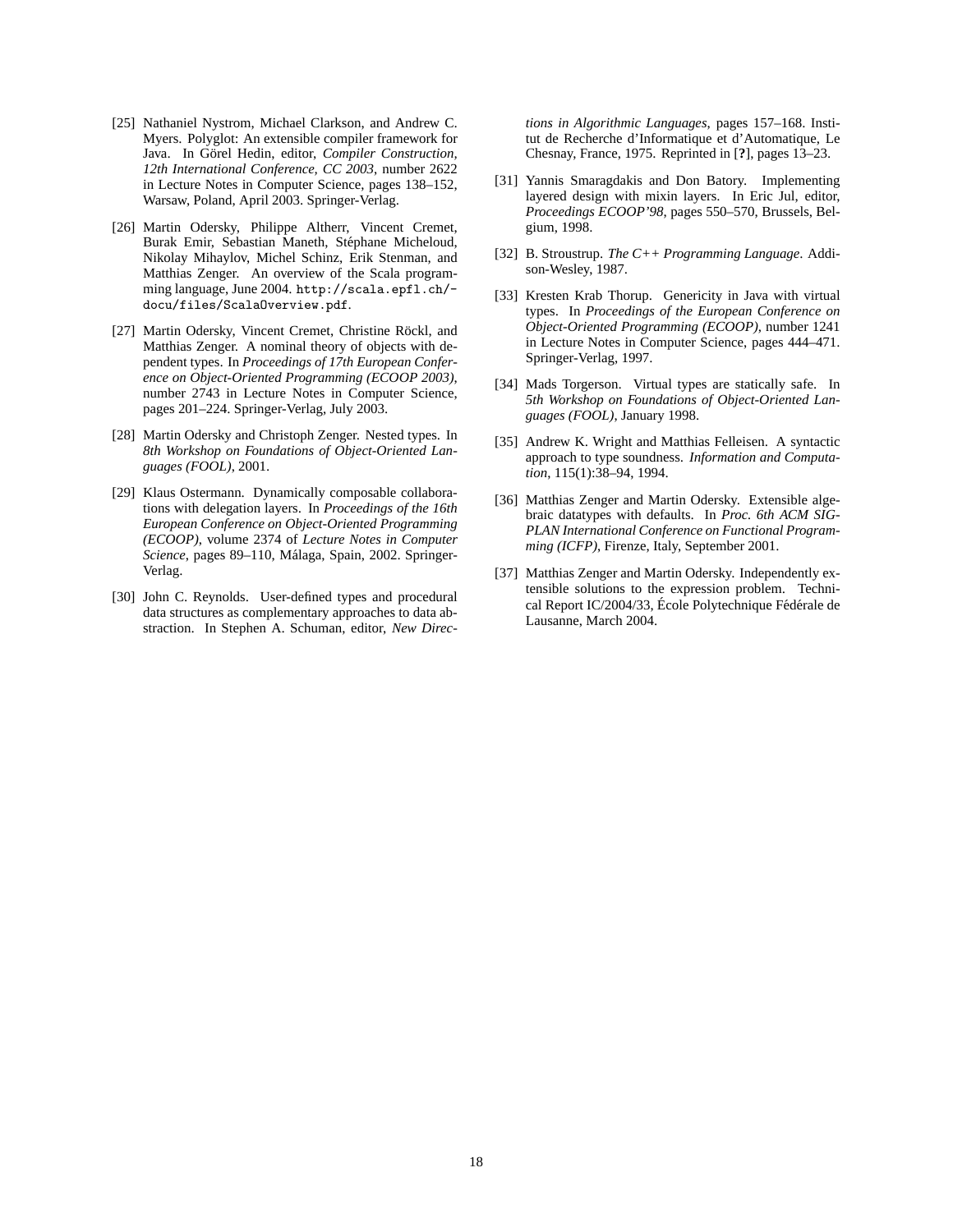[25] Nathaniel Nystrom, Michael Clarkson, and Andrew C. Myers. Polyglot: An extensible compiler framework for Java. In Görel Hedin, editor, *Compiler Construction, 12th International Conference, CC 2003*, number 2622 in Lecture Notes in Computer Science, pages 138–152, Warsaw, Poland, April 2003. Springer-Verlag.

[26] Martin Odersky, Philippe Altherr, Vincent Cremet, Burak Emir, Sebastian Maneth, Stéphane Micheloud, Nikolay Mihaylov, Michel Schinz, Erik Stenman, and Matthias Zenger. An overview of the Scala programming language, June 2004. `http://scala.epfl.ch/docu/files/ScalaOverview.pdf`.

[27] Martin Odersky, Vincent Cremet, Christine Röckl, and Matthias Zenger. A nominal theory of objects with dependent types. In *Proceedings of 17th European Conference on Object-Oriented Programming (ECOOP 2003)*, number 2743 in Lecture Notes in Computer Science, pages 201–224. Springer-Verlag, July 2003.

[28] Martin Odersky and Christoph Zenger. Nested types. In *8th Workshop on Foundations of Object-Oriented Languages (FOOL)*, 2001.

[29] Klaus Ostermann. Dynamically composable collaborations with delegation layers. In *Proceedings of the 16th European Conference on Object-Oriented Programming (ECOOP)*, volume 2374 of *Lecture Notes in Computer Science*, pages 89–110, Málaga, Spain, 2002. Springer-Verlag.

[30] John C. Reynolds. User-defined types and procedural data structures as complementary approaches to data abstraction. In Stephen A. Schuman, editor, *New Directions in Algorithmic Languages*, pages 157–168. Institut de Recherche d'Informatique et d'Automatique, Le Chesnay, France, 1975. Reprinted in [**?**], pages 13–23.

[31] Yannis Smaragdakis and Don Batory. Implementing layered design with mixin layers. In Eric Jul, editor, *Proceedings ECOOP'98*, pages 550–570, Brussels, Belgium, 1998.

[32] B. Stroustrup. *The C++ Programming Language*. Addison-Wesley, 1987.

[33] Kresten Krab Thorup. Genericity in Java with virtual types. In *Proceedings of the European Conference on Object-Oriented Programming (ECOOP)*, number 1241 in Lecture Notes in Computer Science, pages 444–471. Springer-Verlag, 1997.

[34] Mads Torgerson. Virtual types are statically safe. In *5th Workshop on Foundations of Object-Oriented Languages (FOOL)*, January 1998.

[35] Andrew K. Wright and Matthias Felleisen. A syntactic approach to type soundness. *Information and Computation*, 115(1):38–94, 1994.

[36] Matthias Zenger and Martin Odersky. Extensible algebraic datatypes with defaults. In *Proc. 6th ACM SIGPLAN International Conference on Functional Programming (ICFP)*, Firenze, Italy, September 2001.

[37] Matthias Zenger and Martin Odersky. Independently extensible solutions to the expression problem. Technical Report IC/2004/33, École Polytechnique Fédérale de Lausanne, March 2004.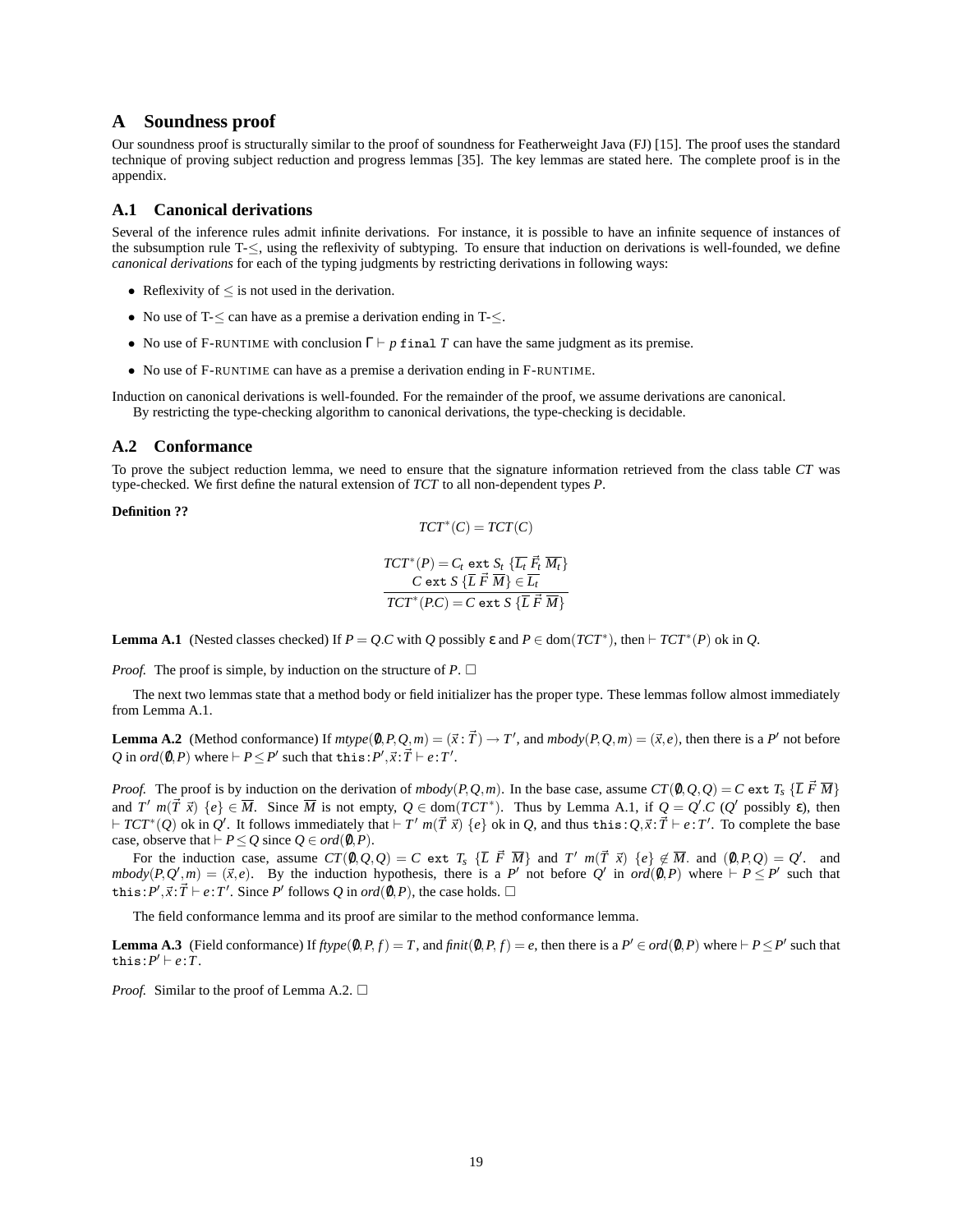# A Soundness proof

Our soundness proof is structurally similar to the proof of soundness for Featherweight Java (FJ) [15]. The proof uses the standard technique of proving subject reduction and progress lemmas [35]. The key lemmas are stated here. The complete proof is in the appendix.

## A.1 Canonical derivations

Several of the inference rules admit infinite derivations. For instance, it is possible to have an infinite sequence of instances of the subsumption rule T-$\leq$, using the reflexivity of subtyping. To ensure that induction on derivations is well-founded, we define *canonical derivations* for each of the typing judgments by restricting derivations in following ways:

- Reflexivity of $\leq$ is not used in the derivation.
- No use of T-$\leq$ can have as a premise a derivation ending in T-$\leq$.
- No use of F-RUNTIME with conclusion $\Gamma \vdash p$ `final` $T$ can have the same judgment as its premise.
- No use of F-RUNTIME can have as a premise a derivation ending in F-RUNTIME.

Induction on canonical derivations is well-founded. For the remainder of the proof, we assume derivations are canonical.

By restricting the type-checking algorithm to canonical derivations, the type-checking is decidable.

## A.2 Conformance

To prove the subject reduction lemma, we need to ensure that the signature information retrieved from the class table *CT* was type-checked. We first define the natural extension of *TCT* to all non-dependent types *P*.

**Definition ??**

$$TCT^*(C) = TCT(C)$$

$$\frac{TCT^*(P) = C_t \texttt{ ext } S_t \ \{\overline{L_t}\ \vec{F_t}\ \overline{M_t}\} \qquad C \texttt{ ext } S\ \{\overline{L}\ \vec{F}\ \overline{M}\} \in \overline{L_t}}{TCT^*(P.C) = C \texttt{ ext } S\ \{\overline{L}\ \vec{F}\ \overline{M}\}}$$

**Lemma A.1** (Nested classes checked) If $P = Q.C$ with $Q$ possibly $\varepsilon$ and $P \in \mathrm{dom}(TCT^*)$, then $\vdash TCT^*(P)$ ok in $Q$.

*Proof.* The proof is simple, by induction on the structure of $P$. □

The next two lemmas state that a method body or field initializer has the proper type. These lemmas follow almost immediately from Lemma A.1.

**Lemma A.2** (Method conformance) If $mtype(\emptyset, P, Q, m) = (\vec{x} : \vec{T}) \to T'$, and $mbody(P, Q, m) = (\vec{x}, e)$, then there is a $P'$ not before $Q$ in $ord(\emptyset, P)$ where $\vdash P \leq P'$ such that $\texttt{this}\!:\!P', \vec{x}\!:\!\vec{T} \vdash e : T'$.

*Proof.* The proof is by induction on the derivation of $mbody(P, Q, m)$. In the base case, assume $CT(\emptyset, Q, Q) = C \texttt{ ext } T_s\ \{\overline{L}\ \vec{F}\ \overline{M}\}$ and $T'\ m(\vec{T}\ \vec{x})\ \{e\} \in \overline{M}$. Since $\overline{M}$ is not empty, $Q \in \mathrm{dom}(TCT^*)$. Thus by Lemma A.1, if $Q = Q'.C$ ($Q'$ possibly $\varepsilon$), then $\vdash TCT^*(Q)$ ok in $Q'$. It follows immediately that $\vdash T'\ m(\vec{T}\ \vec{x})\ \{e\}$ ok in $Q$, and thus $\texttt{this}\!:\!Q, \vec{x}\!:\!\vec{T} \vdash e : T'$. To complete the base case, observe that $\vdash P \leq Q$ since $Q \in ord(\emptyset, P)$.

For the induction case, assume $CT(\emptyset, Q, Q) = C \texttt{ ext } T_s\ \{\overline{L}\ \vec{F}\ \overline{M}\}$ and $T'\ m(\vec{T}\ \vec{x})\ \{e\} \notin \overline{M}$. and $(\emptyset, P, Q) = Q'$. and $mbody(P, Q', m) = (\vec{x}, e)$. By the induction hypothesis, there is a $P'$ not before $Q'$ in $ord(\emptyset, P)$ where $\vdash P \leq P'$ such that $\texttt{this}\!:\!P', \vec{x}\!:\!\vec{T} \vdash e : T'$. Since $P'$ follows $Q$ in $ord(\emptyset, P)$, the case holds. □

The field conformance lemma and its proof are similar to the method conformance lemma.

**Lemma A.3** (Field conformance) If $ftype(\emptyset, P, f) = T$, and $finit(\emptyset, P, f) = e$, then there is a $P' \in ord(\emptyset, P)$ where $\vdash P \leq P'$ such that $\texttt{this}\!:\!P' \vdash e : T$.

*Proof.* Similar to the proof of Lemma A.2. □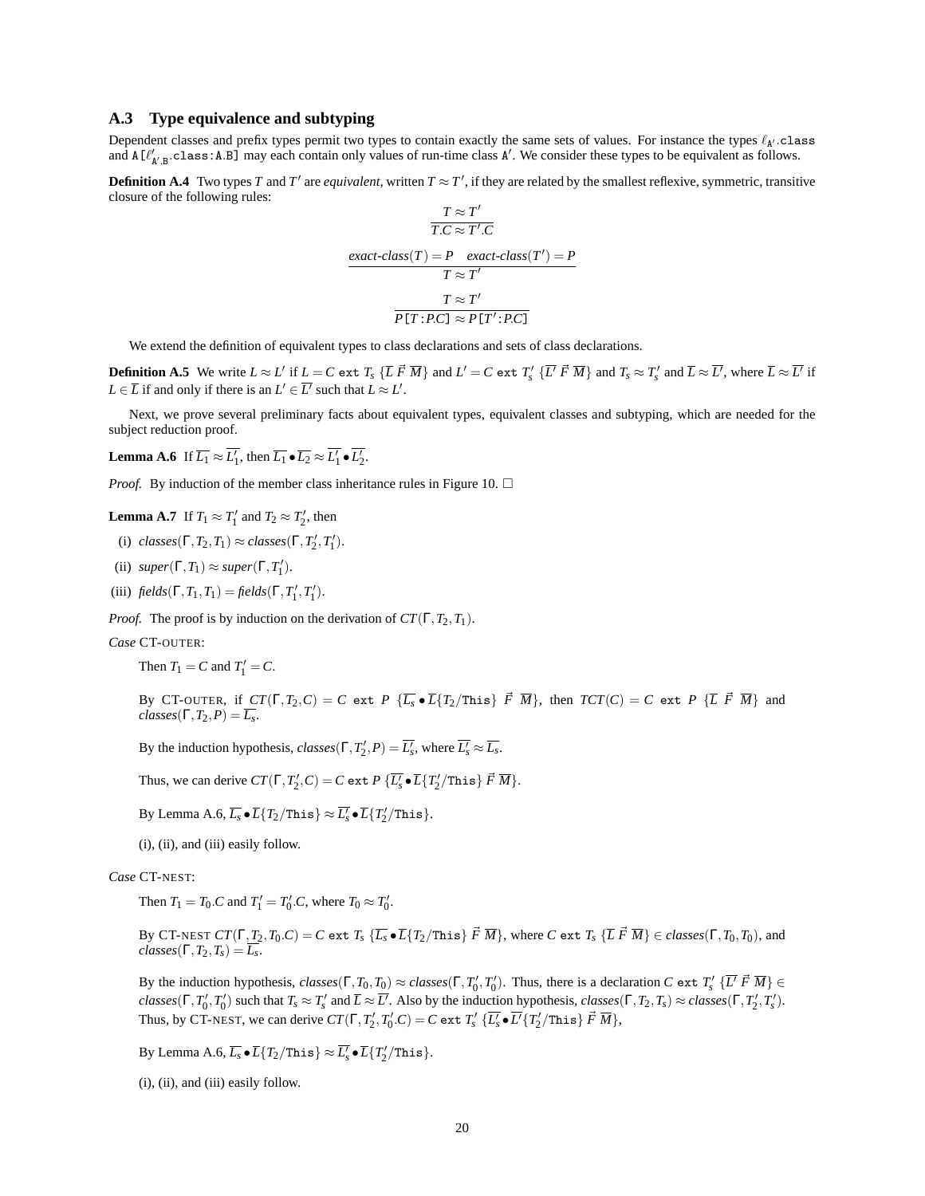### A.3 Type equivalence and subtyping

Dependent classes and prefix types permit two types to contain exactly the same sets of values. For instance the types $\ell_{\mathtt{A}'}.\mathtt{class}$ and $\mathtt{A}[\ell'_{\mathtt{A}'.\mathtt{B}}.\mathtt{class}{:}\mathtt{A}.\mathtt{B}]$ may each contain only values of run-time class $\mathtt{A}'$. We consider these types to be equivalent as follows.

**Definition A.4** Two types $T$ and $T'$ are *equivalent*, written $T \approx T'$, if they are related by the smallest reflexive, symmetric, transitive closure of the following rules:

$$\frac{T \approx T'}{T.C \approx T'.C}$$

$$\frac{\mathit{exact\text{-}class}(T) = P \quad \mathit{exact\text{-}class}(T') = P}{T \approx T'}$$

$$\frac{T \approx T'}{P\,[T{:}P.C] \approx P\,[T'{:}P.C]}$$

We extend the definition of equivalent types to class declarations and sets of class declarations.

**Definition A.5** We write $L \approx L'$ if $L = C$ $\mathtt{ext}$ $T_s$ $\{\overline{L}\ \vec{F}\ \overline{M}\}$ and $L' = C$ $\mathtt{ext}$ $T'_s$ $\{\overline{L'}\ \vec{F}\ \overline{M}\}$ and $T_s \approx T'_s$ and $\overline{L} \approx \overline{L'}$, where $\overline{L} \approx \overline{L'}$ if $L \in \overline{L}$ if and only if there is an $L' \in \overline{L'}$ such that $L \approx L'$.

Next, we prove several preliminary facts about equivalent types, equivalent classes and subtyping, which are needed for the subject reduction proof.

**Lemma A.6** If $\overline{L_1} \approx \overline{L'_1}$, then $\overline{L_1} \bullet \overline{L_2} \approx \overline{L'_1} \bullet \overline{L'_2}$.

*Proof.* By induction of the member class inheritance rules in Figure 10. □

**Lemma A.7** If $T_1 \approx T'_1$ and $T_2 \approx T'_2$, then

(i) $\mathit{classes}(\Gamma, T_2, T_1) \approx \mathit{classes}(\Gamma, T'_2, T'_1)$.

(ii) $\mathit{super}(\Gamma, T_1) \approx \mathit{super}(\Gamma, T'_1)$.

(iii) $\mathit{fields}(\Gamma, T_1, T_1) = \mathit{fields}(\Gamma, T'_1, T'_1)$.

*Proof.* The proof is by induction on the derivation of $CT(\Gamma, T_2, T_1)$.

*Case* CT-OUTER:

Then $T_1 = C$ and $T'_1 = C$.

By CT-OUTER, if $CT(\Gamma, T_2, C) = C$ $\mathtt{ext}$ $P$ $\{\overline{L_s} \bullet \overline{L}\{T_2/\mathtt{This}\}\ \vec{F}\ \overline{M}\}$, then $TCT(C) = C$ $\mathtt{ext}$ $P$ $\{\overline{L}\ \vec{F}\ \overline{M}\}$ and $\mathit{classes}(\Gamma, T_2, P) = \overline{L_s}$.

By the induction hypothesis, $\mathit{classes}(\Gamma, T'_2, P) = \overline{L'_s}$, where $\overline{L'_s} \approx \overline{L_s}$.

Thus, we can derive $CT(\Gamma, T'_2, C) = C$ $\mathtt{ext}$ $P$ $\{\overline{L'_s} \bullet \overline{L}\{T'_2/\mathtt{This}\}\ \vec{F}\ \overline{M}\}$.

By Lemma A.6, $\overline{L_s} \bullet \overline{L}\{T_2/\mathtt{This}\} \approx \overline{L'_s} \bullet \overline{L}\{T'_2/\mathtt{This}\}$.

(i), (ii), and (iii) easily follow.

*Case* CT-NEST:

Then $T_1 = T_0.C$ and $T'_1 = T'_0.C$, where $T_0 \approx T'_0$.

By CT-NEST $CT(\Gamma, T_2, T_0.C) = C$ $\mathtt{ext}$ $T_s$ $\{\overline{L_s} \bullet \overline{L}\{T_2/\mathtt{This}\}\ \vec{F}\ \overline{M}\}$, where $C$ $\mathtt{ext}$ $T_s$ $\{\overline{L}\ \vec{F}\ \overline{M}\} \in \mathit{classes}(\Gamma, T_0, T_0)$, and $\mathit{classes}(\Gamma, T_2, T_s) = \overline{L_s}$.

By the induction hypothesis, $\mathit{classes}(\Gamma, T_0, T_0) \approx \mathit{classes}(\Gamma, T'_0, T'_0)$. Thus, there is a declaration $C$ $\mathtt{ext}$ $T'_s$ $\{\overline{L'}\ \vec{F}\ \overline{M}\} \in \mathit{classes}(\Gamma, T'_0, T'_0)$ such that $T_s \approx T'_s$ and $\overline{L} \approx \overline{L'}$. Also by the induction hypothesis, $\mathit{classes}(\Gamma, T_2, T_s) \approx \mathit{classes}(\Gamma, T'_2, T'_s)$. Thus, by CT-NEST, we can derive $CT(\Gamma, T'_2, T'_0.C) = C$ $\mathtt{ext}$ $T'_s$ $\{\overline{L'_s} \bullet \overline{L'}\{T'_2/\mathtt{This}\}\ \vec{F}\ \overline{M}\}$,

By Lemma A.6, $\overline{L_s} \bullet \overline{L}\{T_2/\mathtt{This}\} \approx \overline{L'_s} \bullet \overline{L}\{T'_2/\mathtt{This}\}$.

(i), (ii), and (iii) easily follow.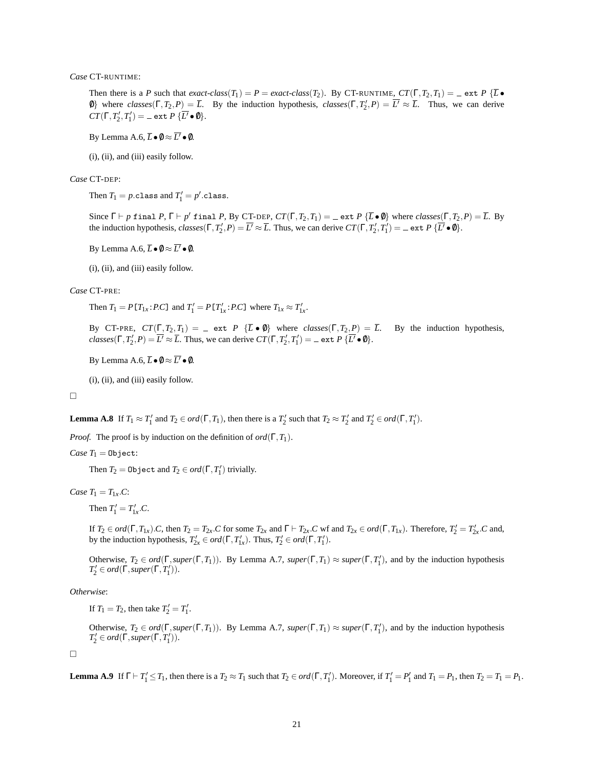*Case* CT-RUNTIME:

Then there is a $P$ such that $exact\text{-}class(T_1) = P = exact\text{-}class(T_2)$. By CT-RUNTIME, $CT(\Gamma, T_2, T_1) = \_\ \texttt{ext}\ P\ \{\overline{L} \bullet \emptyset\}$ where $classes(\Gamma, T_2, P) = \overline{L}$. By the induction hypothesis, $classes(\Gamma, T_2', P) = \overline{L'} \approx \overline{L}$. Thus, we can derive $CT(\Gamma, T_2', T_1') = \_\ \texttt{ext}\ P\ \{\overline{L'} \bullet \emptyset\}$.

By Lemma A.6, $\overline{L} \bullet \emptyset \approx \overline{L'} \bullet \emptyset$.

(i), (ii), and (iii) easily follow.

*Case* CT-DEP:

Then $T_1 = p.\texttt{class}$ and $T_1' = p'.\texttt{class}$.

Since $\Gamma \vdash p\ \texttt{final}\ P$, $\Gamma \vdash p'\ \texttt{final}\ P$, By CT-DEP, $CT(\Gamma, T_2, T_1) = \_\ \texttt{ext}\ P\ \{\overline{L} \bullet \emptyset\}$ where $classes(\Gamma, T_2, P) = \overline{L}$. By the induction hypothesis, $classes(\Gamma, T_2', P) = \overline{L'} \approx \overline{L}$. Thus, we can derive $CT(\Gamma, T_2', T_1') = \_\ \texttt{ext}\ P\ \{\overline{L'} \bullet \emptyset\}$.

By Lemma A.6, $\overline{L} \bullet \emptyset \approx \overline{L'} \bullet \emptyset$.

(i), (ii), and (iii) easily follow.

*Case* CT-PRE:

Then $T_1 = P\texttt{[}T_{1x}\texttt{:}P.C\texttt{]}$ and $T_1' = P\texttt{[}T_{1x}'\texttt{:}P.C\texttt{]}$ where $T_{1x} \approx T_{1x}'$.

By CT-PRE, $CT(\Gamma, T_2, T_1) = \_\ \texttt{ext}\ P\ \{\overline{L} \bullet \emptyset\}$ where $classes(\Gamma, T_2, P) = \overline{L}$. By the induction hypothesis, $classes(\Gamma, T_2', P) = \overline{L'} \approx \overline{L}$. Thus, we can derive $CT(\Gamma, T_2', T_1') = \_\ \texttt{ext}\ P\ \{\overline{L'} \bullet \emptyset\}$.

By Lemma A.6, $\overline{L} \bullet \emptyset \approx \overline{L'} \bullet \emptyset$.

(i), (ii), and (iii) easily follow.

□

**Lemma A.8** If $T_1 \approx T_1'$ and $T_2 \in ord(\Gamma, T_1)$, then there is a $T_2'$ such that $T_2 \approx T_2'$ and $T_2' \in ord(\Gamma, T_1')$.

*Proof.* The proof is by induction on the definition of $ord(\Gamma, T_1)$.

*Case* $T_1 = \texttt{Object}$:

Then $T_2 = \texttt{Object}$ and $T_2 \in ord(\Gamma, T_1')$ trivially.

*Case* $T_1 = T_{1x}.C$:

Then $T_1' = T_{1x}'.C$.

If $T_2 \in ord(\Gamma, T_{1x}).C$, then $T_2 = T_{2x}.C$ for some $T_{2x}$ and $\Gamma \vdash T_{2x}.C$ wf and $T_{2x} \in ord(\Gamma, T_{1x})$. Therefore, $T_2' = T_{2x}'.C$ and, by the induction hypothesis, $T_{2x}' \in ord(\Gamma, T_{1x}')$. Thus, $T_2' \in ord(\Gamma, T_1')$.

Otherwise, $T_2 \in ord(\Gamma, super(\Gamma, T_1))$. By Lemma A.7, $super(\Gamma, T_1) \approx super(\Gamma, T_1')$, and by the induction hypothesis $T_2' \in ord(\Gamma, super(\Gamma, T_1'))$.

*Otherwise*:

If $T_1 = T_2$, then take $T_2' = T_1'$.

Otherwise, $T_2 \in ord(\Gamma, super(\Gamma, T_1))$. By Lemma A.7, $super(\Gamma, T_1) \approx super(\Gamma, T_1')$, and by the induction hypothesis $T_2' \in ord(\Gamma, super(\Gamma, T_1'))$.

□

**Lemma A.9** If $\Gamma \vdash T_1' \leq T_1$, then there is a $T_2 \approx T_1$ such that $T_2 \in ord(\Gamma, T_1')$. Moreover, if $T_1' = P_1'$ and $T_1 = P_1$, then $T_2 = T_1 = P_1$.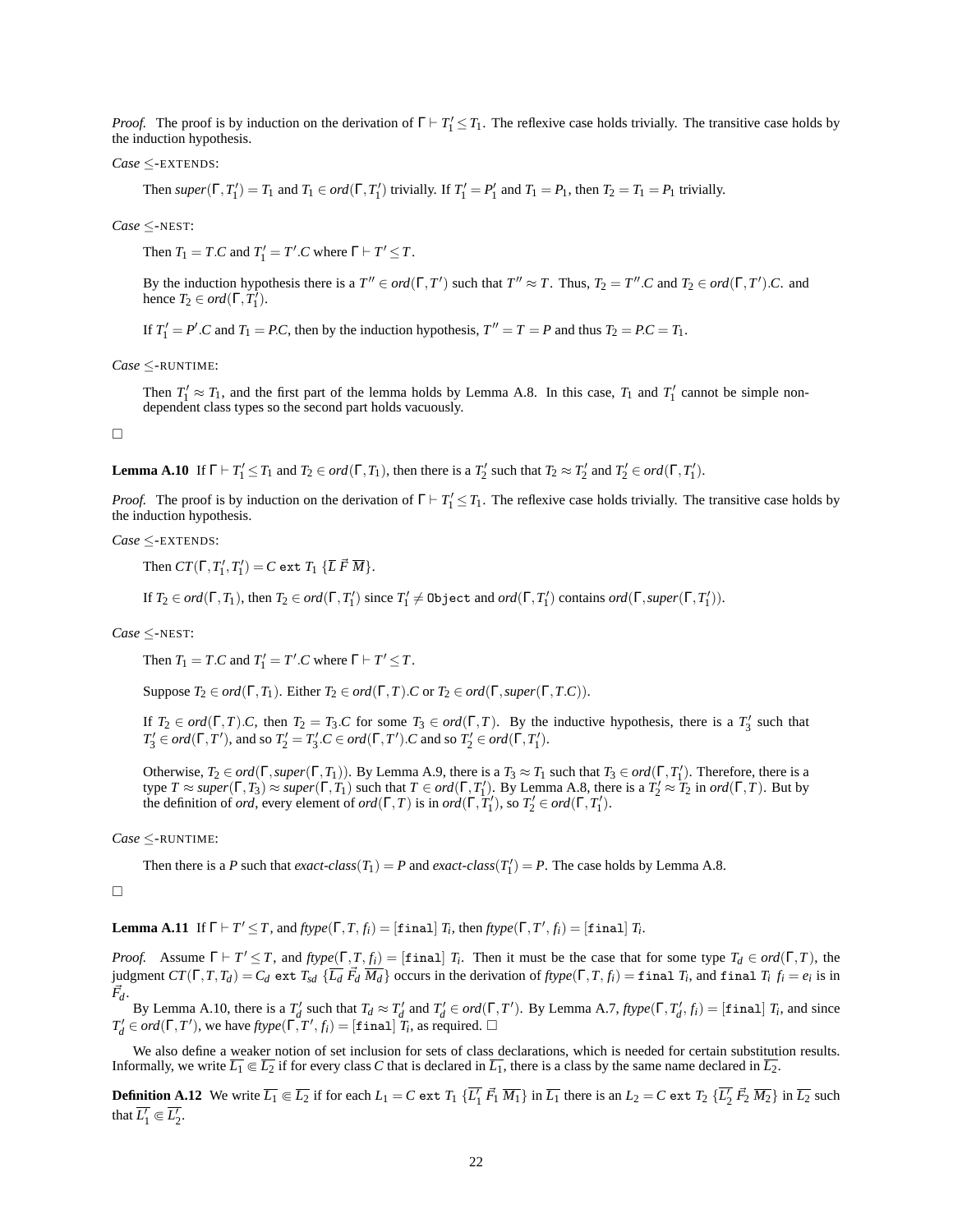*Proof.* The proof is by induction on the derivation of $\Gamma \vdash T_1' \leq T_1$. The reflexive case holds trivially. The transitive case holds by the induction hypothesis.

*Case* $\leq$-EXTENDS:

Then $\mathit{super}(\Gamma, T_1') = T_1$ and $T_1 \in \mathit{ord}(\Gamma, T_1')$ trivially. If $T_1' = P_1'$ and $T_1 = P_1$, then $T_2 = T_1 = P_1$ trivially.

*Case* $\leq$-NEST:

Then $T_1 = T.C$ and $T_1' = T'.C$ where $\Gamma \vdash T' \leq T$.

By the induction hypothesis there is a $T'' \in \mathit{ord}(\Gamma, T')$ such that $T'' \approx T$. Thus, $T_2 = T''.C$ and $T_2 \in \mathit{ord}(\Gamma, T').C$. and hence $T_2 \in \mathit{ord}(\Gamma, T_1')$.

If $T_1' = P'.C$ and $T_1 = P.C$, then by the induction hypothesis, $T'' = T = P$ and thus $T_2 = P.C = T_1$.

*Case* $\leq$-RUNTIME:

Then $T_1' \approx T_1$, and the first part of the lemma holds by Lemma A.8. In this case, $T_1$ and $T_1'$ cannot be simple non-dependent class types so the second part holds vacuously.

□

**Lemma A.10** If $\Gamma \vdash T_1' \leq T_1$ and $T_2 \in \mathit{ord}(\Gamma, T_1)$, then there is a $T_2'$ such that $T_2 \approx T_2'$ and $T_2' \in \mathit{ord}(\Gamma, T_1')$.

*Proof.* The proof is by induction on the derivation of $\Gamma \vdash T_1' \leq T_1$. The reflexive case holds trivially. The transitive case holds by the induction hypothesis.

*Case* $\leq$-EXTENDS:

Then $\mathit{CT}(\Gamma, T_1', T_1') = C$ `ext` $T_1$ $\{\overline{L}\ \vec{F}\ \overline{M}\}$.

If $T_2 \in \mathit{ord}(\Gamma, T_1)$, then $T_2 \in \mathit{ord}(\Gamma, T_1')$ since $T_1' \neq$ `Object` and $\mathit{ord}(\Gamma, T_1')$ contains $\mathit{ord}(\Gamma, \mathit{super}(\Gamma, T_1'))$.

*Case* $\leq$-NEST:

Then $T_1 = T.C$ and $T_1' = T'.C$ where $\Gamma \vdash T' \leq T$.

Suppose $T_2 \in \mathit{ord}(\Gamma, T_1)$. Either $T_2 \in \mathit{ord}(\Gamma, T).C$ or $T_2 \in \mathit{ord}(\Gamma, \mathit{super}(\Gamma, T.C))$.

If $T_2 \in \mathit{ord}(\Gamma, T).C$, then $T_2 = T_3.C$ for some $T_3 \in \mathit{ord}(\Gamma, T)$. By the inductive hypothesis, there is a $T_3'$ such that $T_3' \in \mathit{ord}(\Gamma, T')$, and so $T_2' = T_3'.C \in \mathit{ord}(\Gamma, T').C$ and so $T_2' \in \mathit{ord}(\Gamma, T_1')$.

Otherwise, $T_2 \in \mathit{ord}(\Gamma, \mathit{super}(\Gamma, T_1))$. By Lemma A.9, there is a $T_3 \approx T_1$ such that $T_3 \in \mathit{ord}(\Gamma, T_1')$. Therefore, there is a type $T \approx \mathit{super}(\Gamma, T_3) \approx \mathit{super}(\Gamma, T_1)$ such that $T \in \mathit{ord}(\Gamma, T_1')$. By Lemma A.8, there is a $T_2' \approx T_2$ in $\mathit{ord}(\Gamma, T)$. But by the definition of *ord*, every element of $\mathit{ord}(\Gamma, T)$ is in $\mathit{ord}(\Gamma, T_1')$, so $T_2' \in \mathit{ord}(\Gamma, T_1')$.

*Case* $\leq$-RUNTIME:

Then there is a $P$ such that $\mathit{exact\text{-}class}(T_1) = P$ and $\mathit{exact\text{-}class}(T_1') = P$. The case holds by Lemma A.8.

□

**Lemma A.11** If $\Gamma \vdash T' \leq T$, and $\mathit{ftype}(\Gamma, T, f_i) = [$`final`$]\ T_i$, then $\mathit{ftype}(\Gamma, T', f_i) = [$`final`$]\ T_i$.

*Proof.* Assume $\Gamma \vdash T' \leq T$, and $\mathit{ftype}(\Gamma, T, f_i) = [$`final`$]\ T_i$. Then it must be the case that for some type $T_d \in \mathit{ord}(\Gamma, T)$, the judgment $\mathit{CT}(\Gamma, T, T_d) = C_d$ `ext` $T_{sd}$ $\{\overline{L_d}\ \vec{F_d}\ \overline{M_d}\}$ occurs in the derivation of $\mathit{ftype}(\Gamma, T, f_i) =$ `final` $T_i$, and `final` $T_i\ f_i = e_i$ is in $\vec{F_d}$.

By Lemma A.10, there is a $T_d'$ such that $T_d \approx T_d'$ and $T_d' \in \mathit{ord}(\Gamma, T')$. By Lemma A.7, $\mathit{ftype}(\Gamma, T_d', f_i) = [$`final`$]\ T_i$, and since $T_d' \in \mathit{ord}(\Gamma, T')$, we have $\mathit{ftype}(\Gamma, T', f_i) = [$`final`$]\ T_i$, as required. □

We also define a weaker notion of set inclusion for sets of class declarations, which is needed for certain substitution results. Informally, we write $\overline{L_1} \Subset \overline{L_2}$ if for every class $C$ that is declared in $\overline{L_1}$, there is a class by the same name declared in $\overline{L_2}$.

**Definition A.12** We write $\overline{L_1} \Subset \overline{L_2}$ if for each $L_1 = C$ `ext` $T_1$ $\{\overline{L_1'}\ \vec{F_1}\ \overline{M_1}\}$ in $\overline{L_1}$ there is an $L_2 = C$ `ext` $T_2$ $\{\overline{L_2'}\ \vec{F_2}\ \overline{M_2}\}$ in $\overline{L_2}$ such that $\overline{L_1'} \Subset \overline{L_2'}$.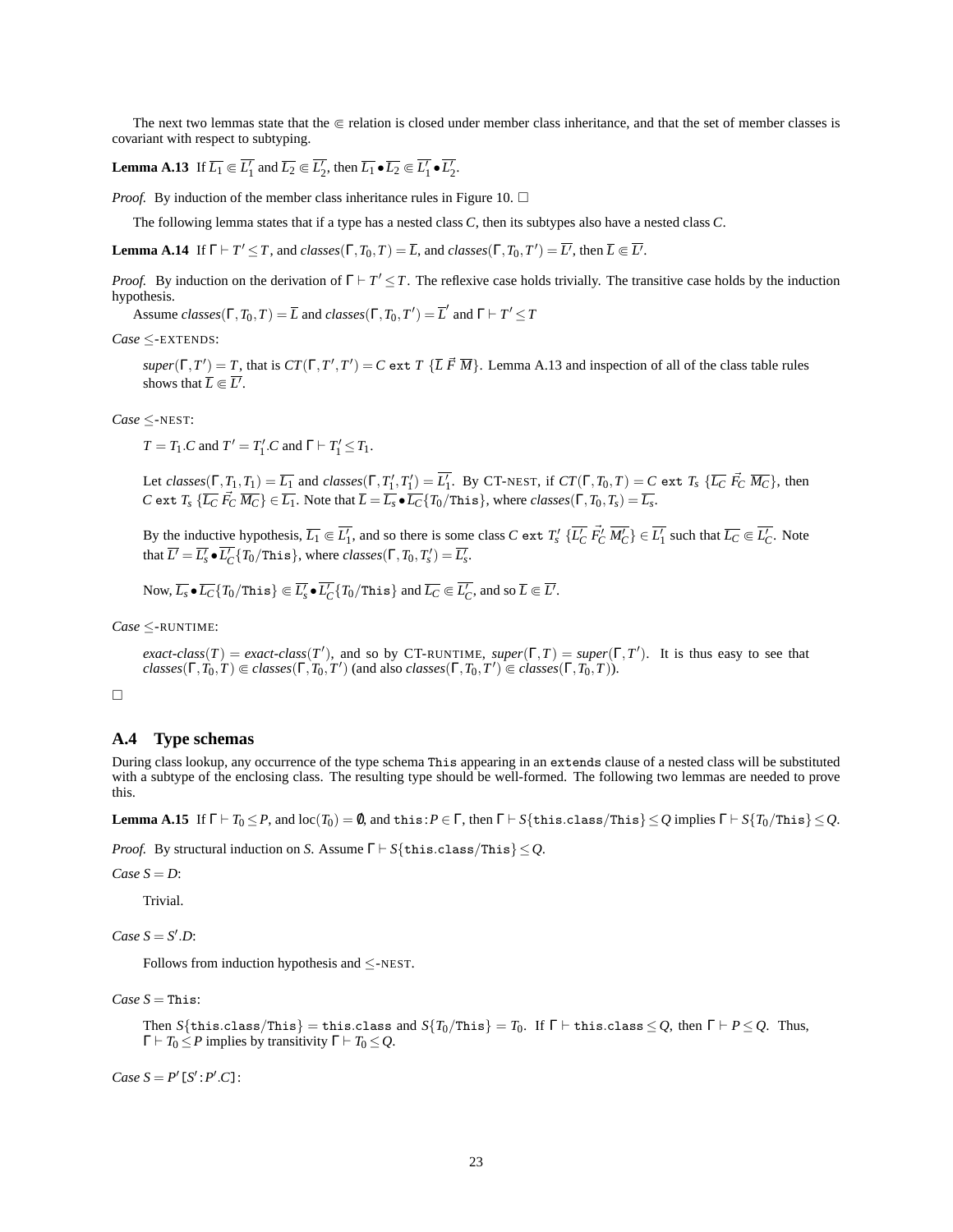The next two lemmas state that the $\Subset$ relation is closed under member class inheritance, and that the set of member classes is covariant with respect to subtyping.

**Lemma A.13** If $\overline{L_1} \Subset \overline{L_1'}$ and $\overline{L_2} \Subset \overline{L_2'}$, then $\overline{L_1} \bullet \overline{L_2} \Subset \overline{L_1'} \bullet \overline{L_2'}$.

*Proof.* By induction of the member class inheritance rules in Figure 10. □

The following lemma states that if a type has a nested class $C$, then its subtypes also have a nested class $C$.

**Lemma A.14** If $\Gamma \vdash T' \leq T$, and $classes(\Gamma, T_0, T) = \overline{L}$, and $classes(\Gamma, T_0, T') = \overline{L'}$, then $\overline{L} \Subset \overline{L'}$.

*Proof.* By induction on the derivation of $\Gamma \vdash T' \leq T$. The reflexive case holds trivially. The transitive case holds by the induction hypothesis.

Assume $classes(\Gamma, T_0, T) = \overline{L}$ and $classes(\Gamma, T_0, T') = \overline{L}'$ and $\Gamma \vdash T' \leq T$

*Case* $\leq$-EXTENDS:

$super(\Gamma, T') = T$, that is $CT(\Gamma, T', T') = C$ `ext` $T$ $\{\overline{L}\ \vec{F}\ \overline{M}\}$. Lemma A.13 and inspection of all of the class table rules shows that $\overline{L} \Subset \overline{L'}$.

*Case* $\leq$-NEST:

$T = T_1.C$ and $T' = T_1'.C$ and $\Gamma \vdash T_1' \leq T_1$.

Let $classes(\Gamma, T_1, T_1) = \overline{L_1}$ and $classes(\Gamma, T_1', T_1') = \overline{L_1'}$. By CT-NEST, if $CT(\Gamma, T_0, T) = C$ `ext` $T_s$ $\{\overline{L_C}\ \vec{F_C}\ \overline{M_C}\}$, then $C$ `ext` $T_s$ $\{\overline{L_C}\ \vec{F_C}\ \overline{M_C}\} \in \overline{L_1}$. Note that $\overline{L} = \overline{L_s} \bullet \overline{L_C}\{T_0/\texttt{This}\}$, where $classes(\Gamma, T_0, T_s) = \overline{L_s}$.

By the inductive hypothesis, $\overline{L_1} \Subset \overline{L_1'}$, and so there is some class $C$ `ext` $T_s'$ $\{\overline{L_C'}\ \vec{F_C'}\ \overline{M_C'}\} \in \overline{L_1'}$ such that $\overline{L_C} \Subset \overline{L_C'}$. Note that $\overline{L'} = \overline{L_s'} \bullet \overline{L_C'}\{T_0/\texttt{This}\}$, where $classes(\Gamma, T_0, T_s') = \overline{L_s'}$.

Now, $\overline{L_s} \bullet \overline{L_C}\{T_0/\texttt{This}\} \Subset \overline{L_s'} \bullet \overline{L_C'}\{T_0/\texttt{This}\}$ and $\overline{L_C} \Subset \overline{L_C'}$, and so $\overline{L} \Subset \overline{L'}$.

*Case* $\leq$-RUNTIME:

$exact\text{-}class(T) = exact\text{-}class(T')$, and so by CT-RUNTIME, $super(\Gamma, T) = super(\Gamma, T')$. It is thus easy to see that $classes(\Gamma, T_0, T) \Subset classes(\Gamma, T_0, T')$ (and also $classes(\Gamma, T_0, T') \Subset classes(\Gamma, T_0, T)$).

□

## A.4 Type schemas

During class lookup, any occurrence of the type schema `This` appearing in an `extends` clause of a nested class will be substituted with a subtype of the enclosing class. The resulting type should be well-formed. The following two lemmas are needed to prove this.

**Lemma A.15** If $\Gamma \vdash T_0 \leq P$, and $\text{loc}(T_0) = \emptyset$, and $\texttt{this}\!:\!P \in \Gamma$, then $\Gamma \vdash S\{\texttt{this.class}/\texttt{This}\} \leq Q$ implies $\Gamma \vdash S\{T_0/\texttt{This}\} \leq Q$.

*Proof.* By structural induction on $S$. Assume $\Gamma \vdash S\{\texttt{this.class}/\texttt{This}\} \leq Q$.

*Case* $S = D$:

Trivial.

*Case* $S = S'.D$:

Follows from induction hypothesis and $\leq$-NEST.

*Case* $S = \texttt{This}$:

Then $S\{\texttt{this.class}/\texttt{This}\} = \texttt{this.class}$ and $S\{T_0/\texttt{This}\} = T_0$. If $\Gamma \vdash \texttt{this.class} \leq Q$, then $\Gamma \vdash P \leq Q$. Thus, $\Gamma \vdash T_0 \leq P$ implies by transitivity $\Gamma \vdash T_0 \leq Q$.

*Case* $S = P'[S'\!:\!P'.C]$: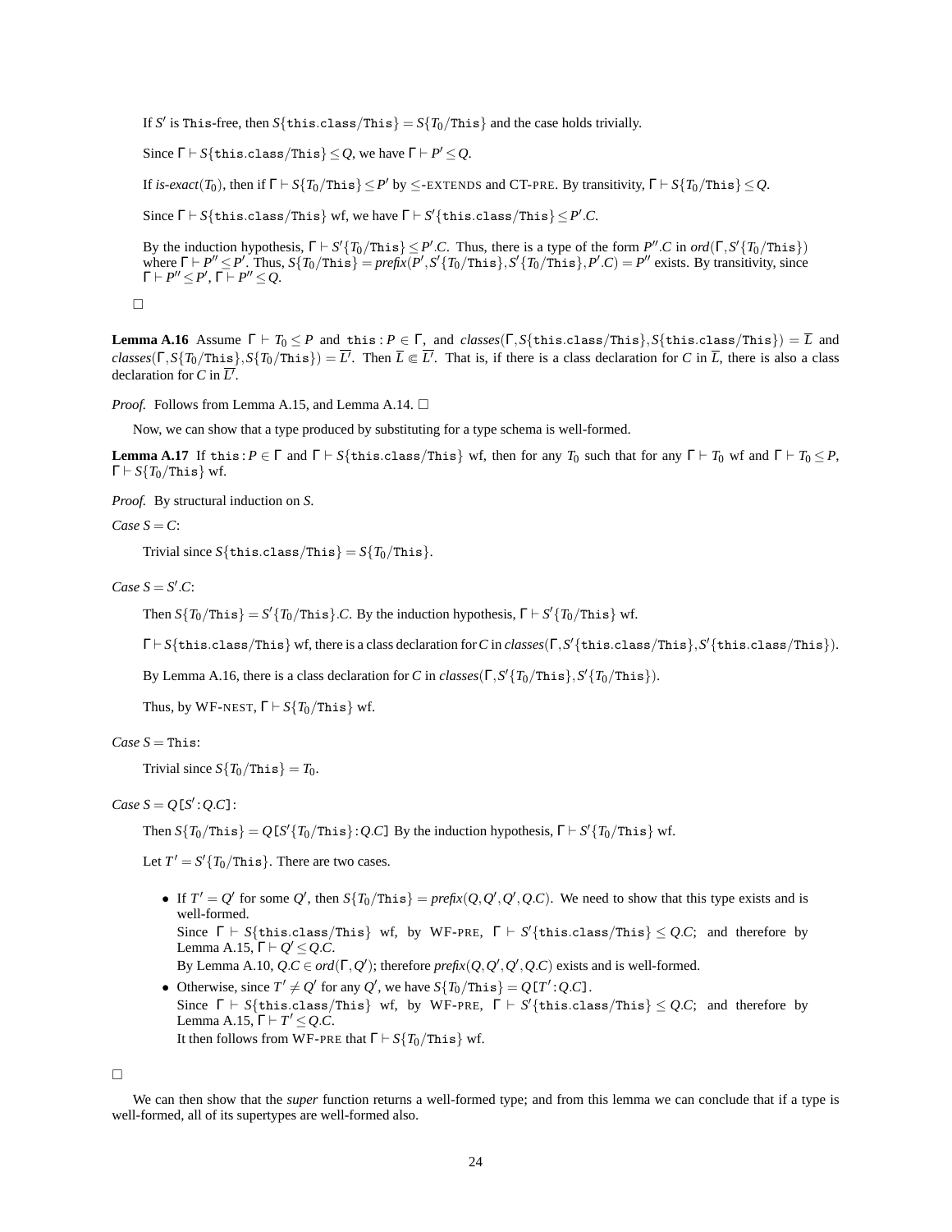If $S'$ is `This`-free, then $S\{\texttt{this.class}/\texttt{This}\} = S\{T_0/\texttt{This}\}$ and the case holds trivially.

Since $\Gamma \vdash S\{\texttt{this.class}/\texttt{This}\} \leq Q$, we have $\Gamma \vdash P' \leq Q$.

If *is-exact*$(T_0)$, then if $\Gamma \vdash S\{T_0/\texttt{This}\} \leq P'$ by $\leq$-EXTENDS and CT-PRE. By transitivity, $\Gamma \vdash S\{T_0/\texttt{This}\} \leq Q$.

Since $\Gamma \vdash S\{\texttt{this.class}/\texttt{This}\}$ wf, we have $\Gamma \vdash S'\{\texttt{this.class}/\texttt{This}\} \leq P'.C$.

By the induction hypothesis, $\Gamma \vdash S'\{T_0/\texttt{This}\} \leq P'.C$. Thus, there is a type of the form $P''.C$ in $ord(\Gamma, S'\{T_0/\texttt{This}\})$ where $\Gamma \vdash P'' \leq P'$. Thus, $S\{T_0/\texttt{This}\} = prefix(P', S'\{T_0/\texttt{This}\}, S'\{T_0/\texttt{This}\}, P'.C) = P''$ exists. By transitivity, since $\Gamma \vdash P'' \leq P'$, $\Gamma \vdash P'' \leq Q$.

□

**Lemma A.16** Assume $\Gamma \vdash T_0 \leq P$ and $\texttt{this}:P \in \Gamma$, and $classes(\Gamma, S\{\texttt{this.class}/\texttt{This}\}, S\{\texttt{this.class}/\texttt{This}\}) = \overline{L}$ and $classes(\Gamma, S\{T_0/\texttt{This}\}, S\{T_0/\texttt{This}\}) = \overline{L'}$. Then $\overline{L} \Subset \overline{L'}$. That is, if there is a class declaration for $C$ in $\overline{L}$, there is also a class declaration for $C$ in $\overline{L'}$.

*Proof.* Follows from Lemma A.15, and Lemma A.14. □

Now, we can show that a type produced by substituting for a type schema is well-formed.

**Lemma A.17** If $\texttt{this}:P \in \Gamma$ and $\Gamma \vdash S\{\texttt{this.class}/\texttt{This}\}$ wf, then for any $T_0$ such that for any $\Gamma \vdash T_0$ wf and $\Gamma \vdash T_0 \leq P$, $\Gamma \vdash S\{T_0/\texttt{This}\}$ wf.

*Proof.* By structural induction on $S$.

*Case* $S = C$:

Trivial since $S\{\texttt{this.class}/\texttt{This}\} = S\{T_0/\texttt{This}\}$.

*Case* $S = S'.C$:

Then $S\{T_0/\texttt{This}\} = S'\{T_0/\texttt{This}\}.C$. By the induction hypothesis, $\Gamma \vdash S'\{T_0/\texttt{This}\}$ wf.

$\Gamma \vdash S\{\texttt{this.class}/\texttt{This}\}$ wf, there is a class declaration for $C$ in $classes(\Gamma, S'\{\texttt{this.class}/\texttt{This}\}, S'\{\texttt{this.class}/\texttt{This}\})$.

By Lemma A.16, there is a class declaration for $C$ in $classes(\Gamma, S'\{T_0/\texttt{This}\}, S'\{T_0/\texttt{This}\})$.

Thus, by WF-NEST, $\Gamma \vdash S\{T_0/\texttt{This}\}$ wf.

*Case* $S = \texttt{This}$:

Trivial since $S\{T_0/\texttt{This}\} = T_0$.

*Case* $S = Q[S':Q.C]$:

Then $S\{T_0/\texttt{This}\} = Q[S'\{T_0/\texttt{This}\}:Q.C]$ By the induction hypothesis, $\Gamma \vdash S'\{T_0/\texttt{This}\}$ wf.

Let $T' = S'\{T_0/\texttt{This}\}$. There are two cases.

- If $T' = Q'$ for some $Q'$, then $S\{T_0/\texttt{This}\} = prefix(Q, Q', Q', Q.C)$. We need to show that this type exists and is well-formed.
  Since $\Gamma \vdash S\{\texttt{this.class}/\texttt{This}\}$ wf, by WF-PRE, $\Gamma \vdash S'\{\texttt{this.class}/\texttt{This}\} \leq Q.C$; and therefore by Lemma A.15, $\Gamma \vdash Q' \leq Q.C$.
  By Lemma A.10, $Q.C \in ord(\Gamma, Q')$; therefore $prefix(Q, Q', Q', Q.C)$ exists and is well-formed.
- Otherwise, since $T' \neq Q'$ for any $Q'$, we have $S\{T_0/\texttt{This}\} = Q[T':Q.C]$.
  Since $\Gamma \vdash S\{\texttt{this.class}/\texttt{This}\}$ wf, by WF-PRE, $\Gamma \vdash S'\{\texttt{this.class}/\texttt{This}\} \leq Q.C$; and therefore by Lemma A.15, $\Gamma \vdash T' \leq Q.C$.
  It then follows from WF-PRE that $\Gamma \vdash S\{T_0/\texttt{This}\}$ wf.

□

We can then show that the *super* function returns a well-formed type; and from this lemma we can conclude that if a type is well-formed, all of its supertypes are well-formed also.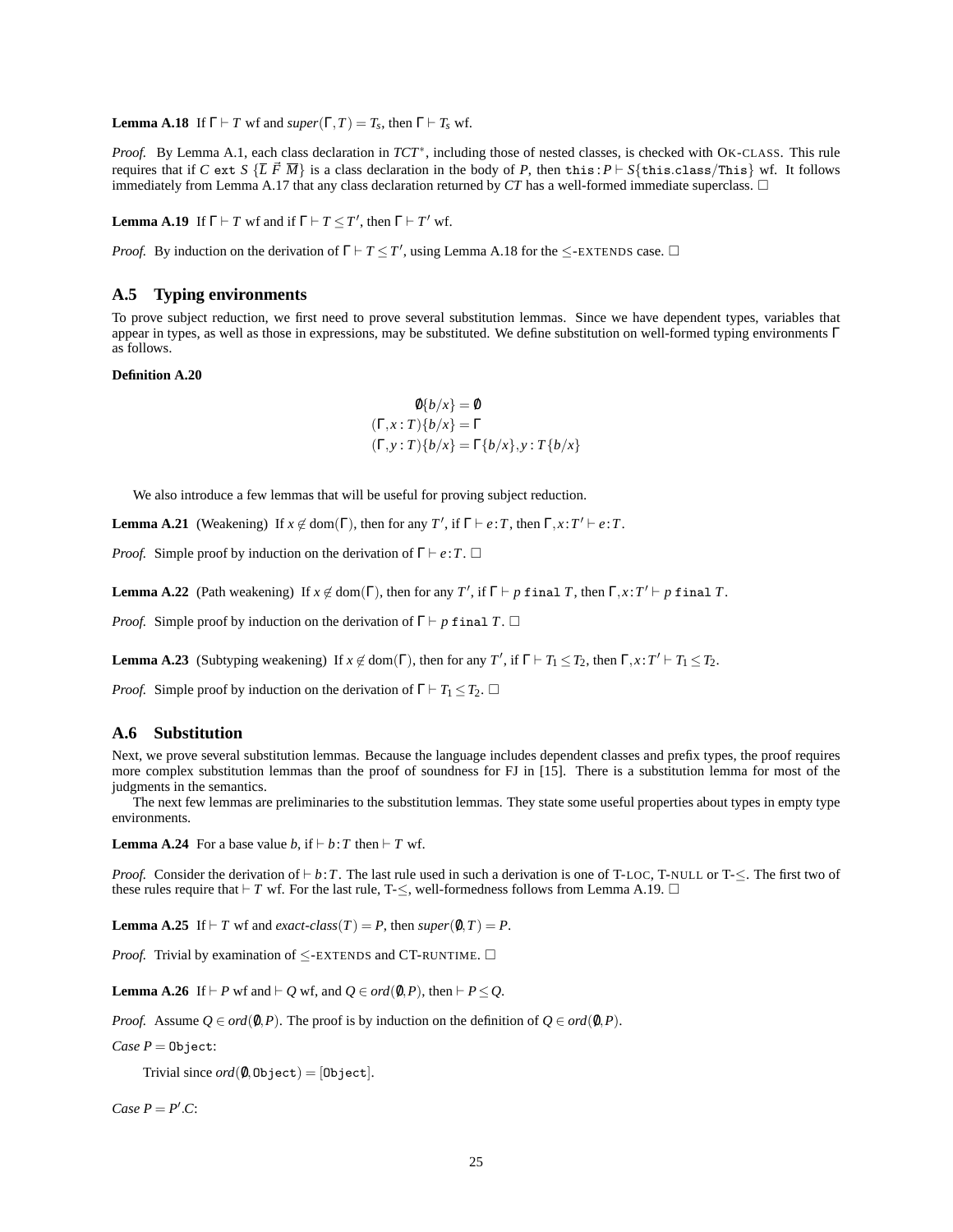**Lemma A.18** If $\Gamma \vdash T$ wf and $super(\Gamma, T) = T_s$, then $\Gamma \vdash T_s$ wf.

*Proof.* By Lemma A.1, each class declaration in $TCT^*$, including those of nested classes, is checked with OK-CLASS. This rule requires that if $C$ `ext` $S\ \{\overline{L}\ \vec{F}\ \overline{M}\}$ is a class declaration in the body of $P$, then $\texttt{this}:P \vdash S\{\texttt{this.class}/\texttt{This}\}$ wf. It follows immediately from Lemma A.17 that any class declaration returned by $CT$ has a well-formed immediate superclass. □

**Lemma A.19** If $\Gamma \vdash T$ wf and if $\Gamma \vdash T \leq T'$, then $\Gamma \vdash T'$ wf.

*Proof.* By induction on the derivation of $\Gamma \vdash T \leq T'$, using Lemma A.18 for the $\leq$-EXTENDS case. □

## A.5 Typing environments

To prove subject reduction, we first need to prove several substitution lemmas. Since we have dependent types, variables that appear in types, as well as those in expressions, may be substituted. We define substitution on well-formed typing environments $\Gamma$ as follows.

**Definition A.20**

$$
\begin{aligned}
\emptyset\{b/x\} &= \emptyset \\
(\Gamma, x:T)\{b/x\} &= \Gamma \\
(\Gamma, y:T)\{b/x\} &= \Gamma\{b/x\}, y:T\{b/x\}
\end{aligned}
$$

We also introduce a few lemmas that will be useful for proving subject reduction.

**Lemma A.21** (Weakening) If $x \notin \text{dom}(\Gamma)$, then for any $T'$, if $\Gamma \vdash e:T$, then $\Gamma, x:T' \vdash e:T$.

*Proof.* Simple proof by induction on the derivation of $\Gamma \vdash e:T$. □

**Lemma A.22** (Path weakening) If $x \notin \text{dom}(\Gamma)$, then for any $T'$, if $\Gamma \vdash p$ `final` $T$, then $\Gamma, x:T' \vdash p$ `final` $T$.

*Proof.* Simple proof by induction on the derivation of $\Gamma \vdash p$ `final` $T$. □

**Lemma A.23** (Subtyping weakening) If $x \notin \text{dom}(\Gamma)$, then for any $T'$, if $\Gamma \vdash T_1 \leq T_2$, then $\Gamma, x:T' \vdash T_1 \leq T_2$.

*Proof.* Simple proof by induction on the derivation of $\Gamma \vdash T_1 \leq T_2$. □

## A.6 Substitution

Next, we prove several substitution lemmas. Because the language includes dependent classes and prefix types, the proof requires more complex substitution lemmas than the proof of soundness for FJ in [15]. There is a substitution lemma for most of the judgments in the semantics.

The next few lemmas are preliminaries to the substitution lemmas. They state some useful properties about types in empty type environments.

**Lemma A.24** For a base value $b$, if $\vdash b:T$ then $\vdash T$ wf.

*Proof.* Consider the derivation of $\vdash b:T$. The last rule used in such a derivation is one of T-LOC, T-NULL or T-$\leq$. The first two of these rules require that $\vdash T$ wf. For the last rule, T-$\leq$, well-formedness follows from Lemma A.19. □

**Lemma A.25** If $\vdash T$ wf and $exact\text{-}class(T) = P$, then $super(\emptyset, T) = P$.

*Proof.* Trivial by examination of $\leq$-EXTENDS and CT-RUNTIME. □

**Lemma A.26** If $\vdash P$ wf and $\vdash Q$ wf, and $Q \in ord(\emptyset, P)$, then $\vdash P \leq Q$.

*Proof.* Assume $Q \in ord(\emptyset, P)$. The proof is by induction on the definition of $Q \in ord(\emptyset, P)$.

*Case* $P = $ `Object`:

Trivial since $ord(\emptyset, \texttt{Object}) = [\texttt{Object}]$.

*Case* $P = P'.C$: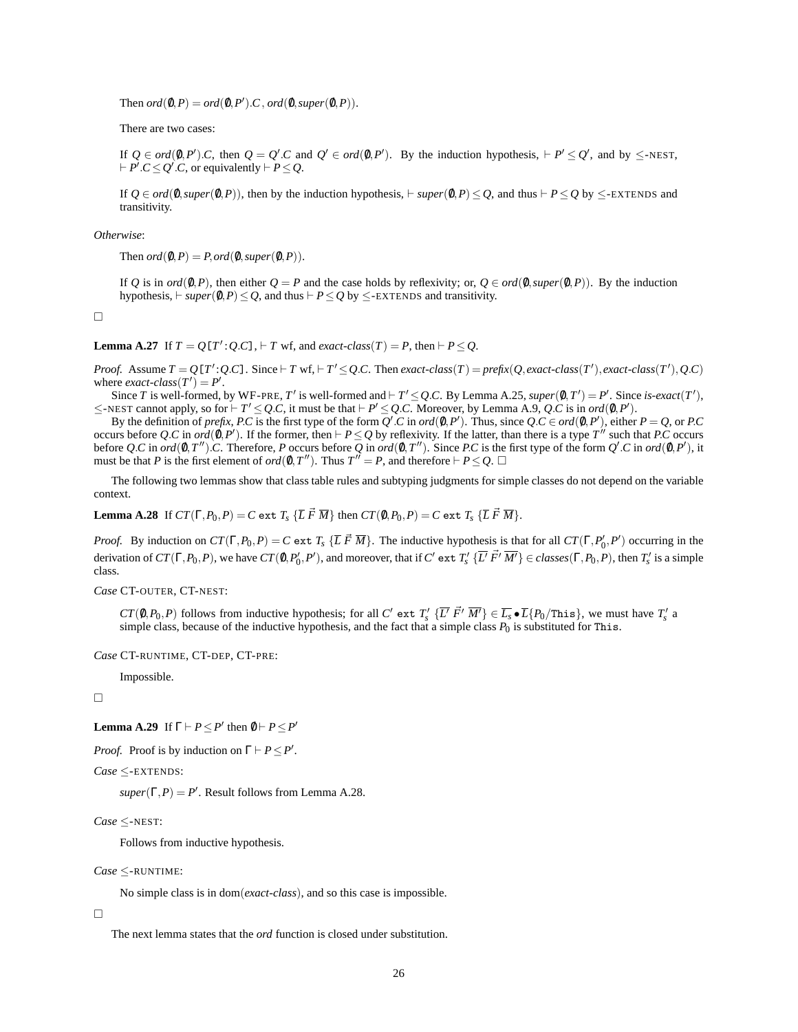Then $ord(\emptyset, P) = ord(\emptyset, P').C$ , $ord(\emptyset, super(\emptyset, P))$.

There are two cases:

If $Q \in ord(\emptyset, P').C$, then $Q = Q'.C$ and $Q' \in ord(\emptyset, P')$. By the induction hypothesis, $\vdash P' \leq Q'$, and by $\leq$-NEST, $\vdash P'.C \leq Q'.C$, or equivalently $\vdash P \leq Q$.

If $Q \in ord(\emptyset, super(\emptyset, P))$, then by the induction hypothesis, $\vdash super(\emptyset, P) \leq Q$, and thus $\vdash P \leq Q$ by $\leq$-EXTENDS and transitivity.

*Otherwise*:

Then $ord(\emptyset, P) = P, ord(\emptyset, super(\emptyset, P))$.

If $Q$ is in $ord(\emptyset, P)$, then either $Q = P$ and the case holds by reflexivity; or, $Q \in ord(\emptyset, super(\emptyset, P))$. By the induction hypothesis, $\vdash super(\emptyset, P) \leq Q$, and thus $\vdash P \leq Q$ by $\leq$-EXTENDS and transitivity.

□

**Lemma A.27** If $T = Q\texttt{[}T'\texttt{:}Q.C\texttt{]}$, $\vdash T$ wf, and $exact\text{-}class(T) = P$, then $\vdash P \leq Q$.

*Proof.* Assume $T = Q\texttt{[}T'\texttt{:}Q.C\texttt{]}$. Since $\vdash T$ wf, $\vdash T' \leq Q.C$. Then $exact\text{-}class(T) = prefix(Q, exact\text{-}class(T'), exact\text{-}class(T'), Q.C)$ where $exact\text{-}class(T') = P'$.

Since $T$ is well-formed, by WF-PRE, $T'$ is well-formed and $\vdash T' \leq Q.C$. By Lemma A.25, $super(\emptyset, T') = P'$. Since $is\text{-}exact(T')$, $\leq$-NEST cannot apply, so for $\vdash T' \leq Q.C$, it must be that $\vdash P' \leq Q.C$. Moreover, by Lemma A.9, $Q.C$ is in $ord(\emptyset, P')$.

By the definition of $prefix$, $P.C$ is the first type of the form $Q'.C$ in $ord(\emptyset, P')$. Thus, since $Q.C \in ord(\emptyset, P')$, either $P = Q$, or $P.C$ occurs before $Q.C$ in $ord(\emptyset, P')$. If the former, then $\vdash P \leq Q$ by reflexivity. If the latter, than there is a type $T''$ such that $P.C$ occurs before $Q.C$ in $ord(\emptyset, T'').C$. Therefore, $P$ occurs before $Q$ in $ord(\emptyset, T'')$. Since $P.C$ is the first type of the form $Q'.C$ in $ord(\emptyset, P')$, it must be that $P$ is the first element of $ord(\emptyset, T'')$. Thus $T'' = P$, and therefore $\vdash P \leq Q$. □

The following two lemmas show that class table rules and subtyping judgments for simple classes do not depend on the variable context.

**Lemma A.28** If $CT(\Gamma, P_0, P) = C$ `ext` $T_s$ $\{\overline{L}\ \vec{F}\ \overline{M}\}$ then $CT(\emptyset, P_0, P) = C$ `ext` $T_s$ $\{\overline{L}\ \vec{F}\ \overline{M}\}$.

*Proof.* By induction on $CT(\Gamma, P_0, P) = C$ `ext` $T_s$ $\{\overline{L}\ \vec{F}\ \overline{M}\}$. The inductive hypothesis is that for all $CT(\Gamma, P_0', P')$ occurring in the derivation of $CT(\Gamma, P_0, P)$, we have $CT(\emptyset, P_0', P')$, and moreover, that if $C'$ `ext` $T_s'$ $\{\overline{L'}\ \vec{F'}\ \overline{M'}\} \in classes(\Gamma, P_0, P)$, then $T_s'$ is a simple class.

*Case* CT-OUTER, CT-NEST:

$CT(\emptyset, P_0, P)$ follows from inductive hypothesis; for all $C'$ `ext` $T_s'$ $\{\overline{L'}\ \vec{F'}\ \overline{M'}\} \in \overline{L_s} \bullet \overline{L}\{P_0/\texttt{This}\}$, we must have $T_s'$ a simple class, because of the inductive hypothesis, and the fact that a simple class $P_0$ is substituted for `This`.

*Case* CT-RUNTIME, CT-DEP, CT-PRE:

Impossible.

□

**Lemma A.29** If $\Gamma \vdash P \leq P'$ then $\emptyset \vdash P \leq P'$

*Proof.* Proof is by induction on $\Gamma \vdash P \leq P'$.

*Case* $\leq$-EXTENDS:

$super(\Gamma, P) = P'$. Result follows from Lemma A.28.

*Case* $\leq$-NEST:

Follows from inductive hypothesis.

*Case* $\leq$-RUNTIME:

No simple class is in dom($exact\text{-}class$), and so this case is impossible.

□

The next lemma states that the $ord$ function is closed under substitution.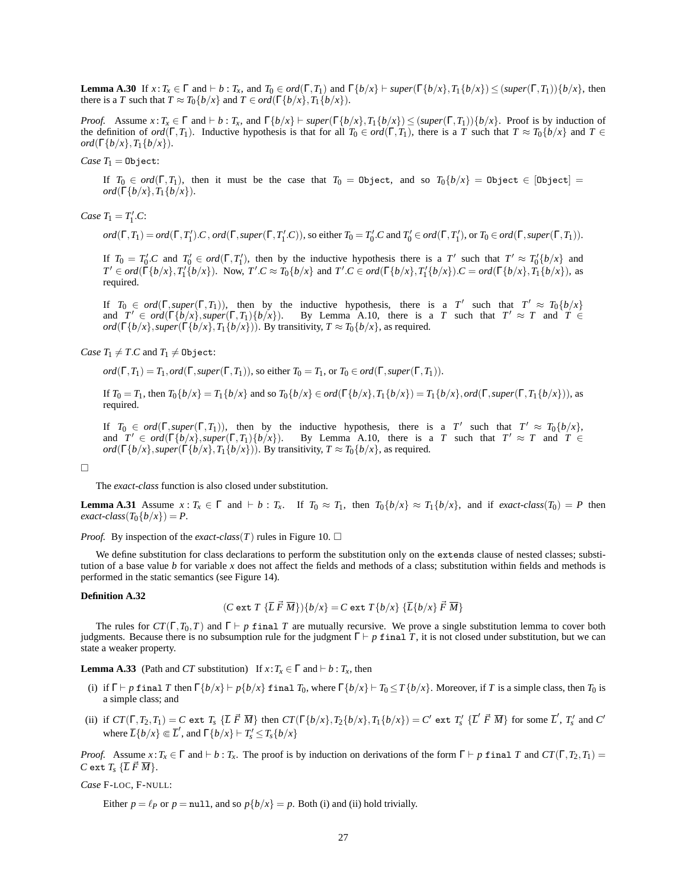**Lemma A.30** If $x : T_x \in \Gamma$ and $\vdash b : T_x$, and $T_0 \in \mathit{ord}(\Gamma, T_1)$ and $\Gamma\{b/x\} \vdash \mathit{super}(\Gamma\{b/x\}, T_1\{b/x\}) \leq (\mathit{super}(\Gamma, T_1))\{b/x\}$, then there is a $T$ such that $T \approx T_0\{b/x\}$ and $T \in \mathit{ord}(\Gamma\{b/x\}, T_1\{b/x\})$.

*Proof.* Assume $x : T_x \in \Gamma$ and $\vdash b : T_x$, and $\Gamma\{b/x\} \vdash \mathit{super}(\Gamma\{b/x\}, T_1\{b/x\}) \leq (\mathit{super}(\Gamma, T_1))\{b/x\}$. Proof is by induction of the definition of $\mathit{ord}(\Gamma, T_1)$. Inductive hypothesis is that for all $T_0 \in \mathit{ord}(\Gamma, T_1)$, there is a $T$ such that $T \approx T_0\{b/x\}$ and $T \in \mathit{ord}(\Gamma\{b/x\}, T_1\{b/x\})$.

*Case* $T_1 = \texttt{Object}$:

> If $T_0 \in \mathit{ord}(\Gamma, T_1)$, then it must be the case that $T_0 = \texttt{Object}$, and so $T_0\{b/x\} = \texttt{Object} \in [\texttt{Object}] = \mathit{ord}(\Gamma\{b/x\}, T_1\{b/x\})$.

*Case* $T_1 = T_1'.C$:

> $\mathit{ord}(\Gamma, T_1) = \mathit{ord}(\Gamma, T_1').C\,, \mathit{ord}(\Gamma, \mathit{super}(\Gamma, T_1'.C))$, so either $T_0 = T_0'.C$ and $T_0' \in \mathit{ord}(\Gamma, T_1')$, or $T_0 \in \mathit{ord}(\Gamma, \mathit{super}(\Gamma, T_1))$.
>
> If $T_0 = T_0'.C$ and $T_0' \in \mathit{ord}(\Gamma, T_1')$, then by the inductive hypothesis there is a $T'$ such that $T' \approx T_0'\{b/x\}$ and $T' \in \mathit{ord}(\Gamma\{b/x\}, T_1'\{b/x\})$. Now, $T'.C \approx T_0\{b/x\}$ and $T'.C \in \mathit{ord}(\Gamma\{b/x\}, T_1'\{b/x\}).C = \mathit{ord}(\Gamma\{b/x\}, T_1\{b/x\})$, as required.
>
> If $T_0 \in \mathit{ord}(\Gamma, \mathit{super}(\Gamma, T_1))$, then by the inductive hypothesis, there is a $T'$ such that $T' \approx T_0\{b/x\}$ and $T' \in \mathit{ord}(\Gamma\{b/x\}, \mathit{super}(\Gamma, T_1)\{b/x\})$. By Lemma A.10, there is a $T$ such that $T' \approx T$ and $T \in \mathit{ord}(\Gamma\{b/x\}, \mathit{super}(\Gamma\{b/x\}, T_1\{b/x\}))$. By transitivity, $T \approx T_0\{b/x\}$, as required.

*Case* $T_1 \neq T.C$ and $T_1 \neq \texttt{Object}$:

> $\mathit{ord}(\Gamma, T_1) = T_1, \mathit{ord}(\Gamma, \mathit{super}(\Gamma, T_1))$, so either $T_0 = T_1$, or $T_0 \in \mathit{ord}(\Gamma, \mathit{super}(\Gamma, T_1))$.
>
> If $T_0 = T_1$, then $T_0\{b/x\} = T_1\{b/x\}$ and so $T_0\{b/x\} \in \mathit{ord}(\Gamma\{b/x\}, T_1\{b/x\}) = T_1\{b/x\}, \mathit{ord}(\Gamma, \mathit{super}(\Gamma, T_1\{b/x\}))$, as required.
>
> If $T_0 \in \mathit{ord}(\Gamma, \mathit{super}(\Gamma, T_1))$, then by the inductive hypothesis, there is a $T'$ such that $T' \approx T_0\{b/x\}$, and $T' \in \mathit{ord}(\Gamma\{b/x\}, \mathit{super}(\Gamma, T_1)\{b/x\})$. By Lemma A.10, there is a $T$ such that $T' \approx T$ and $T \in \mathit{ord}(\Gamma\{b/x\}, \mathit{super}(\Gamma\{b/x\}, T_1\{b/x\}))$. By transitivity, $T \approx T_0\{b/x\}$, as required.

□

The *exact-class* function is also closed under substitution.

**Lemma A.31** Assume $x : T_x \in \Gamma$ and $\vdash b : T_x$. If $T_0 \approx T_1$, then $T_0\{b/x\} \approx T_1\{b/x\}$, and if $\mathit{exact\text{-}class}(T_0) = P$ then $\mathit{exact\text{-}class}(T_0\{b/x\}) = P$.

*Proof.* By inspection of the $\mathit{exact\text{-}class}(T)$ rules in Figure 10. □

We define substitution for class declarations to perform the substitution only on the `extends` clause of nested classes; substitution of a base value $b$ for variable $x$ does not affect the fields and methods of a class; substitution within fields and methods is performed in the static semantics (see Figure 14).

**Definition A.32**

$$(C\ \texttt{ext}\ T\ \{\overline{L}\ \vec{F}\ \overline{M}\})\{b/x\} = C\ \texttt{ext}\ T\{b/x\}\ \{\overline{L}\{b/x\}\ \vec{F}\ \overline{M}\}$$

The rules for $CT(\Gamma, T_0, T)$ and $\Gamma \vdash p\ \texttt{final}\ T$ are mutually recursive. We prove a single substitution lemma to cover both judgments. Because there is no subsumption rule for the judgment $\Gamma \vdash p\ \texttt{final}\ T$, it is not closed under substitution, but we can state a weaker property.

**Lemma A.33** (Path and *CT* substitution) If $x : T_x \in \Gamma$ and $\vdash b : T_x$, then

(i) if $\Gamma \vdash p\ \texttt{final}\ T$ then $\Gamma\{b/x\} \vdash p\{b/x\}\ \texttt{final}\ T_0$, where $\Gamma\{b/x\} \vdash T_0 \leq T\{b/x\}$. Moreover, if $T$ is a simple class, then $T_0$ is a simple class; and

(ii) if $CT(\Gamma, T_2, T_1) = C\ \texttt{ext}\ T_s\ \{\overline{L}\ \vec{F}\ \overline{M}\}$ then $CT(\Gamma\{b/x\}, T_2\{b/x\}, T_1\{b/x\}) = C'\ \texttt{ext}\ T_s'\ \{\overline{L}'\ \vec{F}\ \overline{M}\}$ for some $\overline{L}'$, $T_s'$ and $C'$ where $\overline{L}\{b/x\} \Subset \overline{L}'$, and $\Gamma\{b/x\} \vdash T_s' \leq T_s\{b/x\}$

*Proof.* Assume $x : T_x \in \Gamma$ and $\vdash b : T_x$. The proof is by induction on derivations of the form $\Gamma \vdash p\ \texttt{final}\ T$ and $CT(\Gamma, T_2, T_1) = C\ \texttt{ext}\ T_s\ \{\overline{L}\ \vec{F}\ \overline{M}\}$.

*Case* F-LOC, F-NULL:

> Either $p = \ell_P$ or $p = \texttt{null}$, and so $p\{b/x\} = p$. Both (i) and (ii) hold trivially.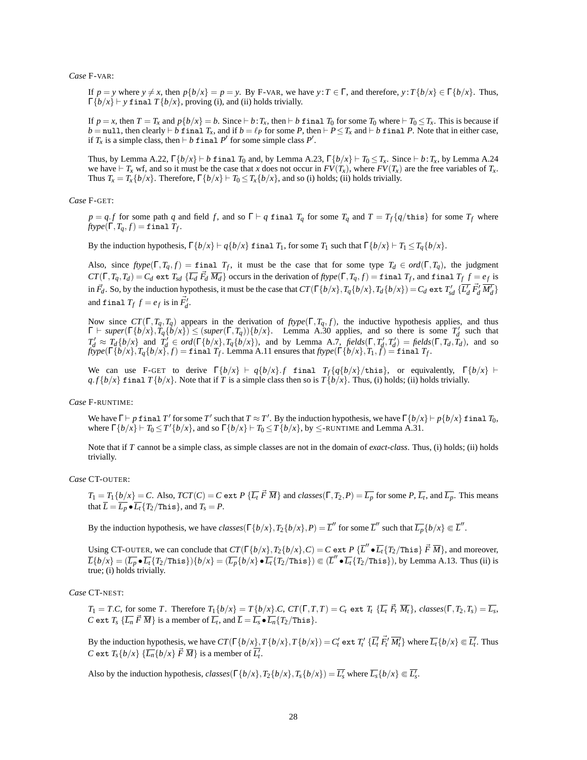*Case* F-VAR:

If $p = y$ where $y \neq x$, then $p\{b/x\} = p = y$. By F-VAR, we have $y : T \in \Gamma$, and therefore, $y : T\{b/x\} \in \Gamma\{b/x\}$. Thus, $\Gamma\{b/x\} \vdash y \;\texttt{final}\; T\{b/x\}$, proving (i), and (ii) holds trivially.

If $p = x$, then $T = T_x$ and $p\{b/x\} = b$. Since $\vdash b : T_x$, then $\vdash b \;\texttt{final}\; T_0$ for some $T_0$ where $\vdash T_0 \leq T_x$. This is because if $b = \texttt{null}$, then clearly $\vdash b \;\texttt{final}\; T_x$, and if $b = \ell_P$ for some $P$, then $\vdash P \leq T_x$ and $\vdash b \;\texttt{final}\; P$. Note that in either case, if $T_x$ is a simple class, then $\vdash b \;\texttt{final}\; P'$ for some simple class $P'$.

Thus, by Lemma A.22, $\Gamma\{b/x\} \vdash b \;\texttt{final}\; T_0$ and, by Lemma A.23, $\Gamma\{b/x\} \vdash T_0 \leq T_x$. Since $\vdash b : T_x$, by Lemma A.24 we have $\vdash T_x$ wf, and so it must be the case that $x$ does not occur in $FV(T_x)$, where $FV(T_x)$ are the free variables of $T_x$. Thus $T_x = T_x\{b/x\}$. Therefore, $\Gamma\{b/x\} \vdash T_0 \leq T_x\{b/x\}$, and so (i) holds; (ii) holds trivially.

*Case* F-GET:

$p = q.f$ for some path $q$ and field $f$, and so $\Gamma \vdash q \;\texttt{final}\; T_q$ for some $T_q$ and $T = T_f\{q/\texttt{this}\}$ for some $T_f$ where $\mathit{ftype}(\Gamma, T_q, f) = \texttt{final}\; T_f$.

By the induction hypothesis, $\Gamma\{b/x\} \vdash q\{b/x\} \;\texttt{final}\; T_1$, for some $T_1$ such that $\Gamma\{b/x\} \vdash T_1 \leq T_q\{b/x\}$.

Also, since $\mathit{ftype}(\Gamma, T_q, f) = \texttt{final}\; T_f$, it must be the case that for some type $T_d \in \mathit{ord}(\Gamma, T_q)$, the judgment $CT(\Gamma, T_q, T_d) = C_d \;\texttt{ext}\; T_{sd}\; \{\overline{L_d}\; \vec{F_d}\; \overline{M_d}\}$ occurs in the derivation of $\mathit{ftype}(\Gamma, T_q, f) = \texttt{final}\; T_f$, and $\texttt{final}\; T_f\; f = e_f$ is in $\vec{F_d}$. So, by the induction hypothesis, it must be the case that $CT(\Gamma\{b/x\}, T_q\{b/x\}, T_d\{b/x\}) = C_d \;\texttt{ext}\; T'_{sd}\; \{\overline{L'_d}\; \vec{F}'_d\; \overline{M'_d}\}$ and $\texttt{final}\; T_f\; f = e_f$ is in $\vec{F}'_d$.

Now since $CT(\Gamma, T_q, T_q)$ appears in the derivation of $\mathit{ftype}(\Gamma, T_q, f)$, the inductive hypothesis applies, and thus $\Gamma \vdash \mathit{super}(\Gamma\{b/x\}, T_q\{b/x\}) \leq (\mathit{super}(\Gamma, T_q))\{b/x\}$. Lemma A.30 applies, and so there is some $T'_d$ such that $T'_d \approx T_d\{b/x\}$ and $T'_d \in \mathit{ord}(\Gamma\{b/x\}, T_q\{b/x\})$, and by Lemma A.7, $\mathit{fields}(\Gamma, T'_d, T'_d) = \mathit{fields}(\Gamma, T_d, T_d)$, and so $\mathit{ftype}(\Gamma\{b/x\}, T_q\{b/x\}, f) = \texttt{final}\; T_f$. Lemma A.11 ensures that $\mathit{ftype}(\Gamma\{b/x\}, T_1, f) = \texttt{final}\; T_f$.

We can use F-GET to derive $\Gamma\{b/x\} \vdash q\{b/x\}.f \;\texttt{final}\; T_f\{q\{b/x\}/\texttt{this}\}$, or equivalently, $\Gamma\{b/x\} \vdash q.f\{b/x\} \;\texttt{final}\; T\{b/x\}$. Note that if $T$ is a simple class then so is $T\{b/x\}$. Thus, (i) holds; (ii) holds trivially.

*Case* F-RUNTIME:

We have $\Gamma \vdash p \;\texttt{final}\; T'$ for some $T'$ such that $T \approx T'$. By the induction hypothesis, we have $\Gamma\{b/x\} \vdash p\{b/x\} \;\texttt{final}\; T_0$, where $\Gamma\{b/x\} \vdash T_0 \leq T'\{b/x\}$, and so $\Gamma\{b/x\} \vdash T_0 \leq T\{b/x\}$, by $\leq$-RUNTIME and Lemma A.31.

Note that if $T$ cannot be a simple class, as simple classes are not in the domain of *exact-class*. Thus, (i) holds; (ii) holds trivially.

*Case* CT-OUTER:

$T_1 = T_1\{b/x\} = C$. Also, $TCT(C) = C \;\texttt{ext}\; P\; \{\overline{L_t}\; \vec{F}\; \overline{M}\}$ and $\mathit{classes}(\Gamma, T_2, P) = \overline{L_p}$ for some $P$, $\overline{L_t}$, and $\overline{L_p}$. This means that $\overline{L} = \overline{L_p} \bullet \overline{L_t}\{T_2/\texttt{This}\}$, and $T_s = P$.

By the induction hypothesis, we have $\mathit{classes}(\Gamma\{b/x\}, T_2\{b/x\}, P) = \overline{L}''$ for some $\overline{L}''$ such that $\overline{L_p}\{b/x\} \Subset \overline{L}''$.

Using CT-OUTER, we can conclude that $CT(\Gamma\{b/x\}, T_2\{b/x\}, C) = C \;\texttt{ext}\; P\; \{\overline{L}'' \bullet \overline{L_t}\{T_2/\texttt{This}\}\; \vec{F}\; \overline{M}\}$, and moreover, $\overline{L}\{b/x\} = (\overline{L_p} \bullet \overline{L_t}\{T_2/\texttt{This}\})\{b/x\} = (\overline{L_p}\{b/x\} \bullet \overline{L_t}\{T_2/\texttt{This}\}) \Subset (\overline{L}'' \bullet \overline{L_t}\{T_2/\texttt{This}\})$, by Lemma A.13. Thus (ii) is true; (i) holds trivially.

*Case* CT-NEST:

$T_1 = T.C$, for some $T$. Therefore $T_1\{b/x\} = T\{b/x\}.C$, $CT(\Gamma, T, T) = C_t \;\texttt{ext}\; T_t\; \{\overline{L_t}\; \vec{F_t}\; \overline{M_t}\}$, $\mathit{classes}(\Gamma, T_2, T_s) = \overline{L_s}$, $C \;\texttt{ext}\; T_s\; \{\overline{L_n}\; \vec{F}\; \overline{M}\}$ is a member of $\overline{L_t}$, and $\overline{L} = \overline{L_s} \bullet \overline{L_n}\{T_2/\texttt{This}\}$.

By the induction hypothesis, we have $CT(\Gamma\{b/x\}, T\{b/x\}, T\{b/x\}) = C'_t \;\texttt{ext}\; T'_t\; \{\overline{L'_t}\; \vec{F}'_t\; \overline{M'_t}\}$ where $\overline{L_t}\{b/x\} \Subset \overline{L'_t}$. Thus $C \;\texttt{ext}\; T_s\{b/x\}\; \{\overline{L_n}\{b/x\}\; \vec{F}\; \overline{M}\}$ is a member of $\overline{L'_t}$.

Also by the induction hypothesis, $\mathit{classes}(\Gamma\{b/x\}, T_2\{b/x\}, T_s\{b/x\}) = \overline{L'_s}$ where $\overline{L_s}\{b/x\} \Subset \overline{L'_s}$.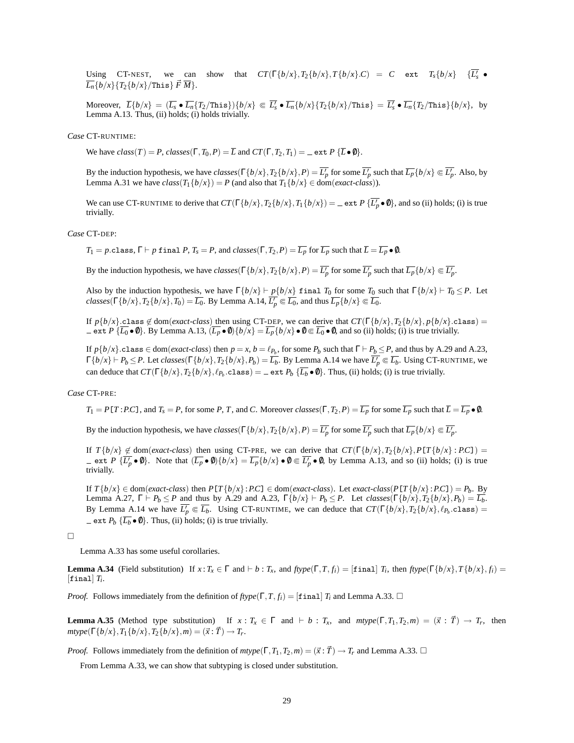Using CT-NEST, we can show that $CT(\Gamma\{b/x\}, T_2\{b/x\}, T\{b/x\}.C) = C$ `ext` $T_s\{b/x\}$ $\{\overline{L'_s} \bullet \overline{L_n}\{b/x\}\{T_2\{b/x\}/\texttt{This}\}\ \vec{F}\ \overline{M}\}$.

Moreover, $\overline{L}\{b/x\} = (\overline{L_s} \bullet \overline{L_n}\{T_2/\texttt{This}\})\{b/x\} \Subset \overline{L'_s} \bullet \overline{L_n}\{b/x\}\{T_2\{b/x\}/\texttt{This}\} = \overline{L'_s} \bullet \overline{L_n}\{T_2/\texttt{This}\}\{b/x\}$, by Lemma A.13. Thus, (ii) holds; (i) holds trivially.

*Case* CT-RUNTIME:

We have $class(T) = P$, $classes(\Gamma, T_0, P) = \overline{L}$ and $CT(\Gamma, T_2, T_1) = \_$ `ext` $P$ $\{\overline{L} \bullet \emptyset\}$.

By the induction hypothesis, we have $classes(\Gamma\{b/x\}, T_2\{b/x\}, P) = \overline{L'_p}$ for some $\overline{L'_p}$ such that $\overline{L_p}\{b/x\} \Subset \overline{L'_p}$. Also, by Lemma A.31 we have $class(T_1\{b/x\}) = P$ (and also that $T_1\{b/x\} \in \text{dom}(\textit{exact-class})$).

We can use CT-RUNTIME to derive that $CT(\Gamma\{b/x\}, T_2\{b/x\}, T_1\{b/x\}) = \_$ `ext` $P$ $\{\overline{L'_p} \bullet \emptyset\}$, and so (ii) holds; (i) is true trivially.

*Case* CT-DEP:

$T_1 = p.\texttt{class}$, $\Gamma \vdash p$ `final` $P$, $T_s = P$, and $classes(\Gamma, T_2, P) = \overline{L_p}$ for $\overline{L_p}$ such that $\overline{L} = \overline{L_p} \bullet \emptyset$.

By the induction hypothesis, we have $classes(\Gamma\{b/x\}, T_2\{b/x\}, P) = \overline{L'_p}$ for some $\overline{L'_p}$ such that $\overline{L_p}\{b/x\} \Subset \overline{L'_p}$.

Also by the induction hypothesis, we have $\Gamma\{b/x\} \vdash p\{b/x\}$ `final` $T_0$ for some $T_0$ such that $\Gamma\{b/x\} \vdash T_0 \leq P$. Let $classes(\Gamma\{b/x\}, T_2\{b/x\}, T_0) = \overline{L_0}$. By Lemma A.14, $\overline{L'_p} \Subset \overline{L_0}$, and thus $\overline{L_p}\{b/x\} \Subset \overline{L_0}$.

If $p\{b/x\}.\texttt{class} \notin \text{dom}(\textit{exact-class})$ then using CT-DEP, we can derive that $CT(\Gamma\{b/x\}, T_2\{b/x\}, p\{b/x\}.\texttt{class}) = \_$ `ext` $P$ $\{\overline{L_0} \bullet \emptyset\}$. By Lemma A.13, $(\overline{L_p} \bullet \emptyset)\{b/x\} = \overline{L_p}\{b/x\} \bullet \emptyset \Subset \overline{L_0} \bullet \emptyset$, and so (ii) holds; (i) is true trivially.

If $p\{b/x\}.\texttt{class} \in \text{dom}(\textit{exact-class})$ then $p = x$, $b = \ell_{P_b}$, for some $P_b$ such that $\Gamma \vdash P_b \leq P$, and thus by A.29 and A.23, $\Gamma\{b/x\} \vdash P_b \leq P$. Let $classes(\Gamma\{b/x\}, T_2\{b/x\}, P_b) = \overline{L_b}$. By Lemma A.14 we have $\overline{L'_p} \Subset \overline{L_b}$. Using CT-RUNTIME, we can deduce that $CT(\Gamma\{b/x\}, T_2\{b/x\}, \ell_{P_b}.\texttt{class}) = \_$ `ext` $P_b$ $\{\overline{L_b} \bullet \emptyset\}$. Thus, (ii) holds; (i) is true trivially.

*Case* CT-PRE:

$T_1 = P\texttt{[}T : P.C\texttt{]}$, and $T_s = P$, for some $P$, $T$, and $C$. Moreover $classes(\Gamma, T_2, P) = \overline{L_p}$ for some $\overline{L_p}$ such that $\overline{L} = \overline{L_p} \bullet \emptyset$.

By the induction hypothesis, we have $classes(\Gamma\{b/x\}, T_2\{b/x\}, P) = \overline{L'_p}$ for some $\overline{L'_p}$ such that $\overline{L_p}\{b/x\} \Subset \overline{L'_p}$.

If $T\{b/x\} \notin \text{dom}(\textit{exact-class})$ then using CT-PRE, we can derive that $CT(\Gamma\{b/x\}, T_2\{b/x\}, P\texttt{[}T\{b/x\} : P.C\texttt{]}) = \_$ `ext` $P$ $\{\overline{L'_p} \bullet \emptyset\}$. Note that $(\overline{L_p} \bullet \emptyset)\{b/x\} = \overline{L_p}\{b/x\} \bullet \emptyset \Subset \overline{L'_p} \bullet \emptyset$, by Lemma A.13, and so (ii) holds; (i) is true trivially.

If $T\{b/x\} \in \text{dom}(\textit{exact-class})$ then $P\texttt{[}T\{b/x\} : P.C\texttt{]} \in \text{dom}(\textit{exact-class})$. Let $\textit{exact-class}(P\texttt{[}T\{b/x\} : P.C\texttt{]}) = P_b$. By Lemma A.27, $\Gamma \vdash P_b \leq P$ and thus by A.29 and A.23, $\Gamma\{b/x\} \vdash P_b \leq P$. Let $classes(\Gamma\{b/x\}, T_2\{b/x\}, P_b) = \overline{L_b}$. By Lemma A.14 we have $\overline{L'_p} \Subset \overline{L_b}$. Using CT-RUNTIME, we can deduce that $CT(\Gamma\{b/x\}, T_2\{b/x\}, \ell_{P_b}.\texttt{class}) = \_$ `ext` $P_b$ $\{\overline{L_b} \bullet \emptyset\}$. Thus, (ii) holds; (i) is true trivially.

□

Lemma A.33 has some useful corollaries.

**Lemma A.34** (Field substitution) If $x : T_x \in \Gamma$ and $\vdash b : T_x$, and $\textit{ftype}(\Gamma, T, f_i) = [\texttt{final}]\ T_i$, then $\textit{ftype}(\Gamma\{b/x\}, T\{b/x\}, f_i) = [\texttt{final}]\ T_i$.

*Proof.* Follows immediately from the definition of $\textit{ftype}(\Gamma, T, f_i) = [\texttt{final}]\ T_i$ and Lemma A.33. □

**Lemma A.35** (Method type substitution) If $x : T_x \in \Gamma$ and $\vdash b : T_x$, and $\textit{mtype}(\Gamma, T_1, T_2, m) = (\vec{x} : \vec{T}) \to T_r$, then $\textit{mtype}(\Gamma\{b/x\}, T_1\{b/x\}, T_2\{b/x\}, m) = (\vec{x} : \vec{T}) \to T_r$.

*Proof.* Follows immediately from the definition of $\textit{mtype}(\Gamma, T_1, T_2, m) = (\vec{x} : \vec{T}) \to T_r$ and Lemma A.33. □

From Lemma A.33, we can show that subtyping is closed under substitution.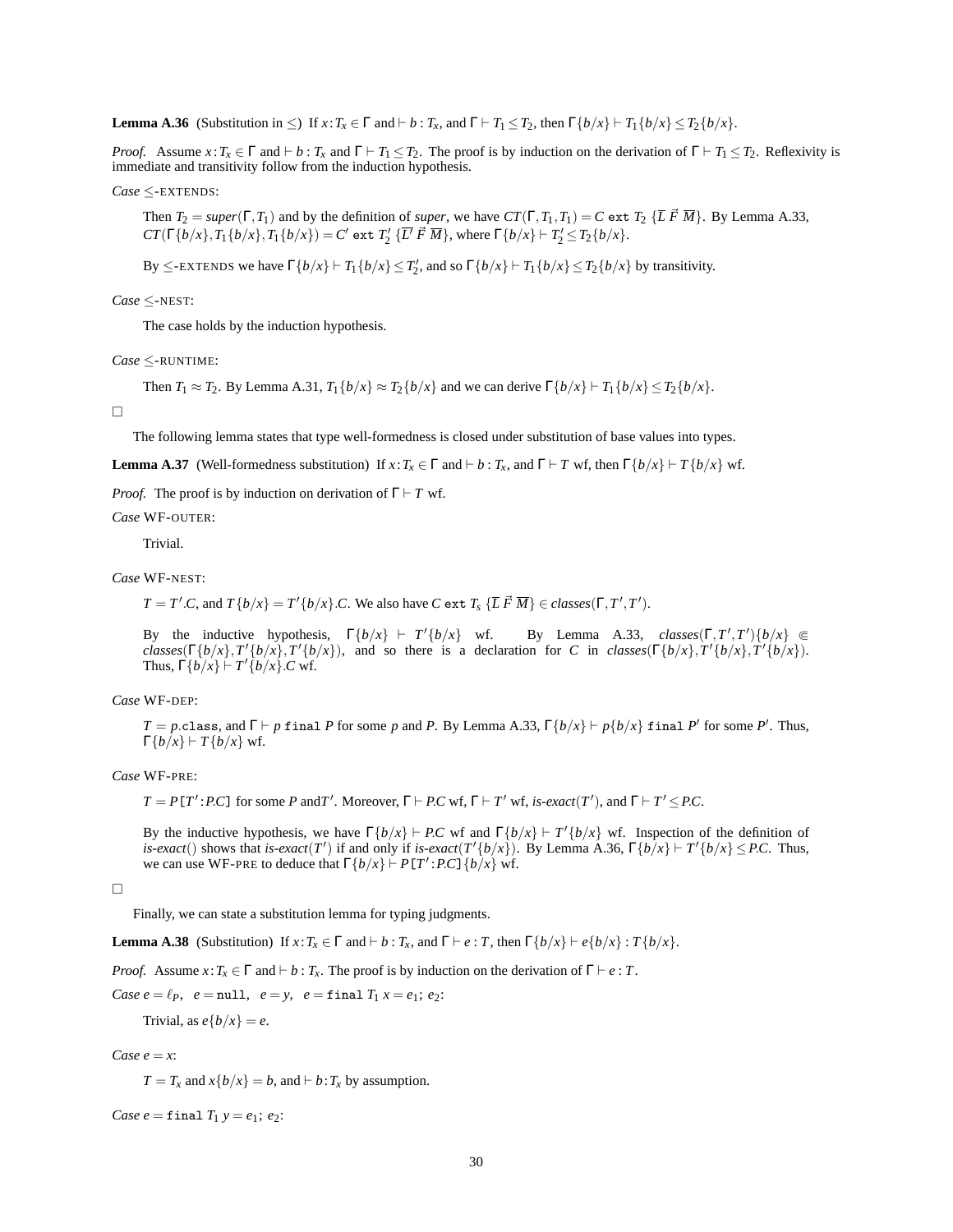**Lemma A.36** (Substitution in $\leq$) If $x\!:\!T_x \in \Gamma$ and $\vdash b : T_x$, and $\Gamma \vdash T_1 \leq T_2$, then $\Gamma\{b/x\} \vdash T_1\{b/x\} \leq T_2\{b/x\}$.

*Proof.* Assume $x\!:\!T_x \in \Gamma$ and $\vdash b : T_x$ and $\Gamma \vdash T_1 \leq T_2$. The proof is by induction on the derivation of $\Gamma \vdash T_1 \leq T_2$. Reflexivity is immediate and transitivity follow from the induction hypothesis.

*Case* $\leq$-EXTENDS:

Then $T_2 = \mathit{super}(\Gamma, T_1)$ and by the definition of *super*, we have $CT(\Gamma, T_1, T_1) = C \texttt{ ext } T_2 \ \{\overline{L}\ \vec{F}\ \overline{M}\}$. By Lemma A.33, $CT(\Gamma\{b/x\}, T_1\{b/x\}, T_1\{b/x\}) = C' \texttt{ ext } T_2' \ \{\overline{L'}\ \vec{F}\ \overline{M}\}$, where $\Gamma\{b/x\} \vdash T_2' \leq T_2\{b/x\}$.

By $\leq$-EXTENDS we have $\Gamma\{b/x\} \vdash T_1\{b/x\} \leq T_2'$, and so $\Gamma\{b/x\} \vdash T_1\{b/x\} \leq T_2\{b/x\}$ by transitivity.

*Case* $\leq$-NEST:

The case holds by the induction hypothesis.

*Case* $\leq$-RUNTIME:

Then $T_1 \approx T_2$. By Lemma A.31, $T_1\{b/x\} \approx T_2\{b/x\}$ and we can derive $\Gamma\{b/x\} \vdash T_1\{b/x\} \leq T_2\{b/x\}$.

□

The following lemma states that type well-formedness is closed under substitution of base values into types.

**Lemma A.37** (Well-formedness substitution) If $x\!:\!T_x \in \Gamma$ and $\vdash b : T_x$, and $\Gamma \vdash T$ wf, then $\Gamma\{b/x\} \vdash T\{b/x\}$ wf.

*Proof.* The proof is by induction on derivation of $\Gamma \vdash T$ wf.

*Case* WF-OUTER:

Trivial.

*Case* WF-NEST:

$T = T'.C$, and $T\{b/x\} = T'\{b/x\}.C$. We also have $C \texttt{ ext } T_s \ \{\overline{L}\ \vec{F}\ \overline{M}\} \in \mathit{classes}(\Gamma, T', T')$.

By the inductive hypothesis, $\Gamma\{b/x\} \vdash T'\{b/x\}$ wf. By Lemma A.33, $\mathit{classes}(\Gamma, T', T')\{b/x\} \Subset \mathit{classes}(\Gamma\{b/x\}, T'\{b/x\}, T'\{b/x\})$, and so there is a declaration for $C$ in $\mathit{classes}(\Gamma\{b/x\}, T'\{b/x\}, T'\{b/x\})$. Thus, $\Gamma\{b/x\} \vdash T'\{b/x\}.C$ wf.

*Case* WF-DEP:

$T = p.\texttt{class}$, and $\Gamma \vdash p \texttt{ final } P$ for some $p$ and $P$. By Lemma A.33, $\Gamma\{b/x\} \vdash p\{b/x\} \texttt{ final } P'$ for some $P'$. Thus, $\Gamma\{b/x\} \vdash T\{b/x\}$ wf.

*Case* WF-PRE:

$T = P\texttt{[}T'\!:\!P.C\texttt{]}$ for some $P$ and $T'$. Moreover, $\Gamma \vdash P.C$ wf, $\Gamma \vdash T'$ wf, *is-exact*$(T')$, and $\Gamma \vdash T' \leq P.C$.

By the inductive hypothesis, we have $\Gamma\{b/x\} \vdash P.C$ wf and $\Gamma\{b/x\} \vdash T'\{b/x\}$ wf. Inspection of the definition of *is-exact*() shows that *is-exact*$(T')$ if and only if *is-exact*$(T'\{b/x\})$. By Lemma A.36, $\Gamma\{b/x\} \vdash T'\{b/x\} \leq P.C$. Thus, we can use WF-PRE to deduce that $\Gamma\{b/x\} \vdash P\texttt{[}T'\!:\!P.C\texttt{]}\{b/x\}$ wf.

□

Finally, we can state a substitution lemma for typing judgments.

**Lemma A.38** (Substitution) If $x\!:\!T_x \in \Gamma$ and $\vdash b : T_x$, and $\Gamma \vdash e : T$, then $\Gamma\{b/x\} \vdash e\{b/x\} : T\{b/x\}$.

*Proof.* Assume $x\!:\!T_x \in \Gamma$ and $\vdash b : T_x$. The proof is by induction on the derivation of $\Gamma \vdash e : T$.

*Case* $e = \ell_P$, $e = \texttt{null}$, $e = y$, $e = \texttt{final } T_1\ x = e_1\texttt{;}\ e_2$:

Trivial, as $e\{b/x\} = e$.

*Case* $e = x$:

$T = T_x$ and $x\{b/x\} = b$, and $\vdash b\!:\!T_x$ by assumption.

*Case* $e = \texttt{final } T_1\ y = e_1\texttt{;}\ e_2$: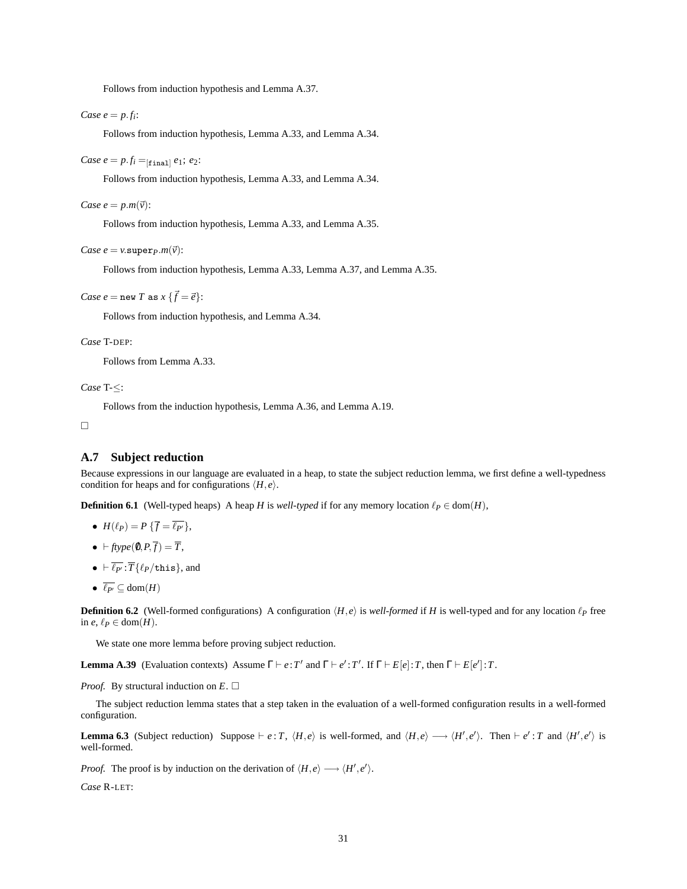Follows from induction hypothesis and Lemma A.37.

*Case* $e = p.f_i$:

Follows from induction hypothesis, Lemma A.33, and Lemma A.34.

*Case* $e = p.f_i =_{[\texttt{final}]} e_1;\ e_2$:

Follows from induction hypothesis, Lemma A.33, and Lemma A.34.

*Case* $e = p.m(\vec{v})$:

Follows from induction hypothesis, Lemma A.33, and Lemma A.35.

*Case* $e = v.\texttt{super}_P.m(\vec{v})$:

Follows from induction hypothesis, Lemma A.33, Lemma A.37, and Lemma A.35.

*Case* $e = \texttt{new}\ T\ \texttt{as}\ x\ \{\vec{f} = \vec{e}\}$:

Follows from induction hypothesis, and Lemma A.34.

*Case* T-DEP:

Follows from Lemma A.33.

*Case* T-$\leq$:

Follows from the induction hypothesis, Lemma A.36, and Lemma A.19.

□

## A.7 Subject reduction

Because expressions in our language are evaluated in a heap, to state the subject reduction lemma, we first define a well-typedness condition for heaps and for configurations $\langle H, e\rangle$.

**Definition 6.1** (Well-typed heaps) A heap $H$ is *well-typed* if for any memory location $\ell_P \in \mathrm{dom}(H)$,

- $H(\ell_P) = P\ \{\overline{f} = \overline{\ell_{P'}}\}$,
- $\vdash \mathit{ftype}(\emptyset, P, \overline{f}) = \overline{T}$,
- $\vdash \overline{\ell_{P'}} : \overline{T}\{\ell_P/\texttt{this}\}$, and
- $\overline{\ell_{P'}} \subseteq \mathrm{dom}(H)$

**Definition 6.2** (Well-formed configurations) A configuration $\langle H, e\rangle$ is *well-formed* if $H$ is well-typed and for any location $\ell_P$ free in $e$, $\ell_P \in \mathrm{dom}(H)$.

We state one more lemma before proving subject reduction.

**Lemma A.39** (Evaluation contexts) Assume $\Gamma \vdash e : T'$ and $\Gamma \vdash e' : T'$. If $\Gamma \vdash E[e] : T$, then $\Gamma \vdash E[e'] : T$.

*Proof.* By structural induction on $E$. □

The subject reduction lemma states that a step taken in the evaluation of a well-formed configuration results in a well-formed configuration.

**Lemma 6.3** (Subject reduction) Suppose $\vdash e : T$, $\langle H, e\rangle$ is well-formed, and $\langle H, e\rangle \longrightarrow \langle H', e'\rangle$. Then $\vdash e' : T$ and $\langle H', e'\rangle$ is well-formed.

*Proof.* The proof is by induction on the derivation of $\langle H, e\rangle \longrightarrow \langle H', e'\rangle$.

*Case* R-LET: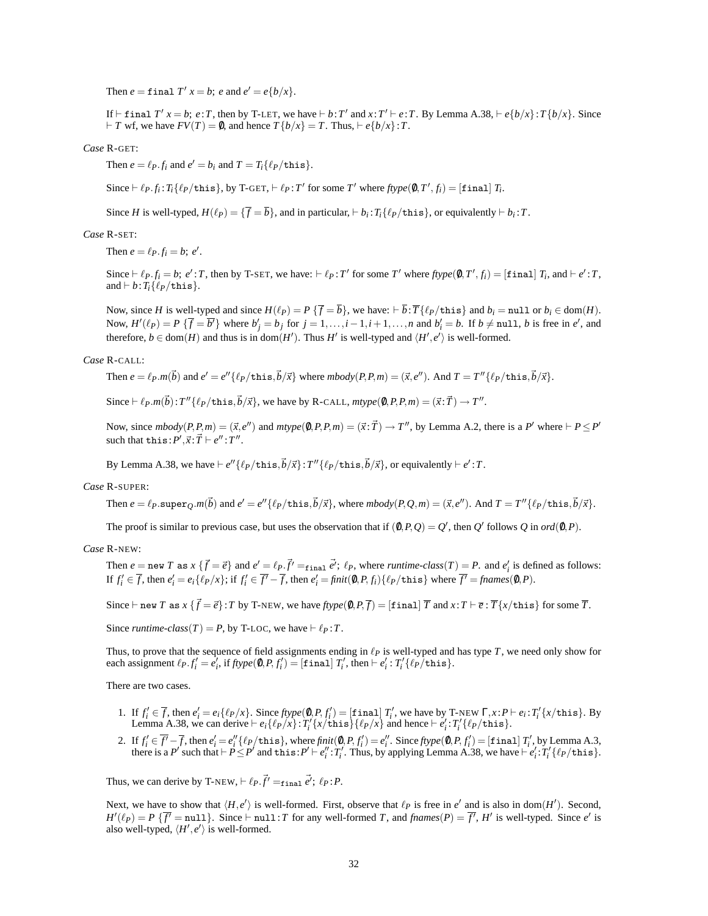Then $e = \texttt{final}\ T'\ x = b;\ e$ and $e' = e\{b/x\}$.

If $\vdash \texttt{final}\ T'\ x = b;\ e : T$, then by T-LET, we have $\vdash b : T'$ and $x : T' \vdash e : T$. By Lemma A.38, $\vdash e\{b/x\} : T\{b/x\}$. Since $\vdash T$ wf, we have $FV(T) = \emptyset$, and hence $T\{b/x\} = T$. Thus, $\vdash e\{b/x\} : T$.

*Case* R-GET:

Then $e = \ell_P.f_i$ and $e' = b_i$ and $T = T_i\{\ell_P/\texttt{this}\}$.

Since $\vdash \ell_P.f_i : T_i\{\ell_P/\texttt{this}\}$, by T-GET, $\vdash \ell_P : T'$ for some $T'$ where $\mathit{ftype}(\emptyset, T', f_i) = [\texttt{final}]\ T_i$.

Since $H$ is well-typed, $H(\ell_P) = \{\overline{f} = \overline{b}\}$, and in particular, $\vdash b_i : T_i\{\ell_P/\texttt{this}\}$, or equivalently $\vdash b_i : T$.

*Case* R-SET:

Then $e = \ell_P.f_i = b;\ e'$.

Since $\vdash \ell_P.f_i = b;\ e' : T$, then by T-SET, we have: $\vdash \ell_P : T'$ for some $T'$ where $\mathit{ftype}(\emptyset, T', f_i) = [\texttt{final}]\ T_i$, and $\vdash e' : T$, and $\vdash b : T_i\{\ell_P/\texttt{this}\}$.

Now, since $H$ is well-typed and since $H(\ell_P) = P\ \{\overline{f} = \overline{b}\}$, we have: $\vdash \overline{b} : \overline{T}\{\ell_P/\texttt{this}\}$ and $b_i = \texttt{null}$ or $b_i \in \mathrm{dom}(H)$. Now, $H'(\ell_P) = P\ \{\overline{f} = \overline{b'}\}$ where $b'_j = b_j$ for $j = 1, \ldots, i-1, i+1, \ldots, n$ and $b'_i = b$. If $b \neq \texttt{null}$, $b$ is free in $e'$, and therefore, $b \in \mathrm{dom}(H)$ and thus is in $\mathrm{dom}(H')$. Thus $H'$ is well-typed and $\langle H', e' \rangle$ is well-formed.

*Case* R-CALL:

Then $e = \ell_P.m(\vec{b})$ and $e' = e''\{\ell_P/\texttt{this}, \vec{b}/\vec{x}\}$ where $\mathit{mbody}(P, P, m) = (\vec{x}, e'')$. And $T = T''\{\ell_P/\texttt{this}, \vec{b}/\vec{x}\}$.

Since $\vdash \ell_P.m(\vec{b}) : T''\{\ell_P/\texttt{this}, \vec{b}/\vec{x}\}$, we have by R-CALL, $\mathit{mtype}(\emptyset, P, P, m) = (\vec{x} : \vec{T}) \rightarrow T''$.

Now, since $\mathit{mbody}(P, P, m) = (\vec{x}, e'')$ and $\mathit{mtype}(\emptyset, P, P, m) = (\vec{x} : \vec{T}) \rightarrow T''$, by Lemma A.2, there is a $P'$ where $\vdash P \leq P'$ such that $\texttt{this} : P', \vec{x} : \vec{T} \vdash e'' : T''$.

By Lemma A.38, we have $\vdash e''\{\ell_P/\texttt{this}, \vec{b}/\vec{x}\} : T''\{\ell_P/\texttt{this}, \vec{b}/\vec{x}\}$, or equivalently $\vdash e' : T$.

*Case* R-SUPER:

Then $e = \ell_P.\texttt{super}_Q.m(\vec{b})$ and $e' = e''\{\ell_P/\texttt{this}, \vec{b}/\vec{x}\}$, where $\mathit{mbody}(P, Q, m) = (\vec{x}, e'')$. And $T = T''\{\ell_P/\texttt{this}, \vec{b}/\vec{x}\}$.

The proof is similar to previous case, but uses the observation that if $(\emptyset, P, Q) = Q'$, then $Q'$ follows $Q$ in $\mathit{ord}(\emptyset, P)$.

*Case* R-NEW:

Then $e = \texttt{new}\ T\ \texttt{as}\ x\ \{\overline{f} = \vec{e}\}$ and $e' = \ell_P.\vec{f'} =_{\texttt{final}} \vec{e'};\ \ell_P$, where $\mathit{runtime\text{-}class}(T) = P$. and $e'_i$ is defined as follows: If $f'_i \in \overline{f}$, then $e'_i = e_i\{\ell_P/x\}$; if $f'_i \in \overline{f'} - \overline{f}$, then $e'_i = \mathit{finit}(\emptyset, P, f_i)\{\ell_P/\texttt{this}\}$ where $\overline{f'} = \mathit{fnames}(\emptyset, P)$.

Since $\vdash \texttt{new}\ T\ \texttt{as}\ x\ \{\overline{f} = \vec{e}\} : T$ by T-NEW, we have $\mathit{ftype}(\emptyset, P, \overline{f}) = [\texttt{final}]\ \overline{T}$ and $x : T \vdash \overline{e} : \overline{T}\{x/\texttt{this}\}$ for some $\overline{T}$.

Since $\mathit{runtime\text{-}class}(T) = P$, by T-LOC, we have $\vdash \ell_P : T$.

Thus, to prove that the sequence of field assignments ending in $\ell_P$ is well-typed and has type $T$, we need only show for each assignment $\ell_P.f'_i = e'_i$, if $\mathit{ftype}(\emptyset, P, f'_i) = [\texttt{final}]\ T'_i$, then $\vdash e'_i : T'_i\{\ell_P/\texttt{this}\}$.

There are two cases.

1. If $f'_i \in \overline{f}$, then $e'_i = e_i\{\ell_P/x\}$. Since $\mathit{ftype}(\emptyset, P, f'_i) = [\texttt{final}]\ T'_i$, we have by T-NEW $\Gamma, x : P \vdash e_i : T'_i\{x/\texttt{this}\}$. By Lemma A.38, we can derive $\vdash e_i\{\ell_P/x\} : T'_i\{x/\texttt{this}\}\{\ell_P/x\}$ and hence $\vdash e'_i : T'_i\{\ell_P/\texttt{this}\}$.
2. If $f'_i \in \overline{f'} - \overline{f}$, then $e'_i = e''_i\{\ell_P/\texttt{this}\}$, where $\mathit{finit}(\emptyset, P, f'_i) = e''_i$. Since $\mathit{ftype}(\emptyset, P, f'_i) = [\texttt{final}]\ T'_i$, by Lemma A.3, there is a $P'$ such that $\vdash P \leq P'$ and $\texttt{this} : P' \vdash e''_i : T'_i$. Thus, by applying Lemma A.38, we have $\vdash e'_i : T'_i\{\ell_P/\texttt{this}\}$.

Thus, we can derive by T-NEW, $\vdash \ell_P.\vec{f'} =_{\texttt{final}} \vec{e'};\ \ell_P : P$.

Next, we have to show that $\langle H, e' \rangle$ is well-formed. First, observe that $\ell_P$ is free in $e'$ and is also in $\mathrm{dom}(H')$. Second, $H'(\ell_P) = P\ \{\overline{f'} = \texttt{null}\}$. Since $\vdash \texttt{null} : T$ for any well-formed $T$, and $\mathit{fnames}(P) = \overline{f'}$, $H'$ is well-typed. Since $e'$ is also well-typed, $\langle H', e' \rangle$ is well-formed.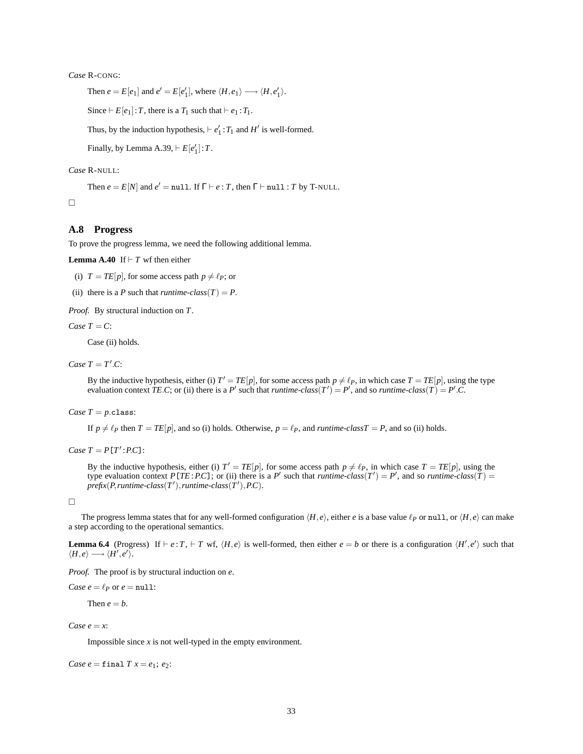*Case* R-CONG:

Then $e = E[e_1]$ and $e' = E[e_1']$, where $\langle H, e_1\rangle \longrightarrow \langle H, e_1'\rangle$.

Since $\vdash E[e_1] : T$, there is a $T_1$ such that $\vdash e_1 : T_1$.

Thus, by the induction hypothesis, $\vdash e_1' : T_1$ and $H'$ is well-formed.

Finally, by Lemma A.39, $\vdash E[e_1'] : T$.

*Case* R-NULL:

Then $e = E[N]$ and $e' = \texttt{null}$. If $\Gamma \vdash e : T$, then $\Gamma \vdash \texttt{null} : T$ by T-NULL.

□

## A.8 Progress

To prove the progress lemma, we need the following additional lemma.

**Lemma A.40** If $\vdash T$ wf then either

(i) $T = TE[p]$, for some access path $p \neq \ell_P$; or

(ii) there is a $P$ such that *runtime-class*$(T) = P$.

*Proof.* By structural induction on $T$.

*Case* $T = C$:

Case (ii) holds.

*Case* $T = T'.C$:

By the inductive hypothesis, either (i) $T' = TE[p]$, for some access path $p \neq \ell_P$, in which case $T = TE[p]$, using the type evaluation context $TE.C$; or (ii) there is a $P'$ such that *runtime-class*$(T') = P'$, and so *runtime-class*$(T) = P'.C$.

*Case* $T = p.\texttt{class}$:

If $p \neq \ell_P$ then $T = TE[p]$, and so (i) holds. Otherwise, $p = \ell_P$, and *runtime-class*$T = P$, and so (ii) holds.

*Case* $T = P\texttt{[}T' : P.C\texttt{]}$:

By the inductive hypothesis, either (i) $T' = TE[p]$, for some access path $p \neq \ell_P$, in which case $T = TE[p]$, using the type evaluation context $P\texttt{[}TE : P.C\texttt{]}$; or (ii) there is a $P'$ such that *runtime-class*$(T') = P'$, and so *runtime-class*$(T) =$ *prefix*$(P,$ *runtime-class*$(T'),$ *runtime-class*$(T'), P.C)$.

□

The progress lemma states that for any well-formed configuration $\langle H, e\rangle$, either $e$ is a base value $\ell_P$ or $\texttt{null}$, or $\langle H, e\rangle$ can make a step according to the operational semantics.

**Lemma 6.4** (Progress) If $\vdash e : T$, $\vdash T$ wf, $\langle H, e\rangle$ is well-formed, then either $e = b$ or there is a configuration $\langle H', e'\rangle$ such that $\langle H, e\rangle \longrightarrow \langle H', e'\rangle$.

*Proof.* The proof is by structural induction on $e$.

*Case* $e = \ell_P$ or $e = \texttt{null}$:

Then $e = b$.

*Case* $e = x$:

Impossible since $x$ is not well-typed in the empty environment.

*Case* $e = \texttt{final}\ T\ x = e_1;\ e_2$: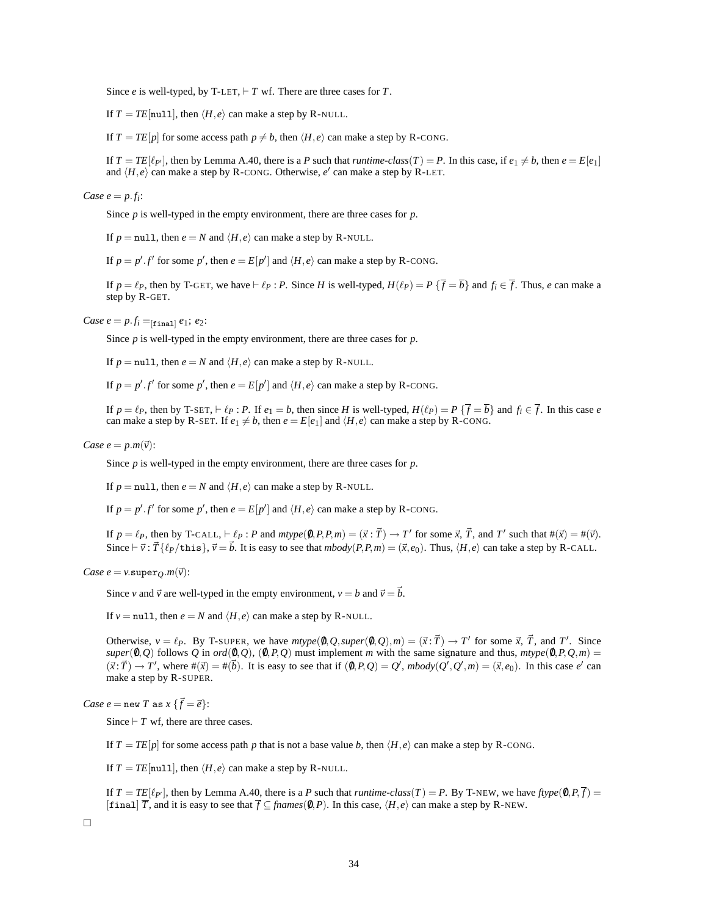Since $e$ is well-typed, by T-LET, $\vdash T$ wf. There are three cases for $T$.

If $T = TE[\texttt{null}]$, then $\langle H, e\rangle$ can make a step by R-NULL.

If $T = TE[p]$ for some access path $p \neq b$, then $\langle H, e\rangle$ can make a step by R-CONG.

If $T = TE[\ell_{P'}]$, then by Lemma A.40, there is a $P$ such that $\mathit{runtime\text{-}class}(T) = P$. In this case, if $e_1 \neq b$, then $e = E[e_1]$ and $\langle H, e\rangle$ can make a step by R-CONG. Otherwise, $e'$ can make a step by R-LET.

*Case* $e = p.f_i$:

Since $p$ is well-typed in the empty environment, there are three cases for $p$.

If $p = \texttt{null}$, then $e = N$ and $\langle H, e\rangle$ can make a step by R-NULL.

If $p = p'.f'$ for some $p'$, then $e = E[p']$ and $\langle H, e\rangle$ can make a step by R-CONG.

If $p = \ell_P$, then by T-GET, we have $\vdash \ell_P : P$. Since $H$ is well-typed, $H(\ell_P) = P\ \{\overline{f} = \overline{b}\}$ and $f_i \in \overline{f}$. Thus, $e$ can make a step by R-GET.

*Case* $e = p.f_i =_{[\texttt{final}]} e_1;\ e_2$:

Since $p$ is well-typed in the empty environment, there are three cases for $p$.

If $p = \texttt{null}$, then $e = N$ and $\langle H, e\rangle$ can make a step by R-NULL.

If $p = p'.f'$ for some $p'$, then $e = E[p']$ and $\langle H, e\rangle$ can make a step by R-CONG.

If $p = \ell_P$, then by T-SET, $\vdash \ell_P : P$. If $e_1 = b$, then since $H$ is well-typed, $H(\ell_P) = P\ \{\overline{f} = \overline{b}\}$ and $f_i \in \overline{f}$. In this case $e$ can make a step by R-SET. If $e_1 \neq b$, then $e = E[e_1]$ and $\langle H, e\rangle$ can make a step by R-CONG.

*Case* $e = p.m(\vec{v})$:

Since $p$ is well-typed in the empty environment, there are three cases for $p$.

If $p = \texttt{null}$, then $e = N$ and $\langle H, e\rangle$ can make a step by R-NULL.

If $p = p'.f'$ for some $p'$, then $e = E[p']$ and $\langle H, e\rangle$ can make a step by R-CONG.

If $p = \ell_P$, then by T-CALL, $\vdash \ell_P : P$ and $\mathit{mtype}(\emptyset, P, P, m) = (\vec{x} : \vec{T}) \to T'$ for some $\vec{x}$, $\vec{T}$, and $T'$ such that $\#(\vec{x}) = \#(\vec{v})$. Since $\vdash \vec{v} : \vec{T}\{\ell_P/\texttt{this}\}$, $\vec{v} = \vec{b}$. It is easy to see that $\mathit{mbody}(P, P, m) = (\vec{x}, e_0)$. Thus, $\langle H, e\rangle$ can take a step by R-CALL.

*Case* $e = v.\texttt{super}_Q.m(\vec{v})$:

Since $v$ and $\vec{v}$ are well-typed in the empty environment, $v = b$ and $\vec{v} = \vec{b}$.

If $v = \texttt{null}$, then $e = N$ and $\langle H, e\rangle$ can make a step by R-NULL.

Otherwise, $v = \ell_P$. By T-SUPER, we have $\mathit{mtype}(\emptyset, Q, \mathit{super}(\emptyset, Q), m) = (\vec{x} : \vec{T}) \to T'$ for some $\vec{x}$, $\vec{T}$, and $T'$. Since $\mathit{super}(\emptyset, Q)$ follows $Q$ in $\mathit{ord}(\emptyset, Q)$, $(\emptyset, P, Q)$ must implement $m$ with the same signature and thus, $\mathit{mtype}(\emptyset, P, Q, m) = (\vec{x} : \vec{T}) \to T'$, where $\#(\vec{x}) = \#(\vec{b})$. It is easy to see that if $(\emptyset, P, Q) = Q'$, $\mathit{mbody}(Q', Q', m) = (\vec{x}, e_0)$. In this case $e'$ can make a step by R-SUPER.

*Case* $e = \texttt{new}\ T\ \texttt{as}\ x\ \{\vec{f} = \vec{e}\}$:

Since $\vdash T$ wf, there are three cases.

If $T = TE[p]$ for some access path $p$ that is not a base value $b$, then $\langle H, e\rangle$ can make a step by R-CONG.

If $T = TE[\texttt{null}]$, then $\langle H, e\rangle$ can make a step by R-NULL.

If $T = TE[\ell_{P'}]$, then by Lemma A.40, there is a $P$ such that $\mathit{runtime\text{-}class}(T) = P$. By T-NEW, we have $\mathit{ftype}(\emptyset, P, \overline{f}) = [\texttt{final}]\ \overline{T}$, and it is easy to see that $\overline{f} \subseteq \mathit{fnames}(\emptyset, P)$. In this case, $\langle H, e\rangle$ can make a step by R-NEW.

□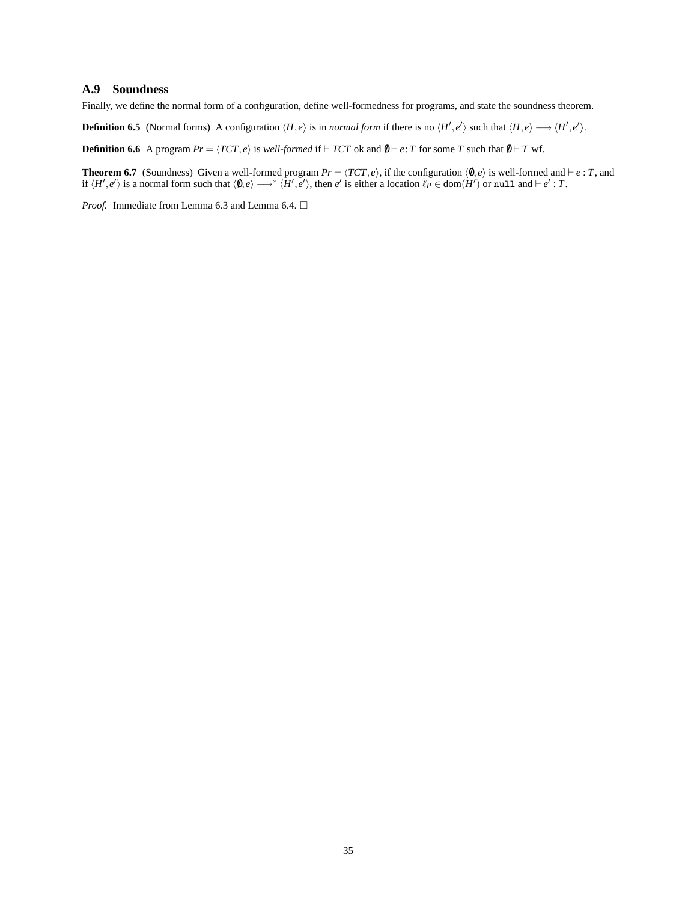### A.9 Soundness

Finally, we define the normal form of a configuration, define well-formedness for programs, and state the soundness theorem.

**Definition 6.5** (Normal forms) A configuration $\langle H, e \rangle$ is in *normal form* if there is no $\langle H', e' \rangle$ such that $\langle H, e \rangle \longrightarrow \langle H', e' \rangle$.

**Definition 6.6** A program $Pr = \langle TCT, e \rangle$ is *well-formed* if $\vdash TCT$ ok and $\emptyset \vdash e : T$ for some $T$ such that $\emptyset \vdash T$ wf.

**Theorem 6.7** (Soundness) Given a well-formed program $Pr = \langle TCT, e \rangle$, if the configuration $\langle \emptyset, e \rangle$ is well-formed and $\vdash e : T$, and if $\langle H', e' \rangle$ is a normal form such that $\langle \emptyset, e \rangle \longrightarrow^* \langle H', e' \rangle$, then $e'$ is either a location $\ell_P \in \text{dom}(H')$ or `null` and $\vdash e' : T$.

*Proof.* Immediate from Lemma 6.3 and Lemma 6.4. □